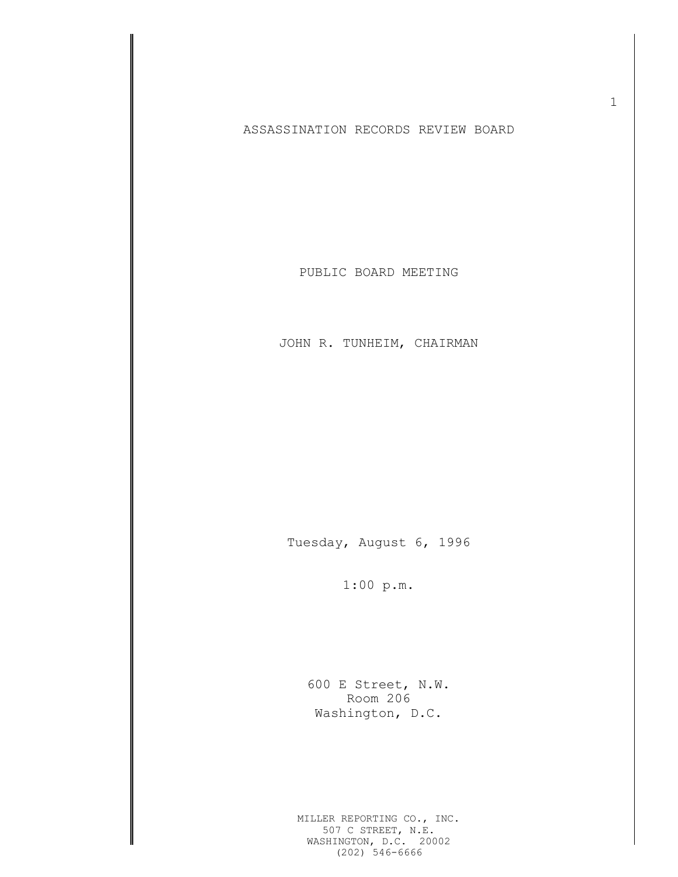# ASSASSINATION RECORDS REVIEW BOARD

PUBLIC BOARD MEETING

JOHN R. TUNHEIM, CHAIRMAN

Tuesday, August 6, 1996

1:00 p.m.

600 E Street, N.W.
Room 206
Washington, D.C.

MILLER REPORTING CO., INC.
507 C STREET, N.E.
WASHINGTON, D.C. 20002
(202) 546-6666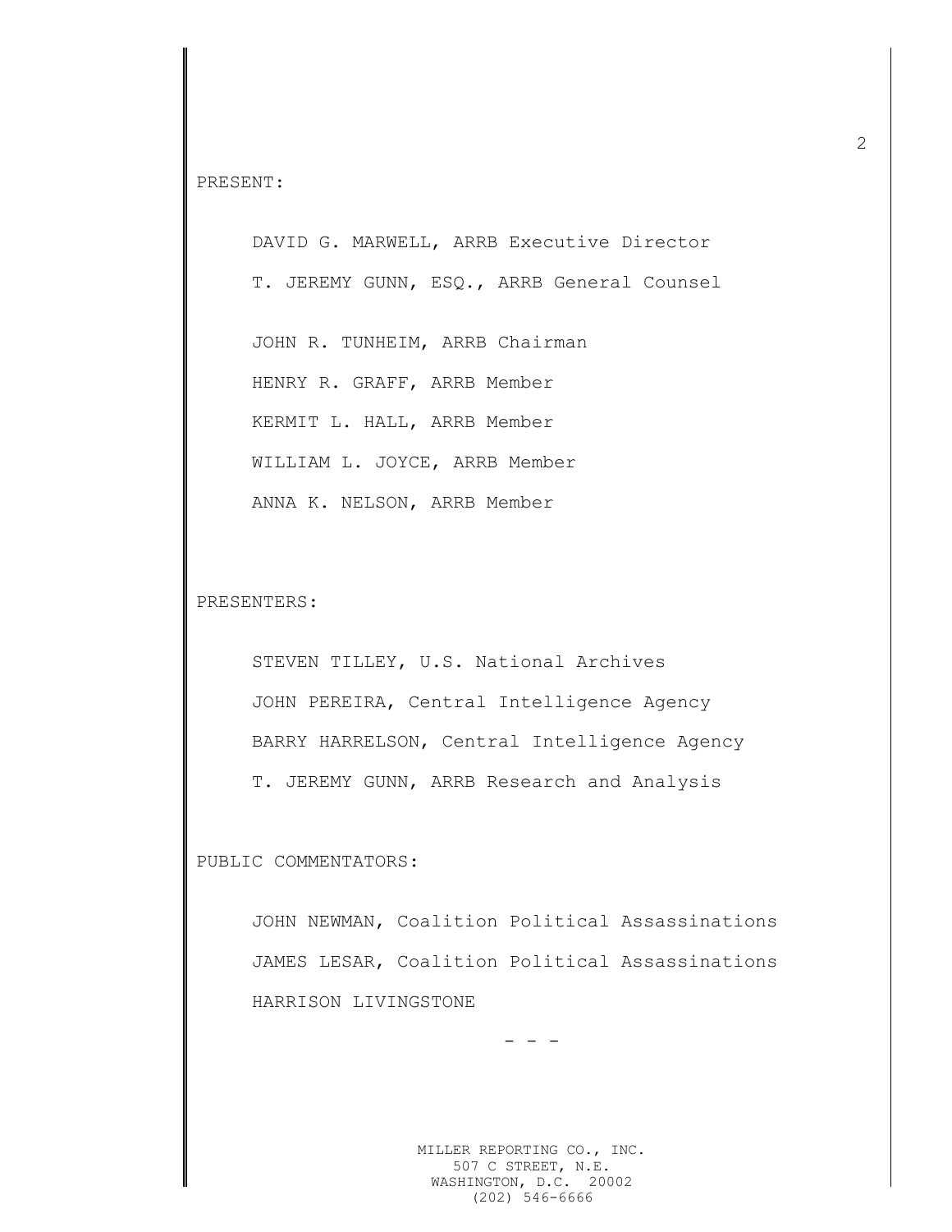PRESENT:

DAVID G. MARWELL, ARRB Executive Director

T. JEREMY GUNN, ESQ., ARRB General Counsel

JOHN R. TUNHEIM, ARRB Chairman

HENRY R. GRAFF, ARRB Member

KERMIT L. HALL, ARRB Member

WILLIAM L. JOYCE, ARRB Member

ANNA K. NELSON, ARRB Member

PRESENTERS:

STEVEN TILLEY, U.S. National Archives

JOHN PEREIRA, Central Intelligence Agency

BARRY HARRELSON, Central Intelligence Agency

T. JEREMY GUNN, ARRB Research and Analysis

PUBLIC COMMENTATORS:

JOHN NEWMAN, Coalition Political Assassinations

JAMES LESAR, Coalition Political Assassinations

HARRISON LIVINGSTONE

- - -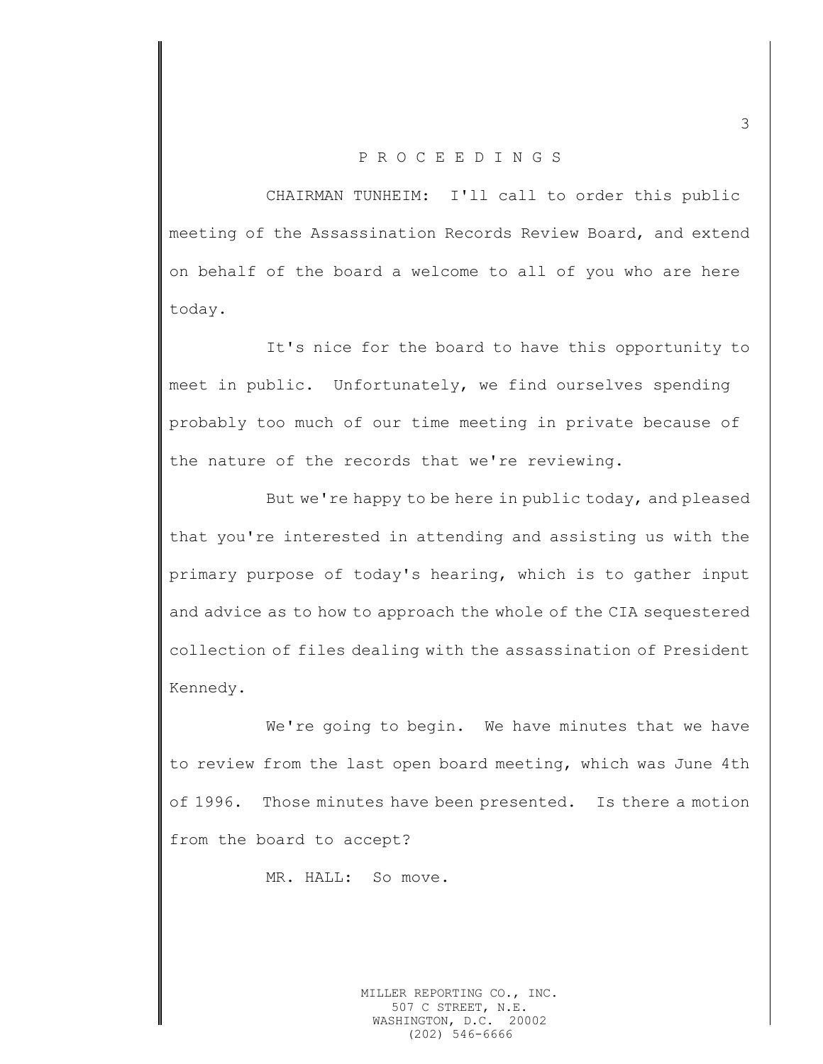P R O C E E D I N G S

CHAIRMAN TUNHEIM: I'll call to order this public meeting of the Assassination Records Review Board, and extend on behalf of the board a welcome to all of you who are here today.

It's nice for the board to have this opportunity to meet in public. Unfortunately, we find ourselves spending probably too much of our time meeting in private because of the nature of the records that we're reviewing.

But we're happy to be here in public today, and pleased that you're interested in attending and assisting us with the primary purpose of today's hearing, which is to gather input and advice as to how to approach the whole of the CIA sequestered collection of files dealing with the assassination of President Kennedy.

We're going to begin. We have minutes that we have to review from the last open board meeting, which was June 4th of 1996. Those minutes have been presented. Is there a motion from the board to accept?

MR. HALL: So move.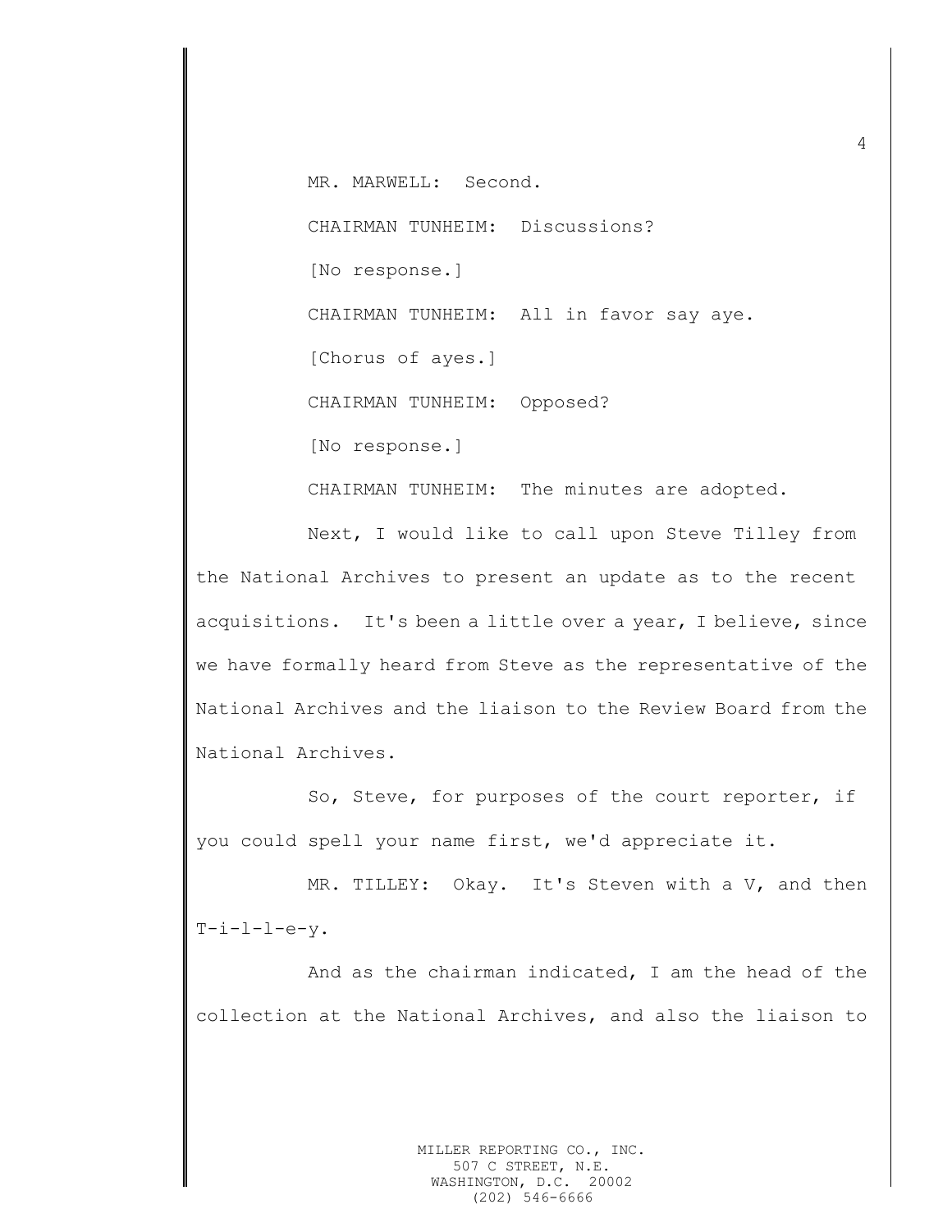MR. MARWELL: Second.

CHAIRMAN TUNHEIM: Discussions?

[No response.]

CHAIRMAN TUNHEIM: All in favor say aye.

[Chorus of ayes.]

CHAIRMAN TUNHEIM: Opposed?

[No response.]

CHAIRMAN TUNHEIM: The minutes are adopted.

Next, I would like to call upon Steve Tilley from the National Archives to present an update as to the recent acquisitions. It's been a little over a year, I believe, since we have formally heard from Steve as the representative of the National Archives and the liaison to the Review Board from the National Archives.

So, Steve, for purposes of the court reporter, if you could spell your name first, we'd appreciate it.

MR. TILLEY: Okay. It's Steven with a V, and then T-i-l-l-e-y.

And as the chairman indicated, I am the head of the collection at the National Archives, and also the liaison to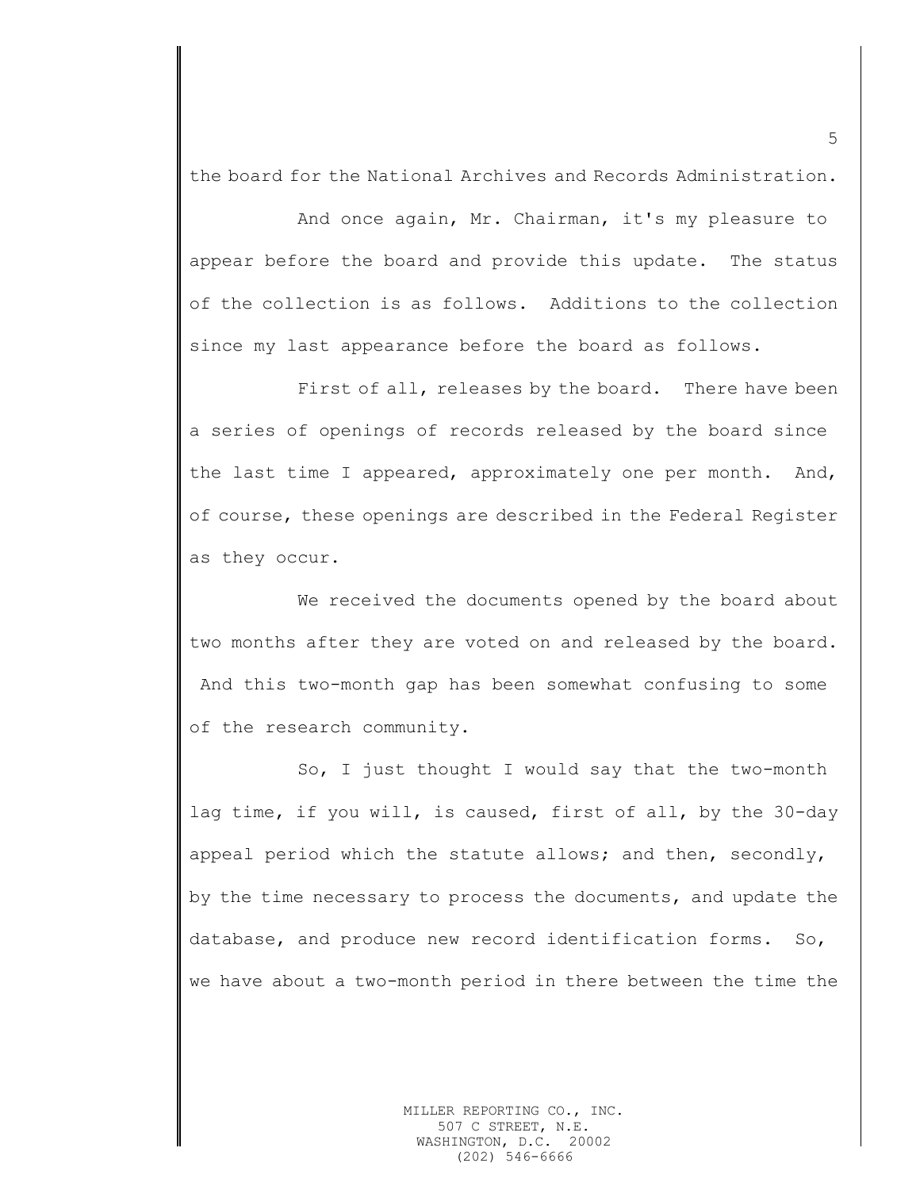the board for the National Archives and Records Administration.

And once again, Mr. Chairman, it's my pleasure to appear before the board and provide this update. The status of the collection is as follows. Additions to the collection since my last appearance before the board as follows.

First of all, releases by the board. There have been a series of openings of records released by the board since the last time I appeared, approximately one per month. And, of course, these openings are described in the Federal Register as they occur.

We received the documents opened by the board about two months after they are voted on and released by the board. And this two-month gap has been somewhat confusing to some of the research community.

So, I just thought I would say that the two-month lag time, if you will, is caused, first of all, by the 30-day appeal period which the statute allows; and then, secondly, by the time necessary to process the documents, and update the database, and produce new record identification forms. So, we have about a two-month period in there between the time the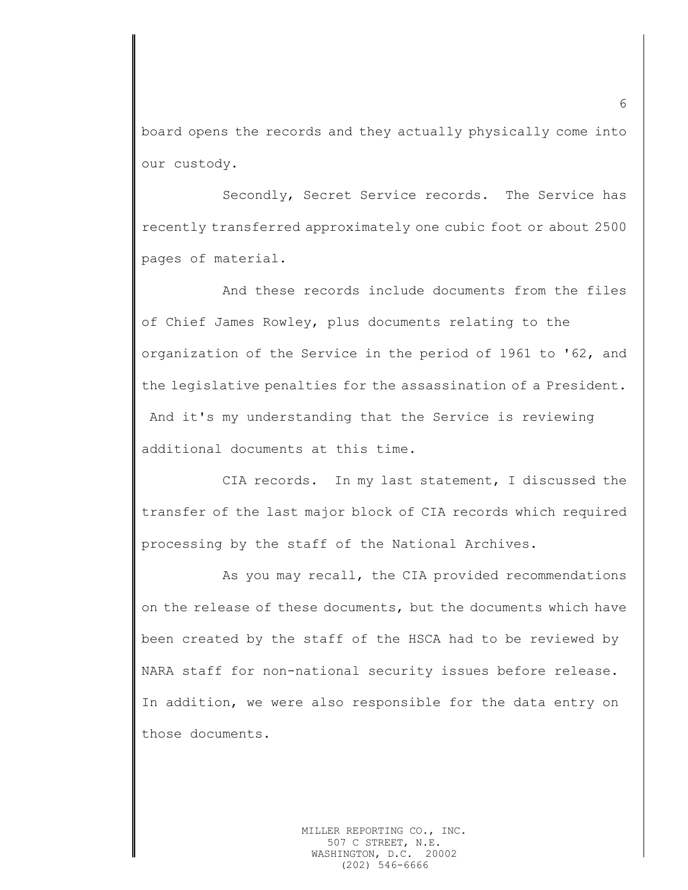board opens the records and they actually physically come into our custody.

Secondly, Secret Service records. The Service has recently transferred approximately one cubic foot or about 2500 pages of material.

And these records include documents from the files of Chief James Rowley, plus documents relating to the organization of the Service in the period of 1961 to '62, and the legislative penalties for the assassination of a President. And it's my understanding that the Service is reviewing additional documents at this time.

CIA records. In my last statement, I discussed the transfer of the last major block of CIA records which required processing by the staff of the National Archives.

As you may recall, the CIA provided recommendations on the release of these documents, but the documents which have been created by the staff of the HSCA had to be reviewed by NARA staff for non-national security issues before release. In addition, we were also responsible for the data entry on those documents.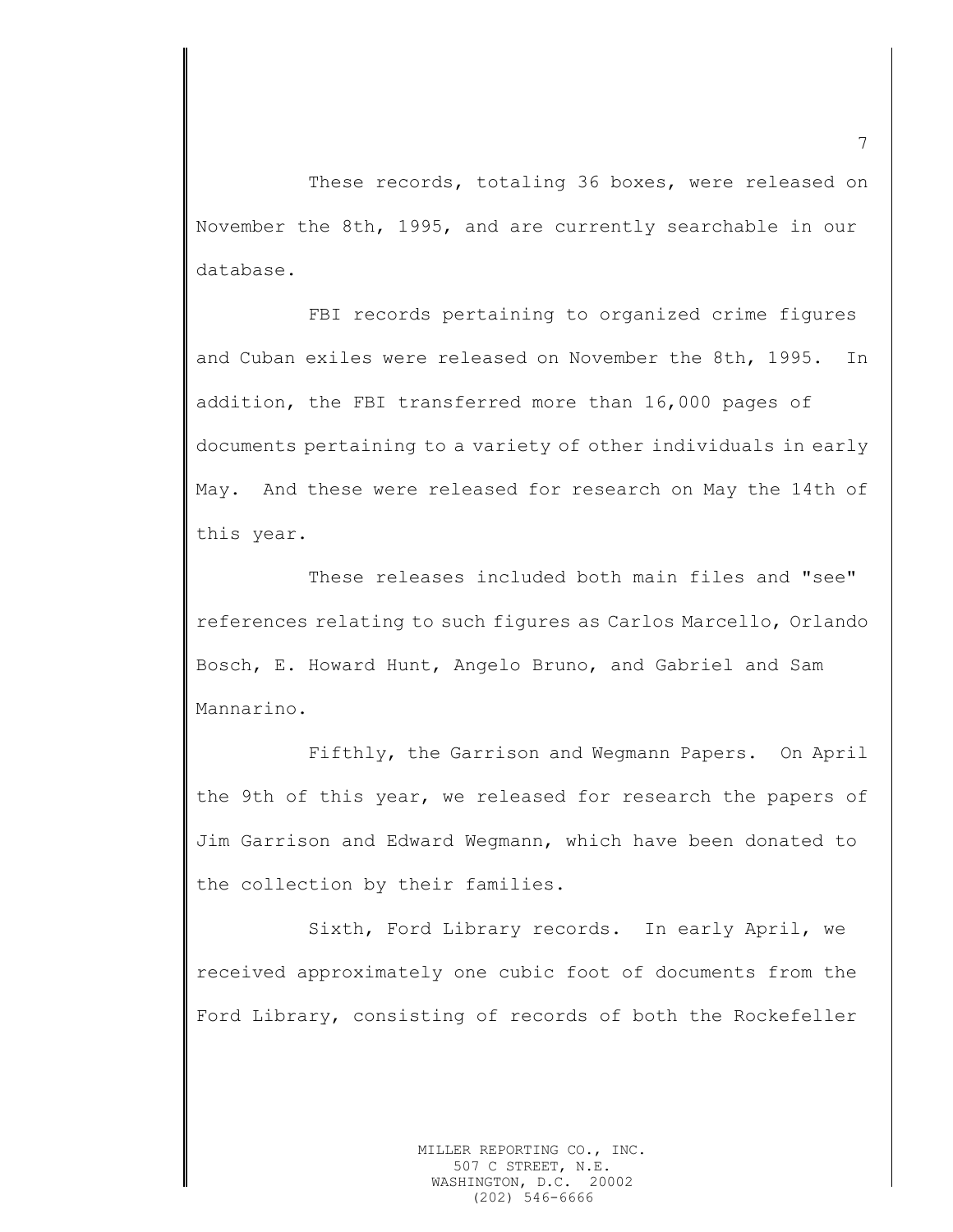These records, totaling 36 boxes, were released on November the 8th, 1995, and are currently searchable in our database.

FBI records pertaining to organized crime figures and Cuban exiles were released on November the 8th, 1995. In addition, the FBI transferred more than 16,000 pages of documents pertaining to a variety of other individuals in early May. And these were released for research on May the 14th of this year.

These releases included both main files and "see" references relating to such figures as Carlos Marcello, Orlando Bosch, E. Howard Hunt, Angelo Bruno, and Gabriel and Sam Mannarino.

Fifthly, the Garrison and Wegmann Papers. On April the 9th of this year, we released for research the papers of Jim Garrison and Edward Wegmann, which have been donated to the collection by their families.

Sixth, Ford Library records. In early April, we received approximately one cubic foot of documents from the Ford Library, consisting of records of both the Rockefeller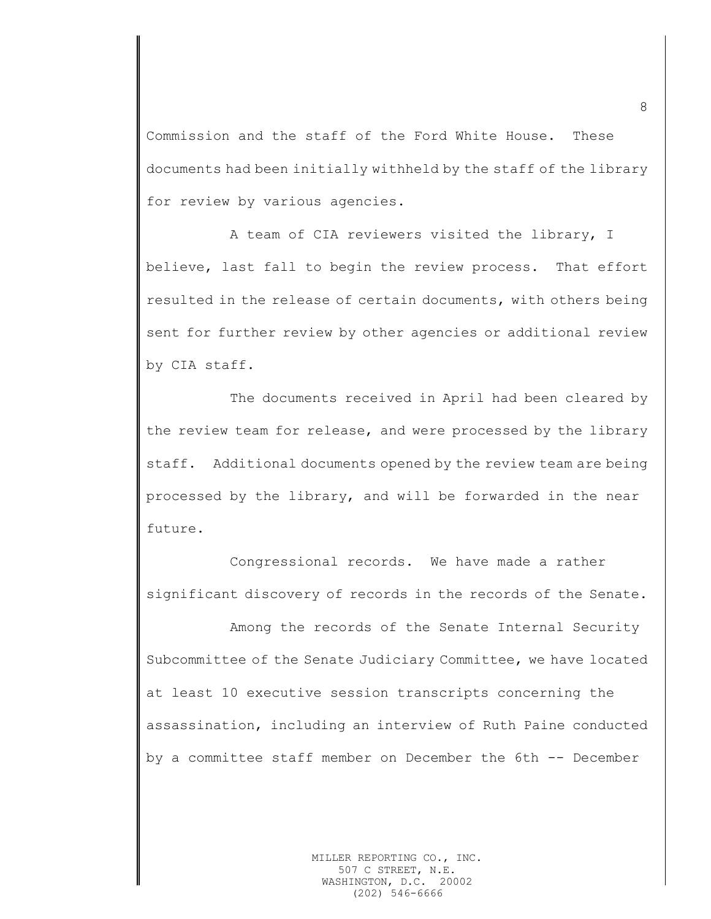Commission and the staff of the Ford White House. These documents had been initially withheld by the staff of the library for review by various agencies.

A team of CIA reviewers visited the library, I believe, last fall to begin the review process. That effort resulted in the release of certain documents, with others being sent for further review by other agencies or additional review by CIA staff.

The documents received in April had been cleared by the review team for release, and were processed by the library staff. Additional documents opened by the review team are being processed by the library, and will be forwarded in the near future.

Congressional records. We have made a rather significant discovery of records in the records of the Senate.

Among the records of the Senate Internal Security Subcommittee of the Senate Judiciary Committee, we have located at least 10 executive session transcripts concerning the assassination, including an interview of Ruth Paine conducted by a committee staff member on December the 6th -- December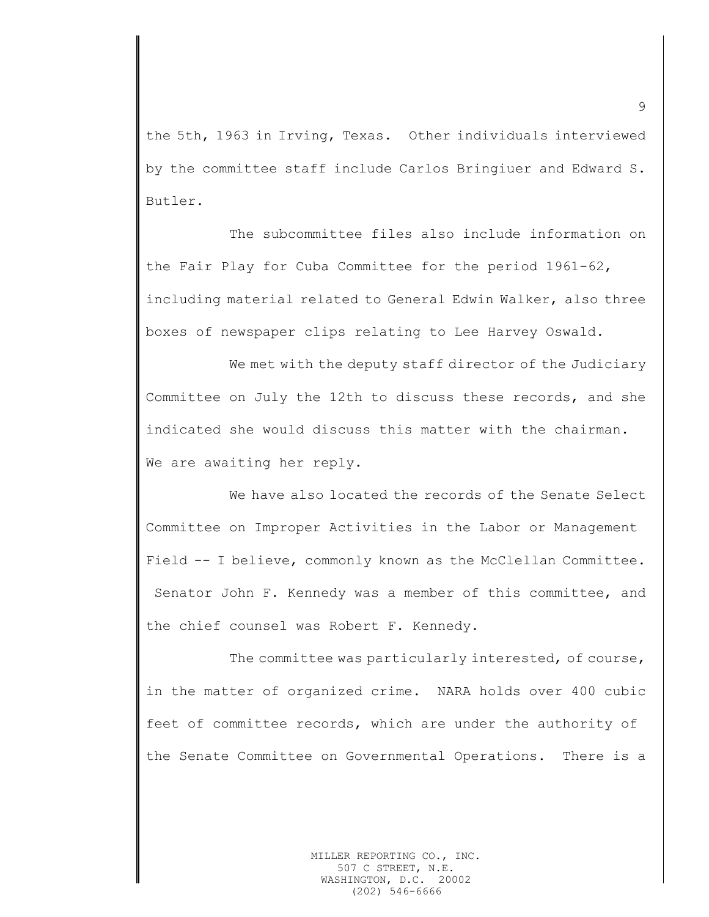the 5th, 1963 in Irving, Texas. Other individuals interviewed by the committee staff include Carlos Bringiuer and Edward S. Butler.

The subcommittee files also include information on the Fair Play for Cuba Committee for the period 1961-62, including material related to General Edwin Walker, also three boxes of newspaper clips relating to Lee Harvey Oswald.

We met with the deputy staff director of the Judiciary Committee on July the 12th to discuss these records, and she indicated she would discuss this matter with the chairman. We are awaiting her reply.

We have also located the records of the Senate Select Committee on Improper Activities in the Labor or Management Field -- I believe, commonly known as the McClellan Committee. Senator John F. Kennedy was a member of this committee, and the chief counsel was Robert F. Kennedy.

The committee was particularly interested, of course, in the matter of organized crime. NARA holds over 400 cubic feet of committee records, which are under the authority of the Senate Committee on Governmental Operations. There is a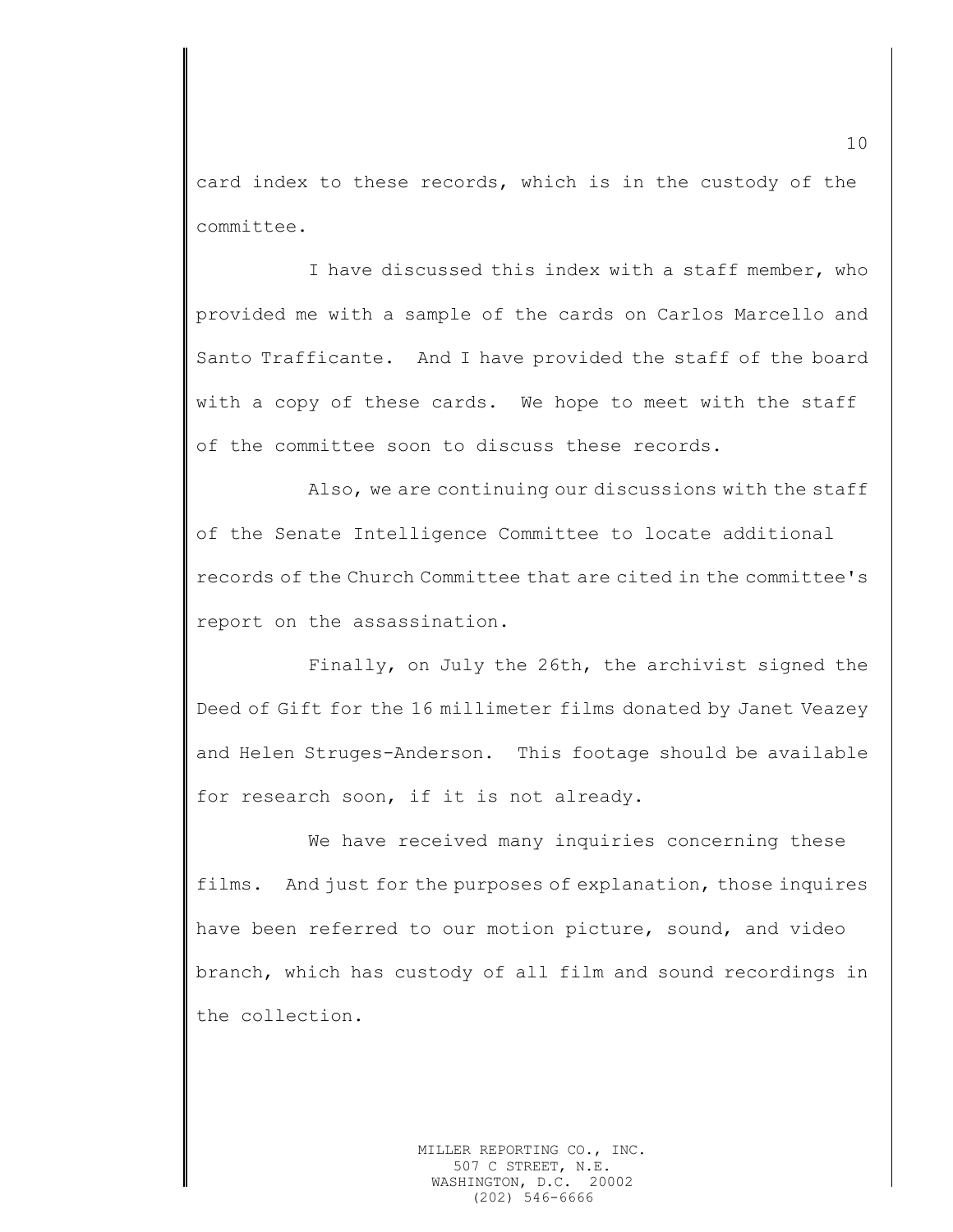card index to these records, which is in the custody of the committee.

I have discussed this index with a staff member, who provided me with a sample of the cards on Carlos Marcello and Santo Trafficante. And I have provided the staff of the board with a copy of these cards. We hope to meet with the staff of the committee soon to discuss these records.

Also, we are continuing our discussions with the staff of the Senate Intelligence Committee to locate additional records of the Church Committee that are cited in the committee's report on the assassination.

Finally, on July the 26th, the archivist signed the Deed of Gift for the 16 millimeter films donated by Janet Veazey and Helen Struges-Anderson. This footage should be available for research soon, if it is not already.

We have received many inquiries concerning these films. And just for the purposes of explanation, those inquires have been referred to our motion picture, sound, and video branch, which has custody of all film and sound recordings in the collection.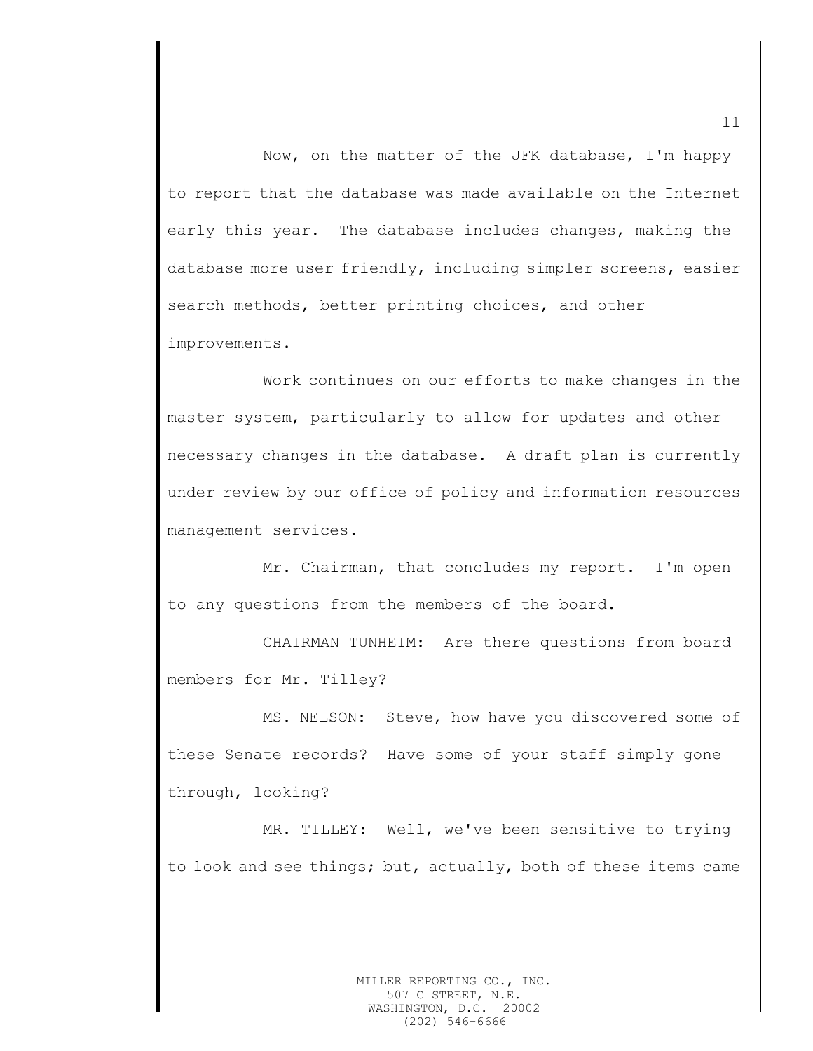Now, on the matter of the JFK database, I'm happy to report that the database was made available on the Internet early this year. The database includes changes, making the database more user friendly, including simpler screens, easier search methods, better printing choices, and other improvements.

Work continues on our efforts to make changes in the master system, particularly to allow for updates and other necessary changes in the database. A draft plan is currently under review by our office of policy and information resources management services.

Mr. Chairman, that concludes my report. I'm open to any questions from the members of the board.

CHAIRMAN TUNHEIM: Are there questions from board members for Mr. Tilley?

MS. NELSON: Steve, how have you discovered some of these Senate records? Have some of your staff simply gone through, looking?

MR. TILLEY: Well, we've been sensitive to trying to look and see things; but, actually, both of these items came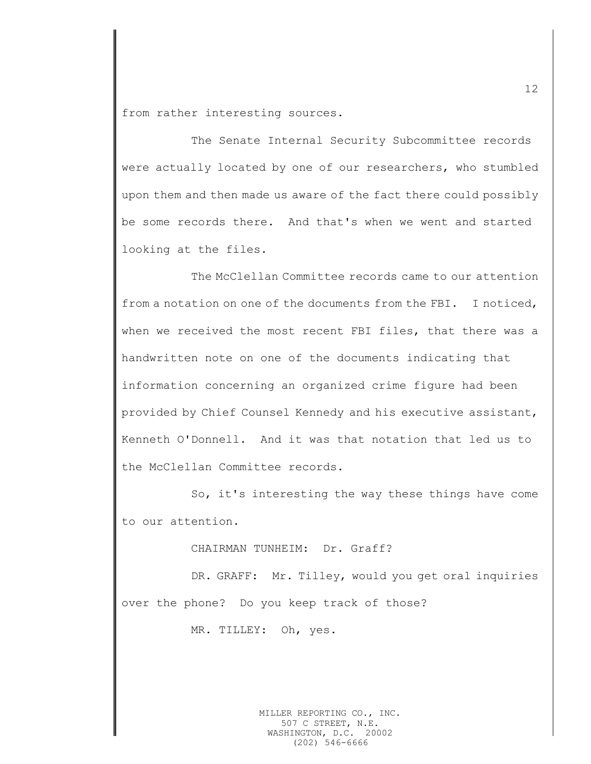from rather interesting sources.

The Senate Internal Security Subcommittee records were actually located by one of our researchers, who stumbled upon them and then made us aware of the fact there could possibly be some records there. And that's when we went and started looking at the files.

The McClellan Committee records came to our attention from a notation on one of the documents from the FBI. I noticed, when we received the most recent FBI files, that there was a handwritten note on one of the documents indicating that information concerning an organized crime figure had been provided by Chief Counsel Kennedy and his executive assistant, Kenneth O'Donnell. And it was that notation that led us to the McClellan Committee records.

So, it's interesting the way these things have come to our attention.

CHAIRMAN TUNHEIM: Dr. Graff?

DR. GRAFF: Mr. Tilley, would you get oral inquiries over the phone? Do you keep track of those?

MR. TILLEY: Oh, yes.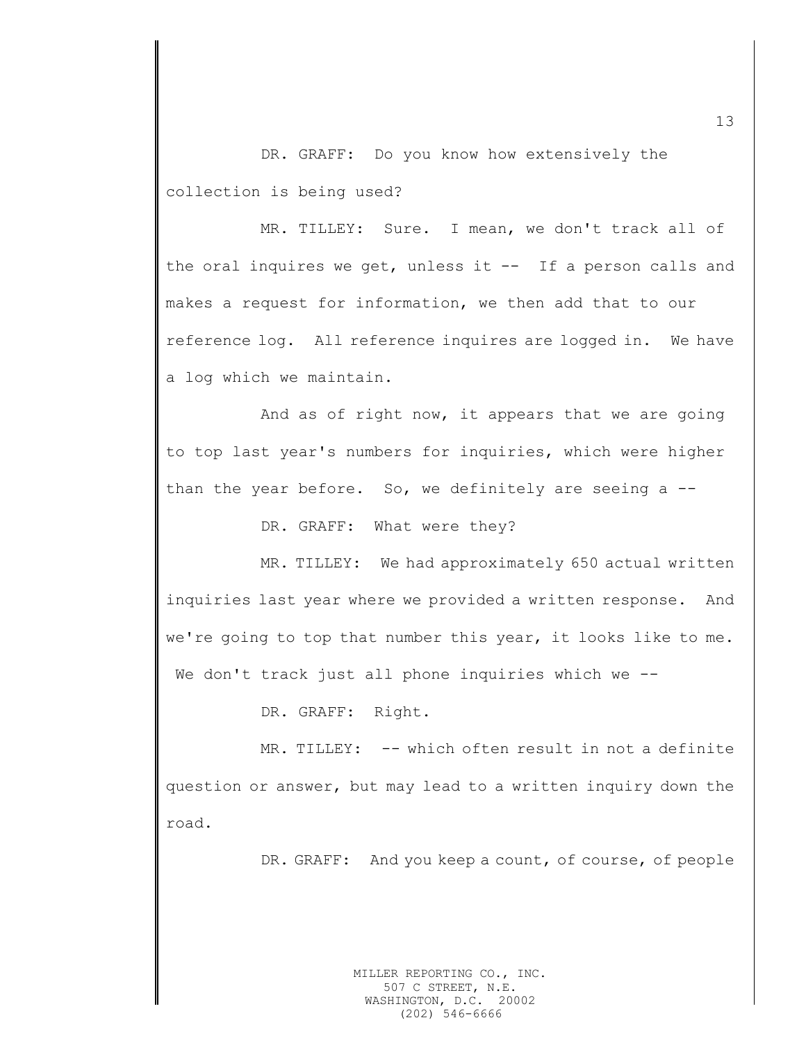DR. GRAFF: Do you know how extensively the collection is being used?

MR. TILLEY: Sure. I mean, we don't track all of the oral inquires we get, unless it -- If a person calls and makes a request for information, we then add that to our reference log. All reference inquires are logged in. We have a log which we maintain.

And as of right now, it appears that we are going to top last year's numbers for inquiries, which were higher than the year before. So, we definitely are seeing a --

DR. GRAFF: What were they?

MR. TILLEY: We had approximately 650 actual written inquiries last year where we provided a written response. And we're going to top that number this year, it looks like to me. We don't track just all phone inquiries which we --

DR. GRAFF: Right.

MR. TILLEY: -- which often result in not a definite question or answer, but may lead to a written inquiry down the road.

DR. GRAFF: And you keep a count, of course, of people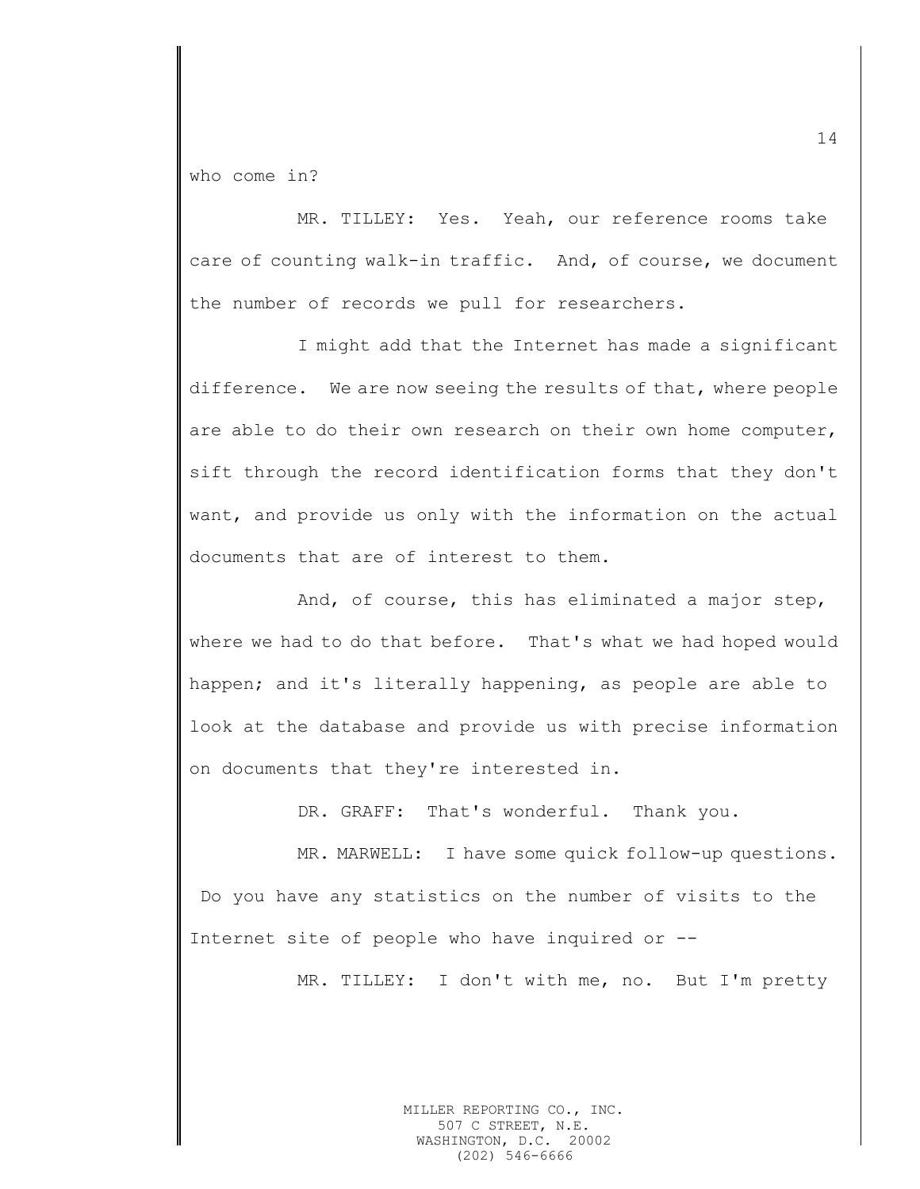who come in?

MR. TILLEY: Yes. Yeah, our reference rooms take care of counting walk-in traffic. And, of course, we document the number of records we pull for researchers.

I might add that the Internet has made a significant difference. We are now seeing the results of that, where people are able to do their own research on their own home computer, sift through the record identification forms that they don't want, and provide us only with the information on the actual documents that are of interest to them.

And, of course, this has eliminated a major step, where we had to do that before. That's what we had hoped would happen; and it's literally happening, as people are able to look at the database and provide us with precise information on documents that they're interested in.

DR. GRAFF: That's wonderful. Thank you.

MR. MARWELL: I have some quick follow-up questions. Do you have any statistics on the number of visits to the Internet site of people who have inquired or --

MR. TILLEY: I don't with me, no. But I'm pretty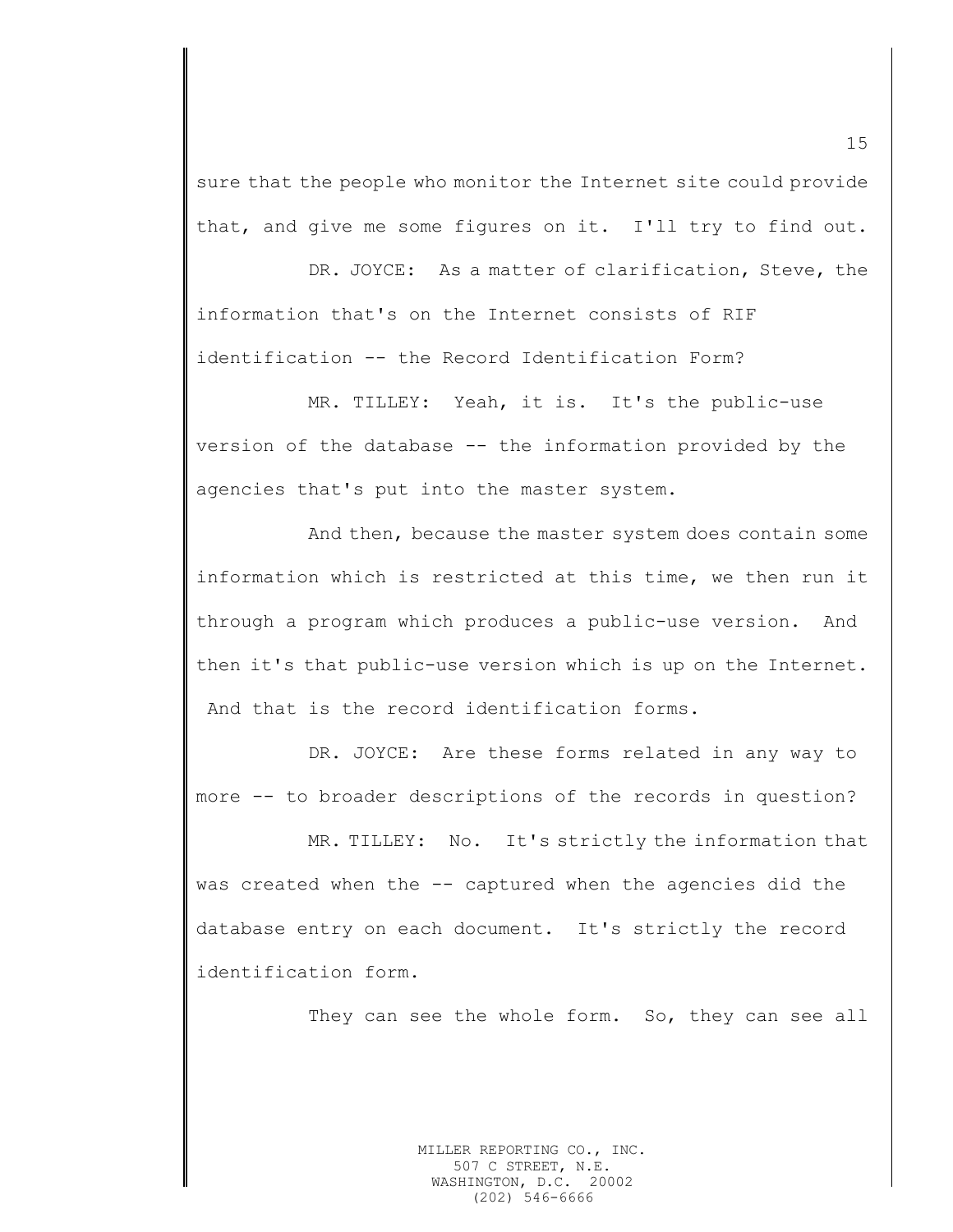sure that the people who monitor the Internet site could provide that, and give me some figures on it. I'll try to find out.

DR. JOYCE: As a matter of clarification, Steve, the information that's on the Internet consists of RIF identification -- the Record Identification Form?

MR. TILLEY: Yeah, it is. It's the public-use version of the database -- the information provided by the agencies that's put into the master system.

And then, because the master system does contain some information which is restricted at this time, we then run it through a program which produces a public-use version. And then it's that public-use version which is up on the Internet. And that is the record identification forms.

DR. JOYCE: Are these forms related in any way to more -- to broader descriptions of the records in question?

MR. TILLEY: No. It's strictly the information that was created when the -- captured when the agencies did the database entry on each document. It's strictly the record identification form.

They can see the whole form. So, they can see all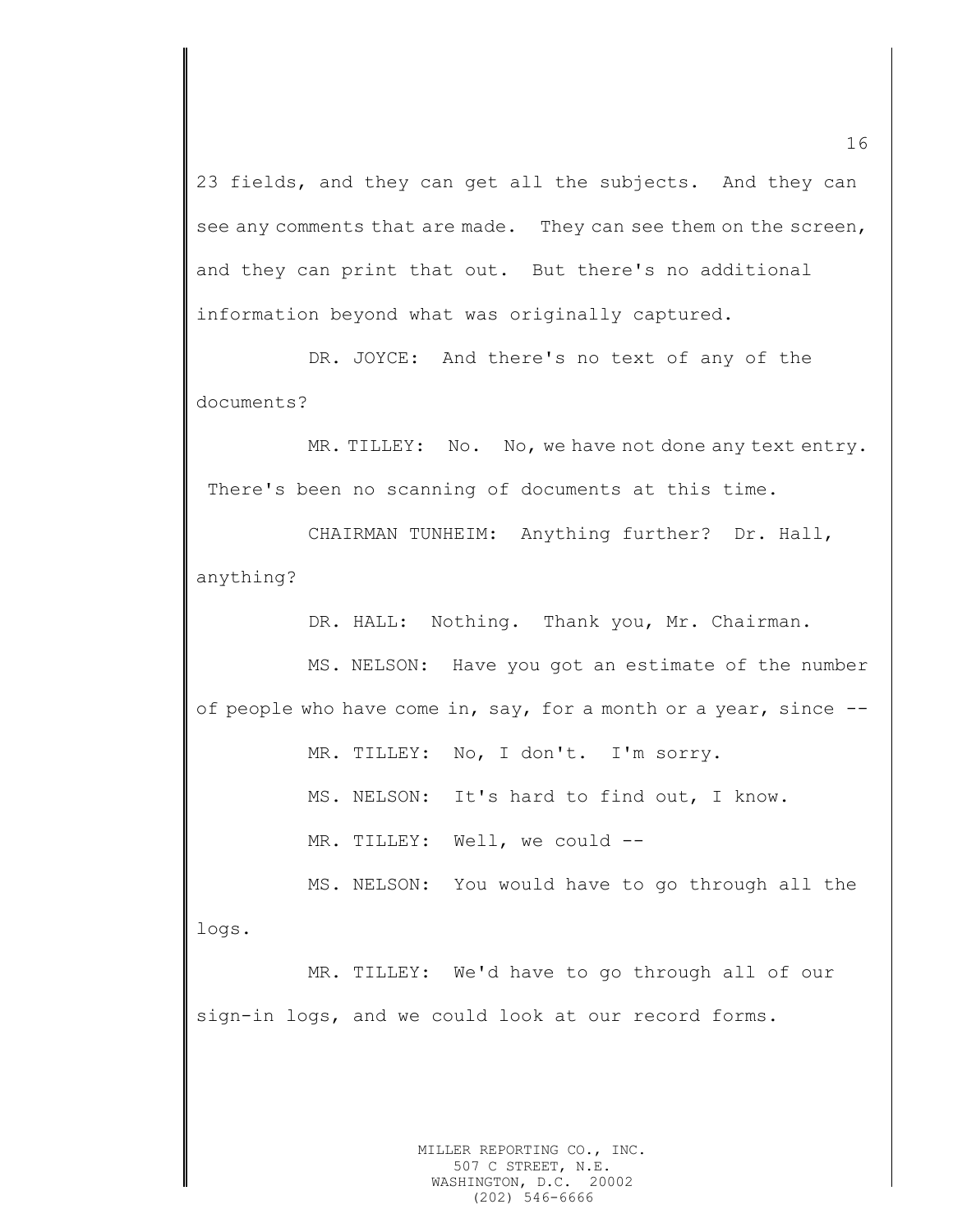23 fields, and they can get all the subjects. And they can see any comments that are made. They can see them on the screen, and they can print that out. But there's no additional information beyond what was originally captured.

DR. JOYCE: And there's no text of any of the documents?

MR. TILLEY: No. No, we have not done any text entry. There's been no scanning of documents at this time.

CHAIRMAN TUNHEIM: Anything further? Dr. Hall, anything?

DR. HALL: Nothing. Thank you, Mr. Chairman.

MS. NELSON: Have you got an estimate of the number of people who have come in, say, for a month or a year, since --

MR. TILLEY: No, I don't. I'm sorry.

MS. NELSON: It's hard to find out, I know.

MR. TILLEY: Well, we could --

MS. NELSON: You would have to go through all the logs.

MR. TILLEY: We'd have to go through all of our sign-in logs, and we could look at our record forms.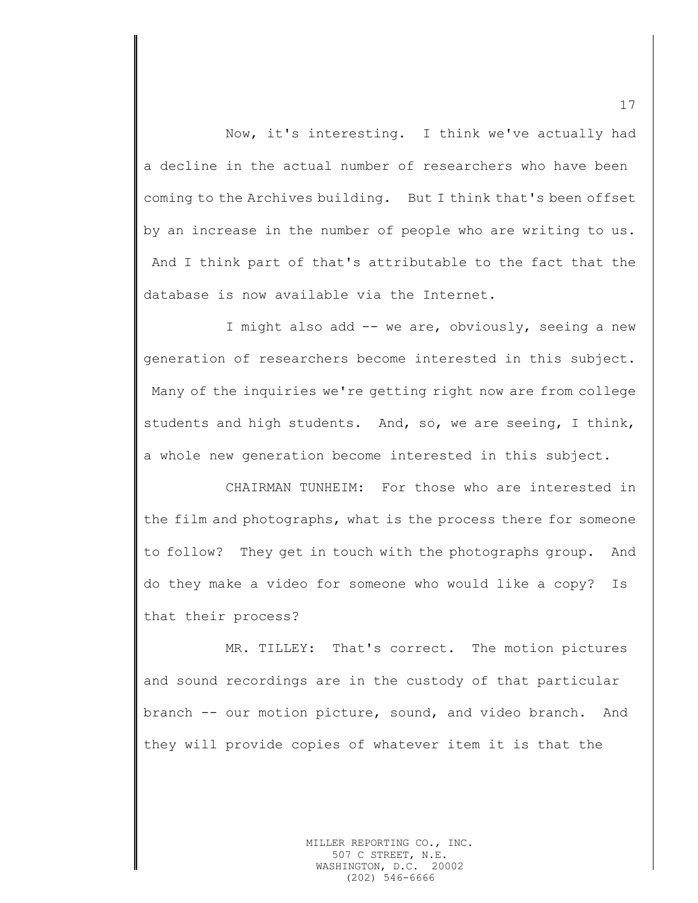Now, it's interesting. I think we've actually had a decline in the actual number of researchers who have been coming to the Archives building. But I think that's been offset by an increase in the number of people who are writing to us. And I think part of that's attributable to the fact that the database is now available via the Internet.

I might also add -- we are, obviously, seeing a new generation of researchers become interested in this subject. Many of the inquiries we're getting right now are from college students and high students. And, so, we are seeing, I think, a whole new generation become interested in this subject.

CHAIRMAN TUNHEIM: For those who are interested in the film and photographs, what is the process there for someone to follow? They get in touch with the photographs group. And do they make a video for someone who would like a copy? Is that their process?

MR. TILLEY: That's correct. The motion pictures and sound recordings are in the custody of that particular branch -- our motion picture, sound, and video branch. And they will provide copies of whatever item it is that the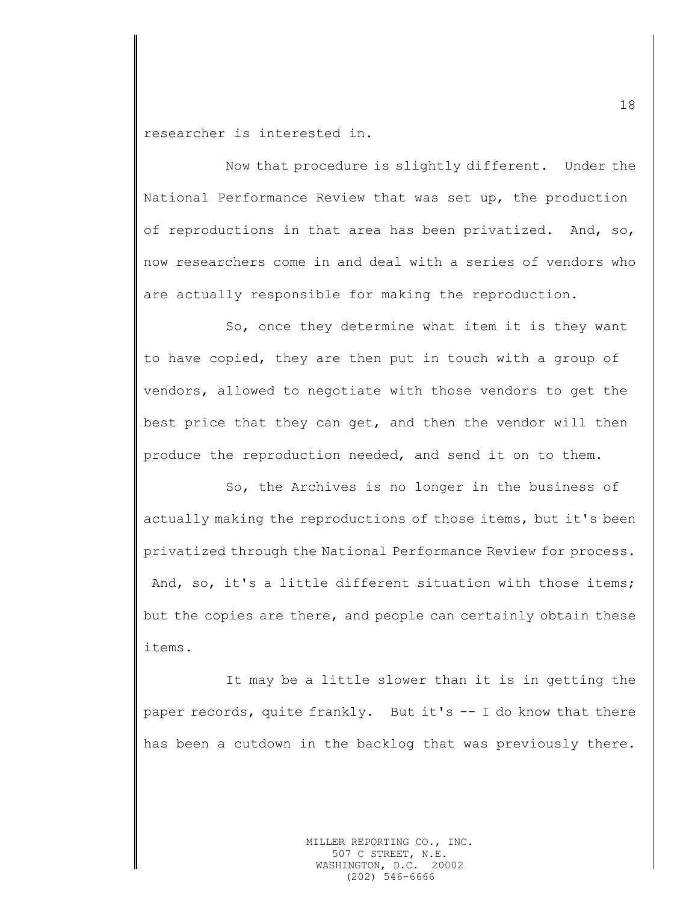researcher is interested in.

Now that procedure is slightly different. Under the National Performance Review that was set up, the production of reproductions in that area has been privatized. And, so, now researchers come in and deal with a series of vendors who are actually responsible for making the reproduction.

So, once they determine what item it is they want to have copied, they are then put in touch with a group of vendors, allowed to negotiate with those vendors to get the best price that they can get, and then the vendor will then produce the reproduction needed, and send it on to them.

So, the Archives is no longer in the business of actually making the reproductions of those items, but it's been privatized through the National Performance Review for process. And, so, it's a little different situation with those items; but the copies are there, and people can certainly obtain these items.

It may be a little slower than it is in getting the paper records, quite frankly. But it's -- I do know that there has been a cutdown in the backlog that was previously there.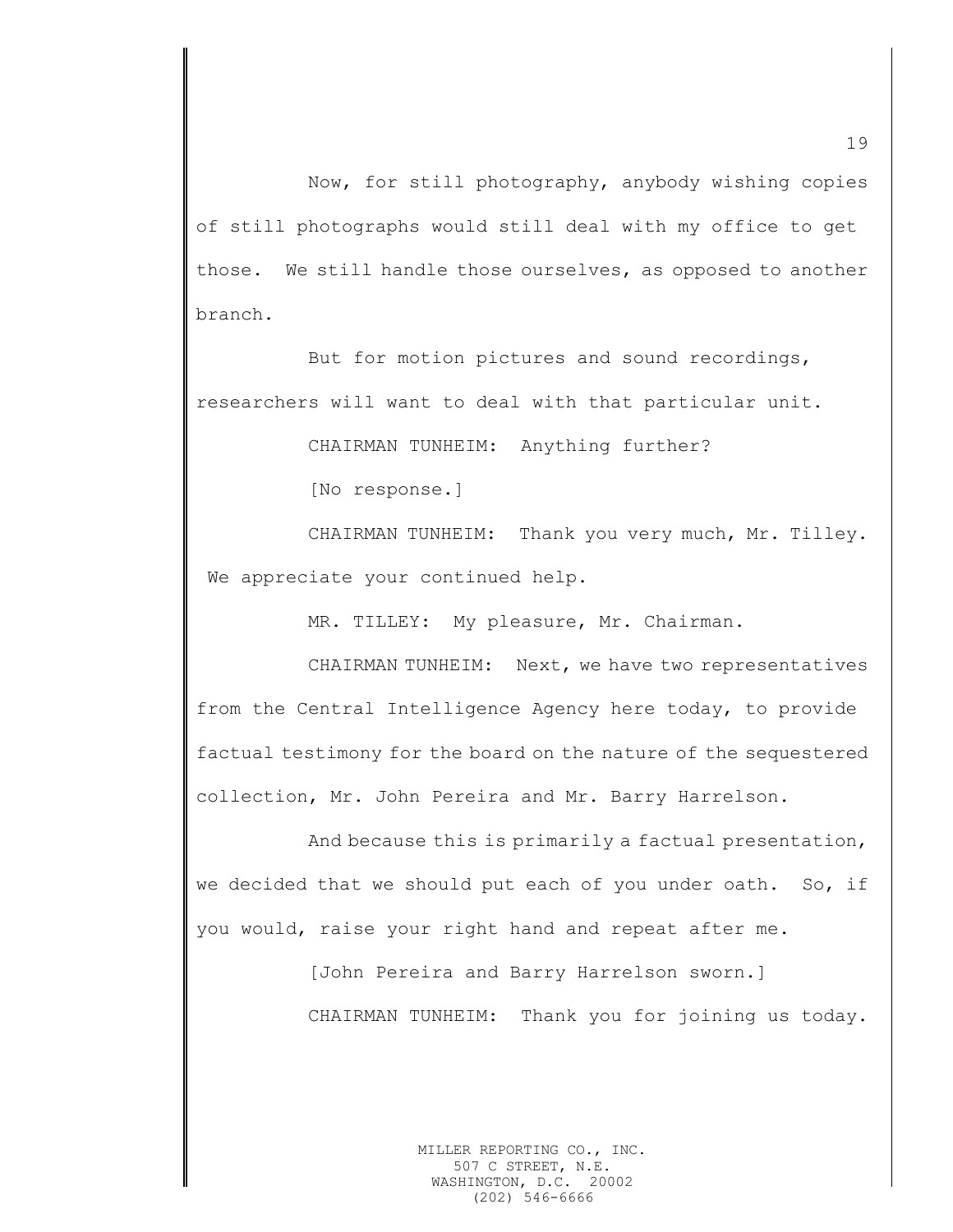Now, for still photography, anybody wishing copies of still photographs would still deal with my office to get those. We still handle those ourselves, as opposed to another branch.

But for motion pictures and sound recordings, researchers will want to deal with that particular unit.

CHAIRMAN TUNHEIM: Anything further?

[No response.]

CHAIRMAN TUNHEIM: Thank you very much, Mr. Tilley. We appreciate your continued help.

MR. TILLEY: My pleasure, Mr. Chairman.

CHAIRMAN TUNHEIM: Next, we have two representatives from the Central Intelligence Agency here today, to provide factual testimony for the board on the nature of the sequestered collection, Mr. John Pereira and Mr. Barry Harrelson.

And because this is primarily a factual presentation, we decided that we should put each of you under oath. So, if you would, raise your right hand and repeat after me.

[John Pereira and Barry Harrelson sworn.]

CHAIRMAN TUNHEIM: Thank you for joining us today.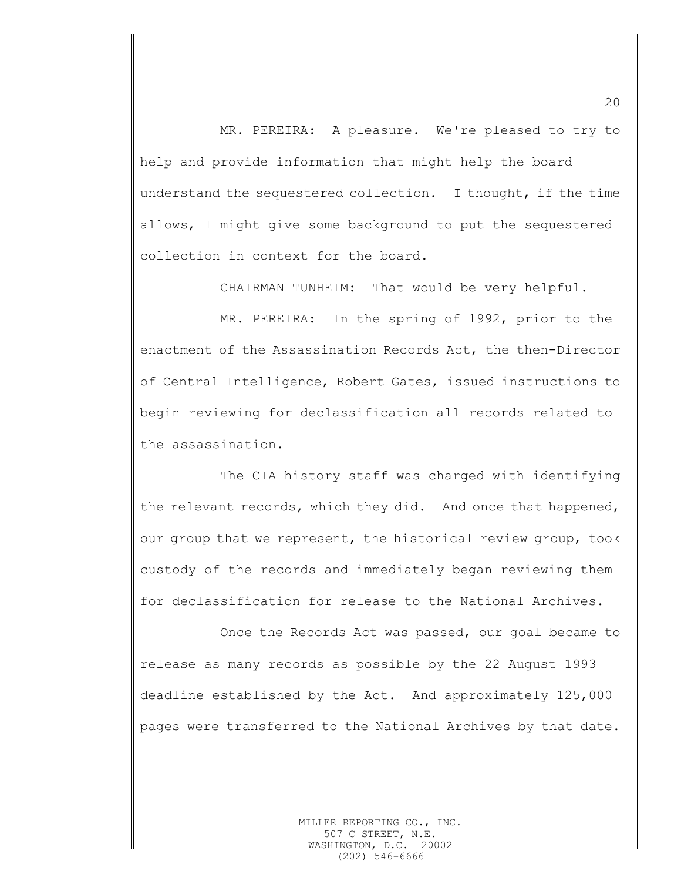MR. PEREIRA: A pleasure. We're pleased to try to help and provide information that might help the board understand the sequestered collection. I thought, if the time allows, I might give some background to put the sequestered collection in context for the board.

CHAIRMAN TUNHEIM: That would be very helpful.

MR. PEREIRA: In the spring of 1992, prior to the enactment of the Assassination Records Act, the then-Director of Central Intelligence, Robert Gates, issued instructions to begin reviewing for declassification all records related to the assassination.

The CIA history staff was charged with identifying the relevant records, which they did. And once that happened, our group that we represent, the historical review group, took custody of the records and immediately began reviewing them for declassification for release to the National Archives.

Once the Records Act was passed, our goal became to release as many records as possible by the 22 August 1993 deadline established by the Act. And approximately 125,000 pages were transferred to the National Archives by that date.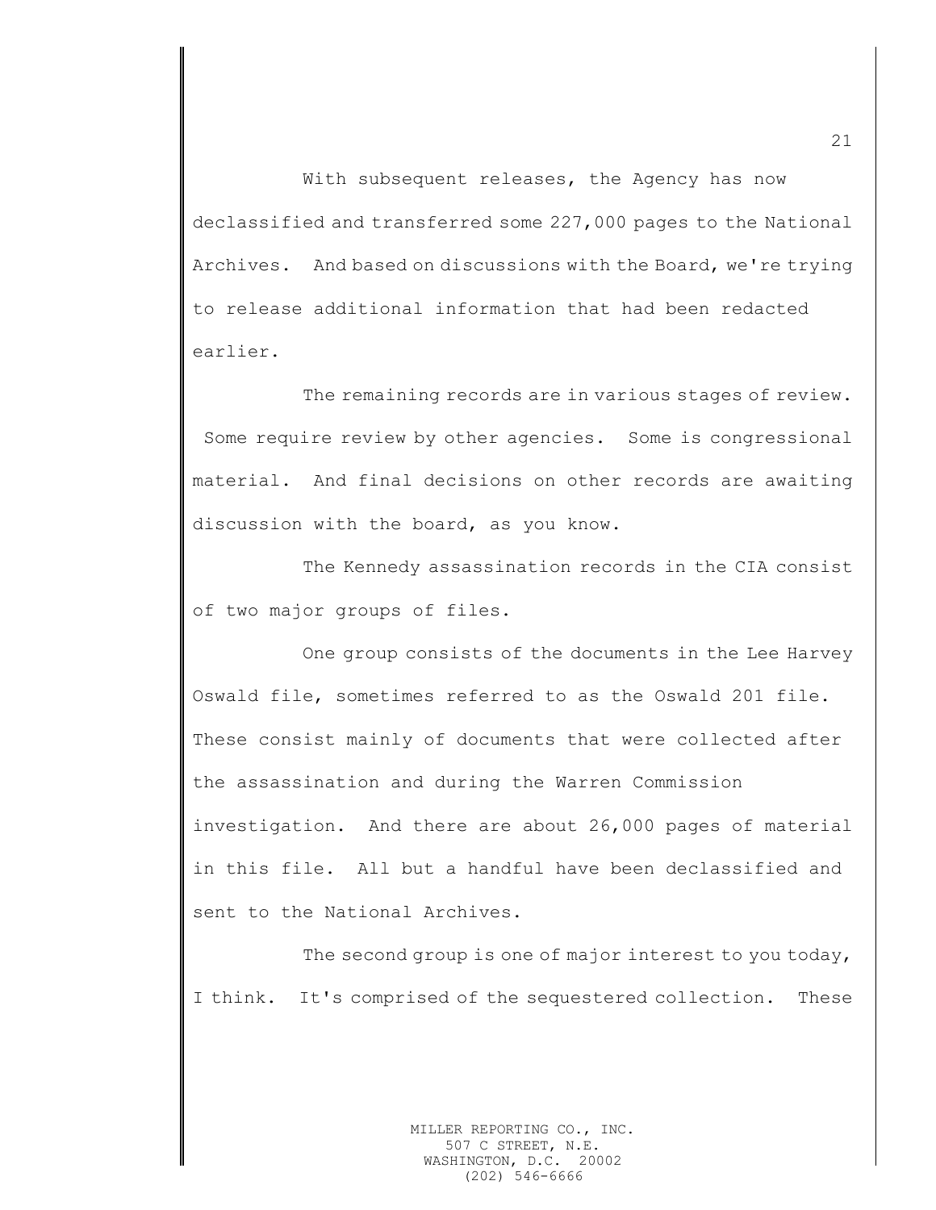With subsequent releases, the Agency has now declassified and transferred some 227,000 pages to the National Archives. And based on discussions with the Board, we're trying to release additional information that had been redacted earlier.

The remaining records are in various stages of review. Some require review by other agencies. Some is congressional material. And final decisions on other records are awaiting discussion with the board, as you know.

The Kennedy assassination records in the CIA consist of two major groups of files.

One group consists of the documents in the Lee Harvey Oswald file, sometimes referred to as the Oswald 201 file. These consist mainly of documents that were collected after the assassination and during the Warren Commission investigation. And there are about 26,000 pages of material in this file. All but a handful have been declassified and sent to the National Archives.

The second group is one of major interest to you today, I think. It's comprised of the sequestered collection. These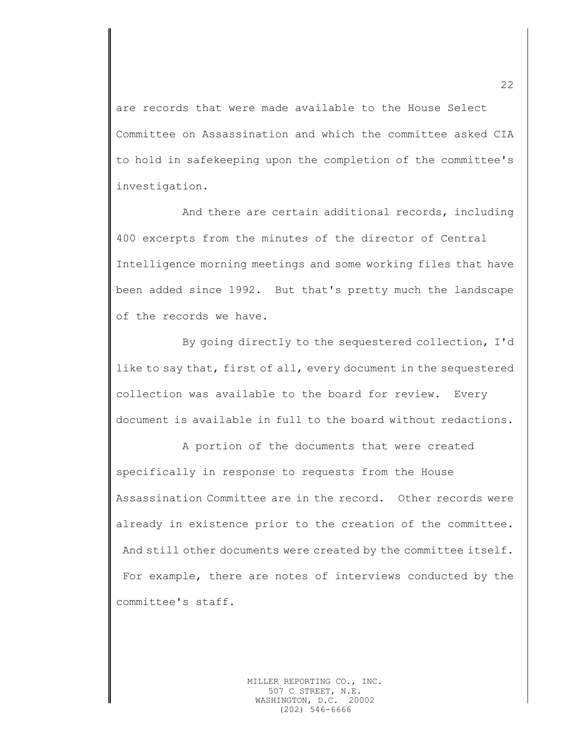are records that were made available to the House Select Committee on Assassination and which the committee asked CIA to hold in safekeeping upon the completion of the committee's investigation.

And there are certain additional records, including 400 excerpts from the minutes of the director of Central Intelligence morning meetings and some working files that have been added since 1992. But that's pretty much the landscape of the records we have.

By going directly to the sequestered collection, I'd like to say that, first of all, every document in the sequestered collection was available to the board for review. Every document is available in full to the board without redactions.

A portion of the documents that were created specifically in response to requests from the House Assassination Committee are in the record. Other records were already in existence prior to the creation of the committee. And still other documents were created by the committee itself. For example, there are notes of interviews conducted by the committee's staff.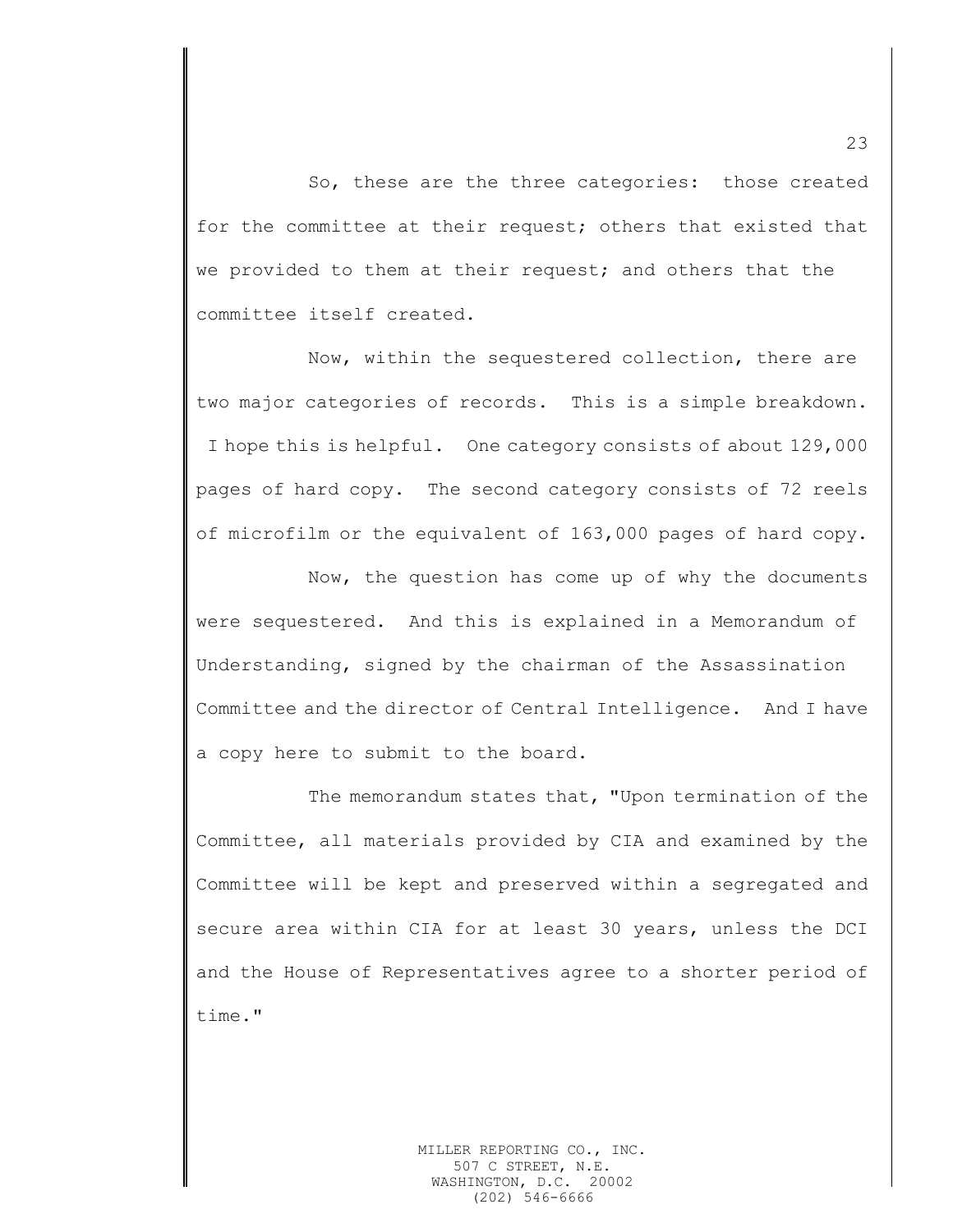So, these are the three categories: those created for the committee at their request; others that existed that we provided to them at their request; and others that the committee itself created.

Now, within the sequestered collection, there are two major categories of records. This is a simple breakdown. I hope this is helpful. One category consists of about 129,000 pages of hard copy. The second category consists of 72 reels of microfilm or the equivalent of 163,000 pages of hard copy.

Now, the question has come up of why the documents were sequestered. And this is explained in a Memorandum of Understanding, signed by the chairman of the Assassination Committee and the director of Central Intelligence. And I have a copy here to submit to the board.

The memorandum states that, "Upon termination of the Committee, all materials provided by CIA and examined by the Committee will be kept and preserved within a segregated and secure area within CIA for at least 30 years, unless the DCI and the House of Representatives agree to a shorter period of time."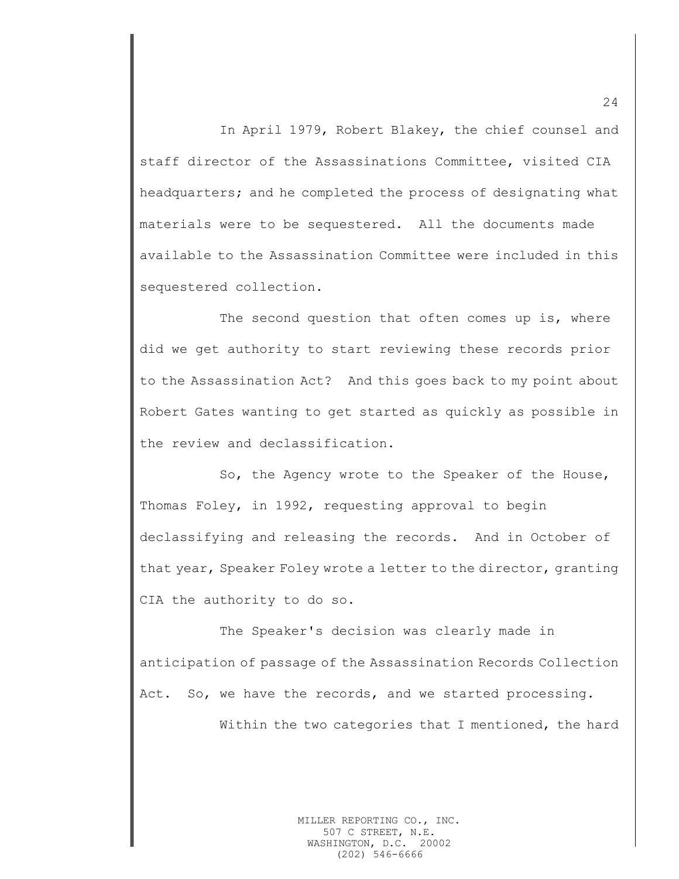In April 1979, Robert Blakey, the chief counsel and staff director of the Assassinations Committee, visited CIA headquarters; and he completed the process of designating what materials were to be sequestered. All the documents made available to the Assassination Committee were included in this sequestered collection.

The second question that often comes up is, where did we get authority to start reviewing these records prior to the Assassination Act? And this goes back to my point about Robert Gates wanting to get started as quickly as possible in the review and declassification.

So, the Agency wrote to the Speaker of the House, Thomas Foley, in 1992, requesting approval to begin declassifying and releasing the records. And in October of that year, Speaker Foley wrote a letter to the director, granting CIA the authority to do so.

The Speaker's decision was clearly made in anticipation of passage of the Assassination Records Collection Act. So, we have the records, and we started processing.

Within the two categories that I mentioned, the hard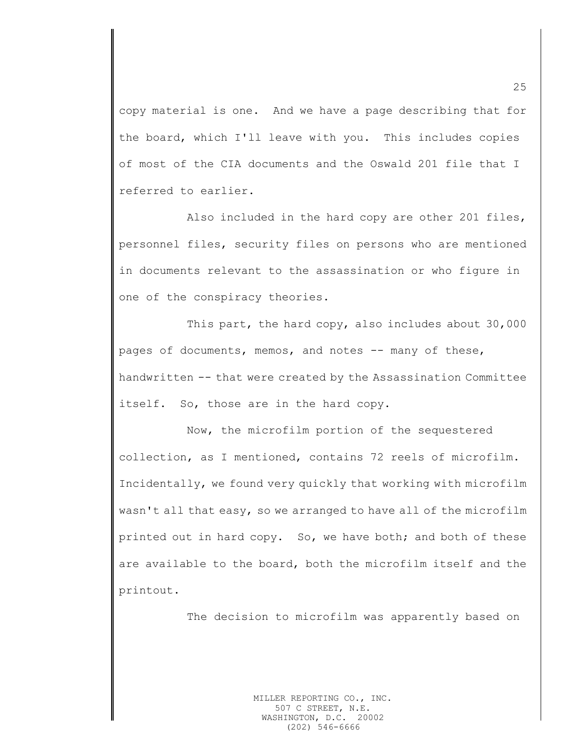copy material is one. And we have a page describing that for the board, which I'll leave with you. This includes copies of most of the CIA documents and the Oswald 201 file that I referred to earlier.

Also included in the hard copy are other 201 files, personnel files, security files on persons who are mentioned in documents relevant to the assassination or who figure in one of the conspiracy theories.

This part, the hard copy, also includes about 30,000 pages of documents, memos, and notes -- many of these, handwritten -- that were created by the Assassination Committee itself. So, those are in the hard copy.

Now, the microfilm portion of the sequestered collection, as I mentioned, contains 72 reels of microfilm. Incidentally, we found very quickly that working with microfilm wasn't all that easy, so we arranged to have all of the microfilm printed out in hard copy. So, we have both; and both of these are available to the board, both the microfilm itself and the printout.

The decision to microfilm was apparently based on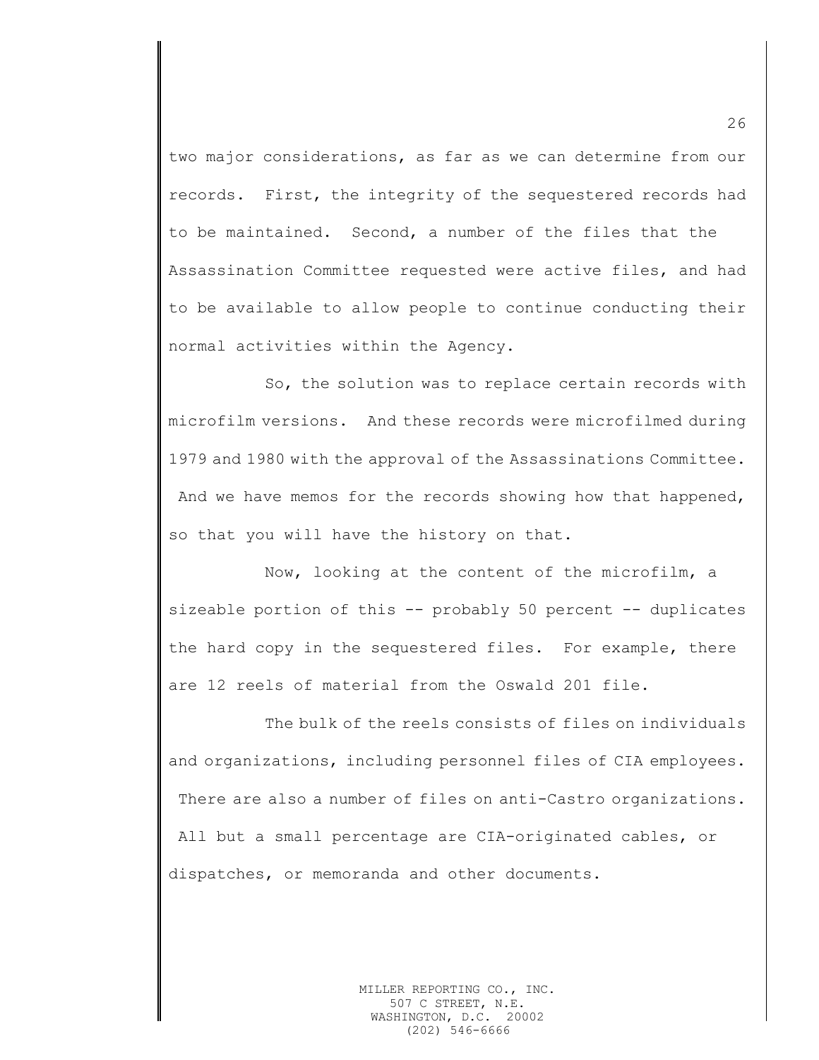two major considerations, as far as we can determine from our records. First, the integrity of the sequestered records had to be maintained. Second, a number of the files that the Assassination Committee requested were active files, and had to be available to allow people to continue conducting their normal activities within the Agency.

So, the solution was to replace certain records with microfilm versions. And these records were microfilmed during 1979 and 1980 with the approval of the Assassinations Committee. And we have memos for the records showing how that happened, so that you will have the history on that.

Now, looking at the content of the microfilm, a sizeable portion of this -- probably 50 percent -- duplicates the hard copy in the sequestered files. For example, there are 12 reels of material from the Oswald 201 file.

The bulk of the reels consists of files on individuals and organizations, including personnel files of CIA employees. There are also a number of files on anti-Castro organizations. All but a small percentage are CIA-originated cables, or dispatches, or memoranda and other documents.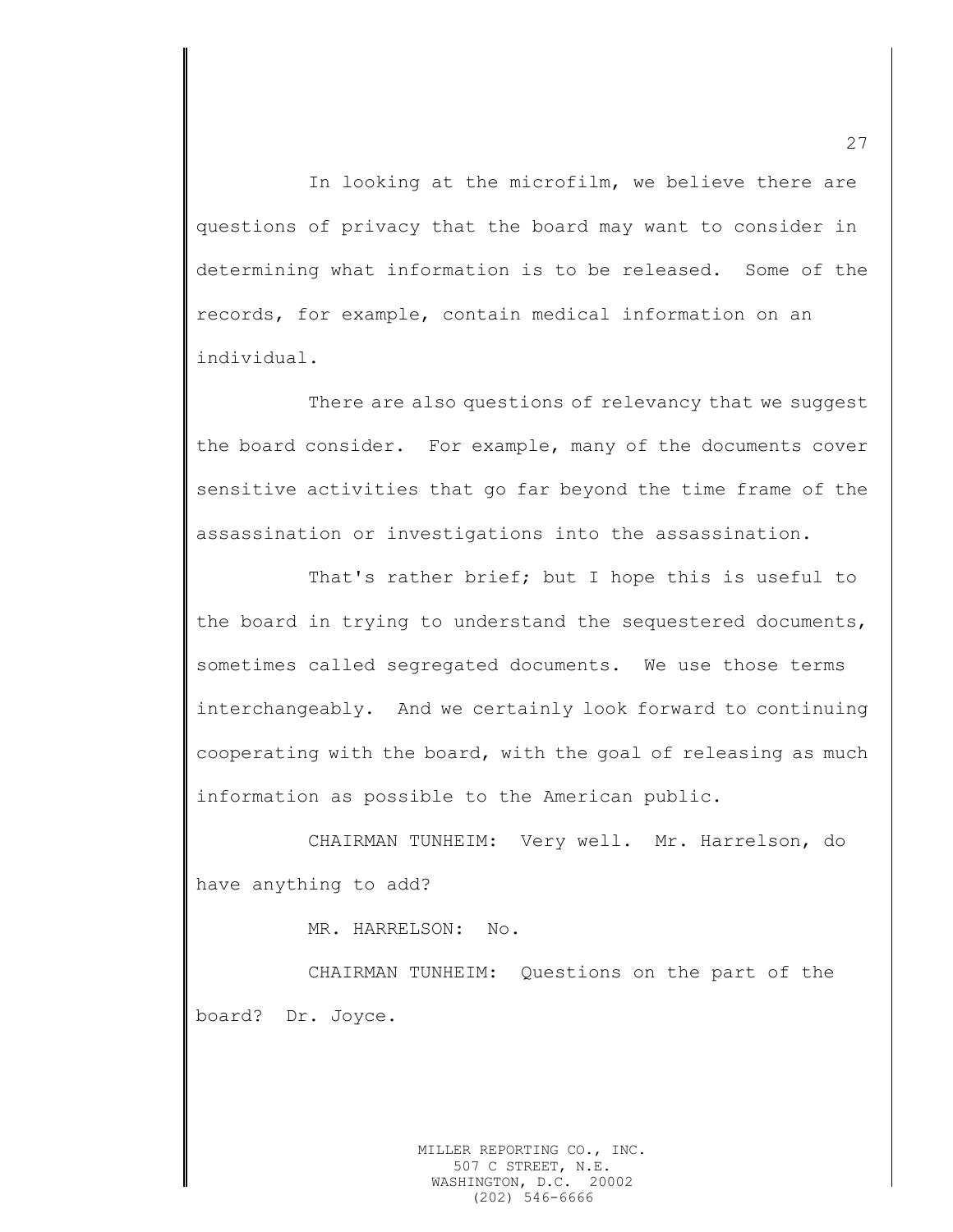In looking at the microfilm, we believe there are questions of privacy that the board may want to consider in determining what information is to be released. Some of the records, for example, contain medical information on an individual.

There are also questions of relevancy that we suggest the board consider. For example, many of the documents cover sensitive activities that go far beyond the time frame of the assassination or investigations into the assassination.

That's rather brief; but I hope this is useful to the board in trying to understand the sequestered documents, sometimes called segregated documents. We use those terms interchangeably. And we certainly look forward to continuing cooperating with the board, with the goal of releasing as much information as possible to the American public.

CHAIRMAN TUNHEIM: Very well. Mr. Harrelson, do have anything to add?

MR. HARRELSON: No.

CHAIRMAN TUNHEIM: Questions on the part of the board? Dr. Joyce.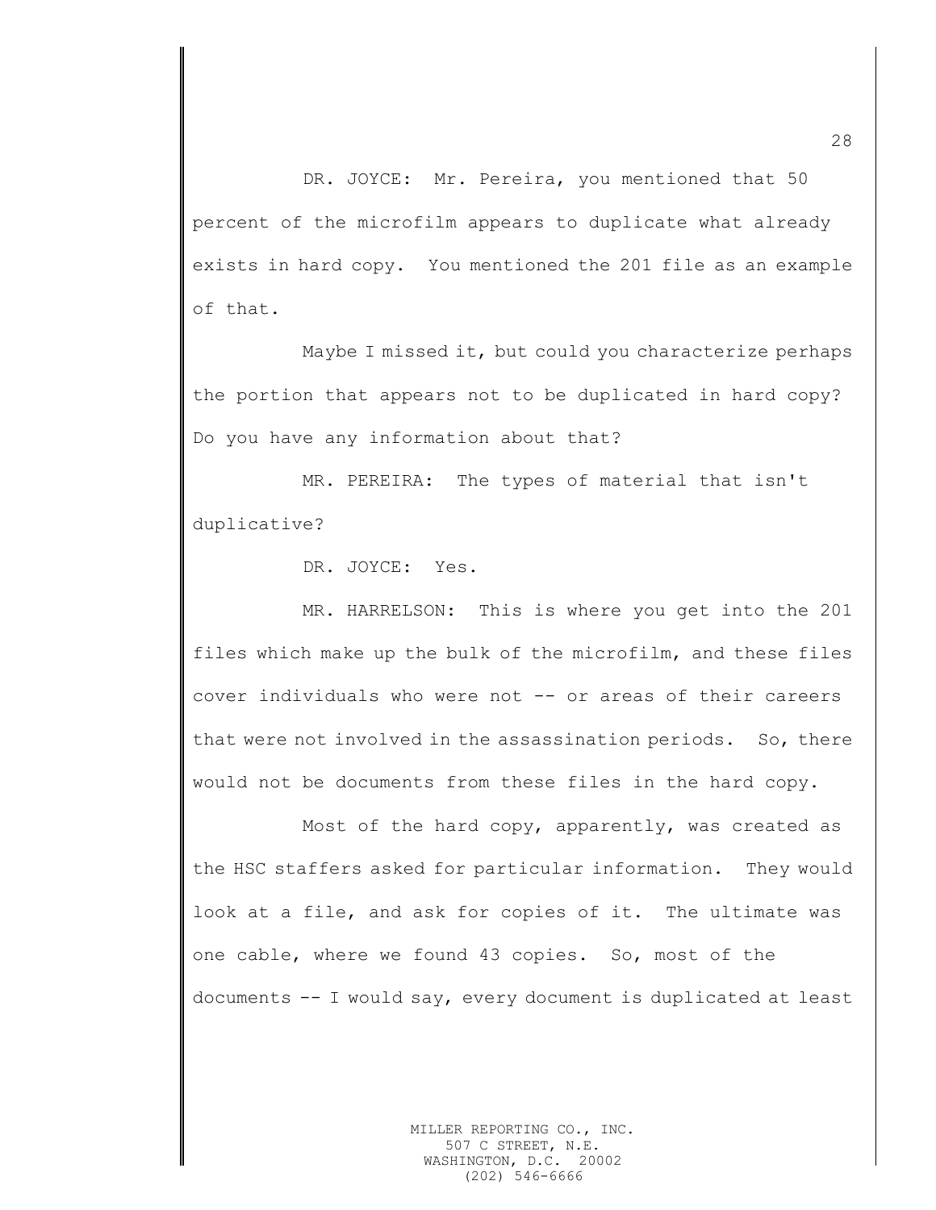DR. JOYCE: Mr. Pereira, you mentioned that 50 percent of the microfilm appears to duplicate what already exists in hard copy. You mentioned the 201 file as an example of that.

Maybe I missed it, but could you characterize perhaps the portion that appears not to be duplicated in hard copy? Do you have any information about that?

MR. PEREIRA: The types of material that isn't duplicative?

DR. JOYCE: Yes.

MR. HARRELSON: This is where you get into the 201 files which make up the bulk of the microfilm, and these files cover individuals who were not -- or areas of their careers that were not involved in the assassination periods. So, there would not be documents from these files in the hard copy.

Most of the hard copy, apparently, was created as the HSC staffers asked for particular information. They would look at a file, and ask for copies of it. The ultimate was one cable, where we found 43 copies. So, most of the documents -- I would say, every document is duplicated at least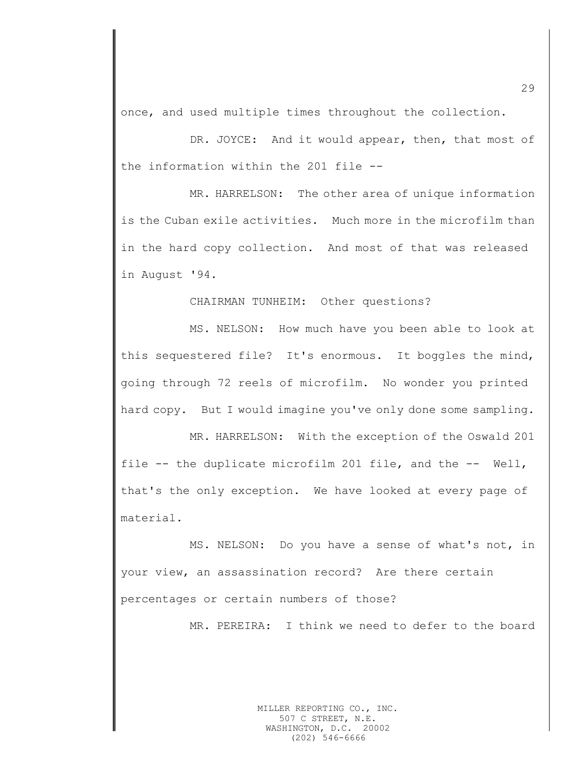once, and used multiple times throughout the collection.

DR. JOYCE: And it would appear, then, that most of the information within the 201 file --

MR. HARRELSON: The other area of unique information is the Cuban exile activities. Much more in the microfilm than in the hard copy collection. And most of that was released in August '94.

CHAIRMAN TUNHEIM: Other questions?

MS. NELSON: How much have you been able to look at this sequestered file? It's enormous. It boggles the mind, going through 72 reels of microfilm. No wonder you printed hard copy. But I would imagine you've only done some sampling.

MR. HARRELSON: With the exception of the Oswald 201 file -- the duplicate microfilm 201 file, and the -- Well, that's the only exception. We have looked at every page of material.

MS. NELSON: Do you have a sense of what's not, in your view, an assassination record? Are there certain percentages or certain numbers of those?

MR. PEREIRA: I think we need to defer to the board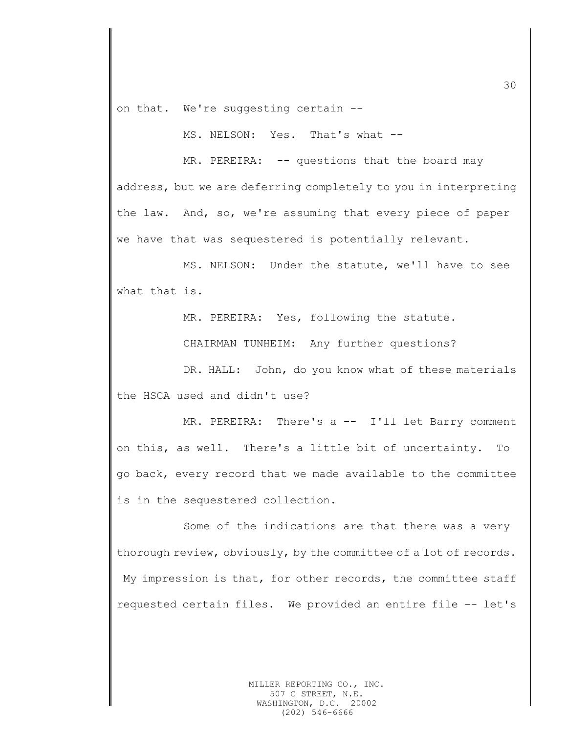on that. We're suggesting certain --

MS. NELSON: Yes. That's what --

MR. PEREIRA: -- questions that the board may address, but we are deferring completely to you in interpreting the law. And, so, we're assuming that every piece of paper we have that was sequestered is potentially relevant.

MS. NELSON: Under the statute, we'll have to see what that is.

MR. PEREIRA: Yes, following the statute.

CHAIRMAN TUNHEIM: Any further questions?

DR. HALL: John, do you know what of these materials the HSCA used and didn't use?

MR. PEREIRA: There's a -- I'll let Barry comment on this, as well. There's a little bit of uncertainty. To go back, every record that we made available to the committee is in the sequestered collection.

Some of the indications are that there was a very thorough review, obviously, by the committee of a lot of records. My impression is that, for other records, the committee staff requested certain files. We provided an entire file -- let's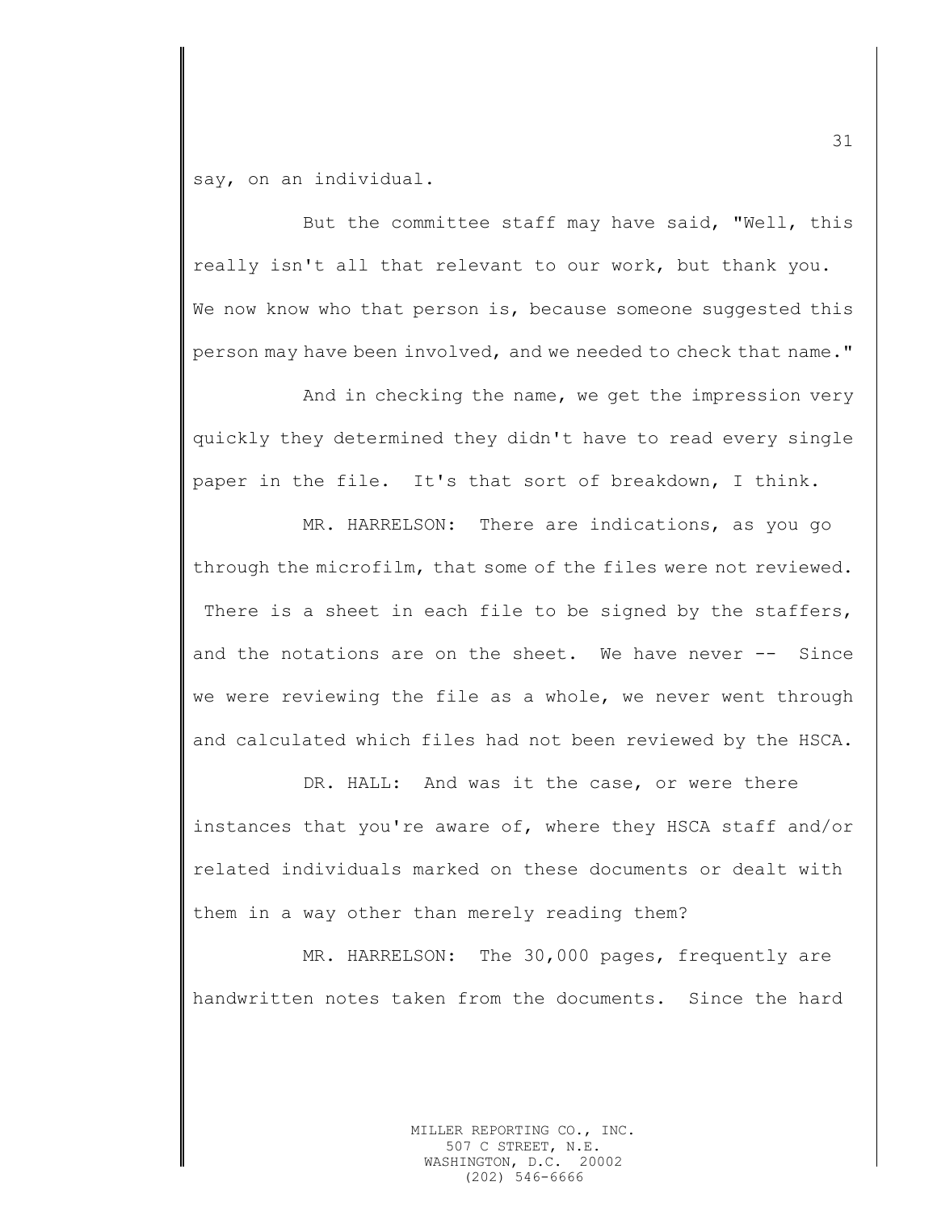say, on an individual.

But the committee staff may have said, "Well, this really isn't all that relevant to our work, but thank you. We now know who that person is, because someone suggested this person may have been involved, and we needed to check that name."

And in checking the name, we get the impression very quickly they determined they didn't have to read every single paper in the file. It's that sort of breakdown, I think.

MR. HARRELSON: There are indications, as you go through the microfilm, that some of the files were not reviewed. There is a sheet in each file to be signed by the staffers, and the notations are on the sheet. We have never -- Since we were reviewing the file as a whole, we never went through and calculated which files had not been reviewed by the HSCA.

DR. HALL: And was it the case, or were there instances that you're aware of, where they HSCA staff and/or related individuals marked on these documents or dealt with them in a way other than merely reading them?

MR. HARRELSON: The 30,000 pages, frequently are handwritten notes taken from the documents. Since the hard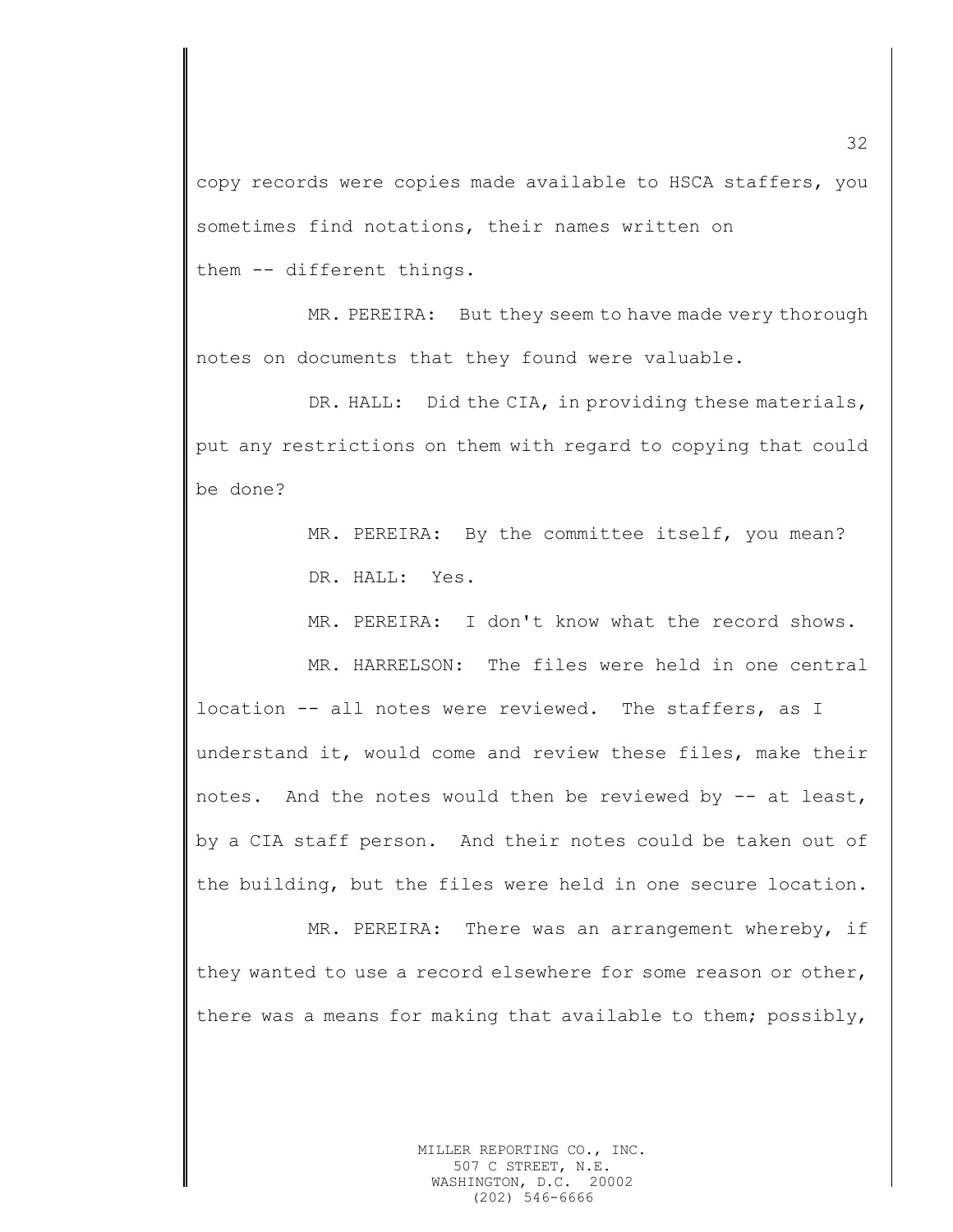copy records were copies made available to HSCA staffers, you sometimes find notations, their names written on them -- different things.

MR. PEREIRA: But they seem to have made very thorough notes on documents that they found were valuable.

DR. HALL: Did the CIA, in providing these materials, put any restrictions on them with regard to copying that could be done?

MR. PEREIRA: By the committee itself, you mean?

DR. HALL: Yes.

MR. PEREIRA: I don't know what the record shows.

MR. HARRELSON: The files were held in one central location -- all notes were reviewed. The staffers, as I understand it, would come and review these files, make their notes. And the notes would then be reviewed by -- at least, by a CIA staff person. And their notes could be taken out of the building, but the files were held in one secure location.

MR. PEREIRA: There was an arrangement whereby, if they wanted to use a record elsewhere for some reason or other, there was a means for making that available to them; possibly,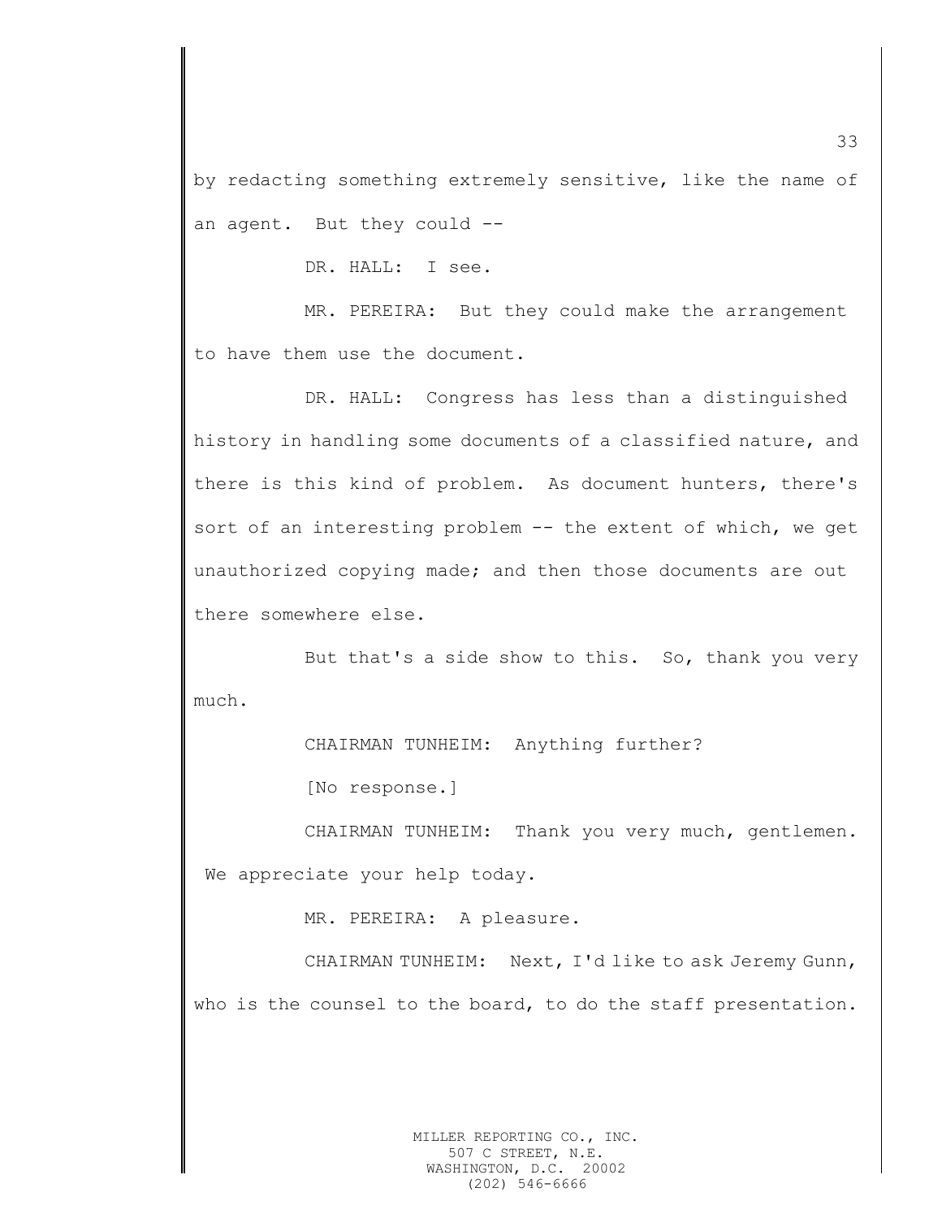by redacting something extremely sensitive, like the name of an agent. But they could --

DR. HALL: I see.

MR. PEREIRA: But they could make the arrangement to have them use the document.

DR. HALL: Congress has less than a distinguished history in handling some documents of a classified nature, and there is this kind of problem. As document hunters, there's sort of an interesting problem -- the extent of which, we get unauthorized copying made; and then those documents are out there somewhere else.

But that's a side show to this. So, thank you very much.

CHAIRMAN TUNHEIM: Anything further?

[No response.]

CHAIRMAN TUNHEIM: Thank you very much, gentlemen. We appreciate your help today.

MR. PEREIRA: A pleasure.

CHAIRMAN TUNHEIM: Next, I'd like to ask Jeremy Gunn, who is the counsel to the board, to do the staff presentation.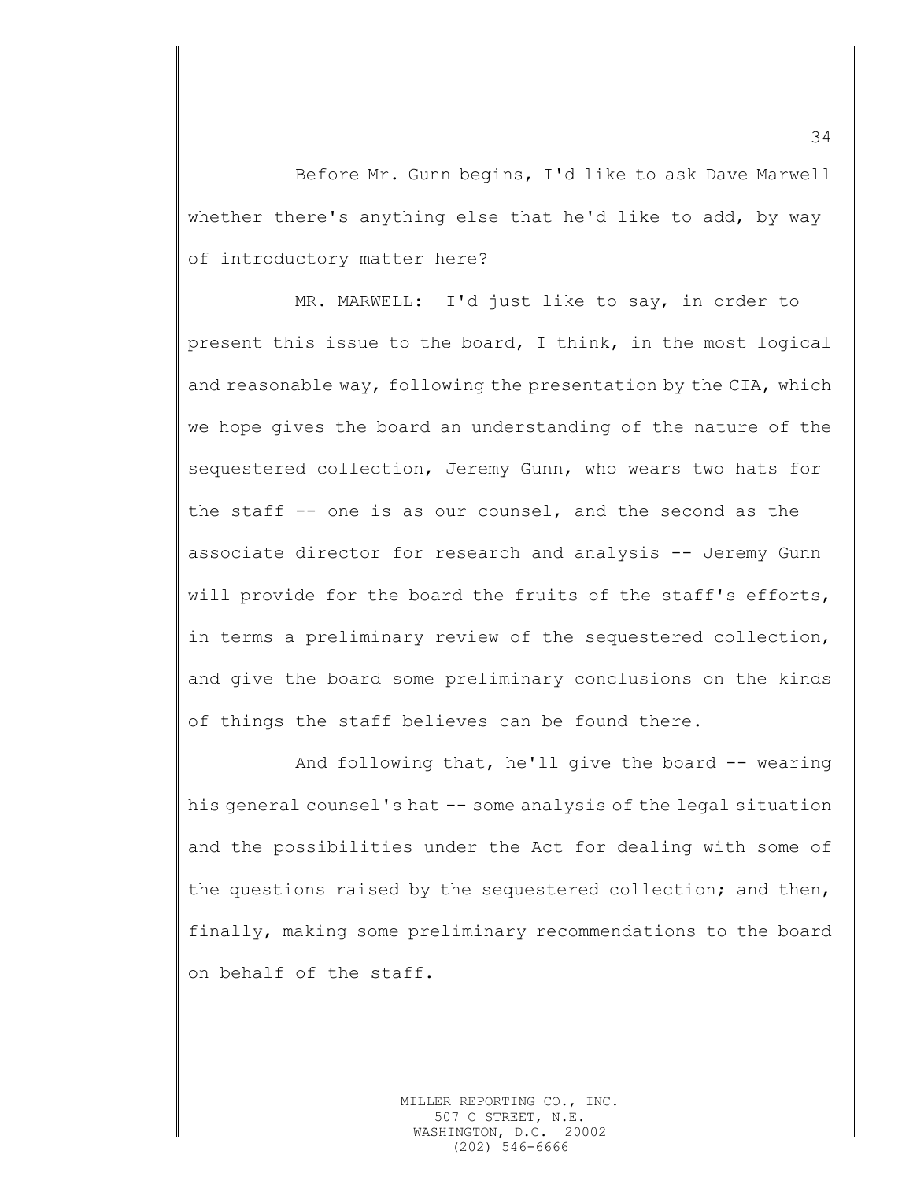Before Mr. Gunn begins, I'd like to ask Dave Marwell whether there's anything else that he'd like to add, by way of introductory matter here?

MR. MARWELL: I'd just like to say, in order to present this issue to the board, I think, in the most logical and reasonable way, following the presentation by the CIA, which we hope gives the board an understanding of the nature of the sequestered collection, Jeremy Gunn, who wears two hats for the staff -- one is as our counsel, and the second as the associate director for research and analysis -- Jeremy Gunn will provide for the board the fruits of the staff's efforts, in terms a preliminary review of the sequestered collection, and give the board some preliminary conclusions on the kinds of things the staff believes can be found there.

And following that, he'll give the board -- wearing his general counsel's hat -- some analysis of the legal situation and the possibilities under the Act for dealing with some of the questions raised by the sequestered collection; and then, finally, making some preliminary recommendations to the board on behalf of the staff.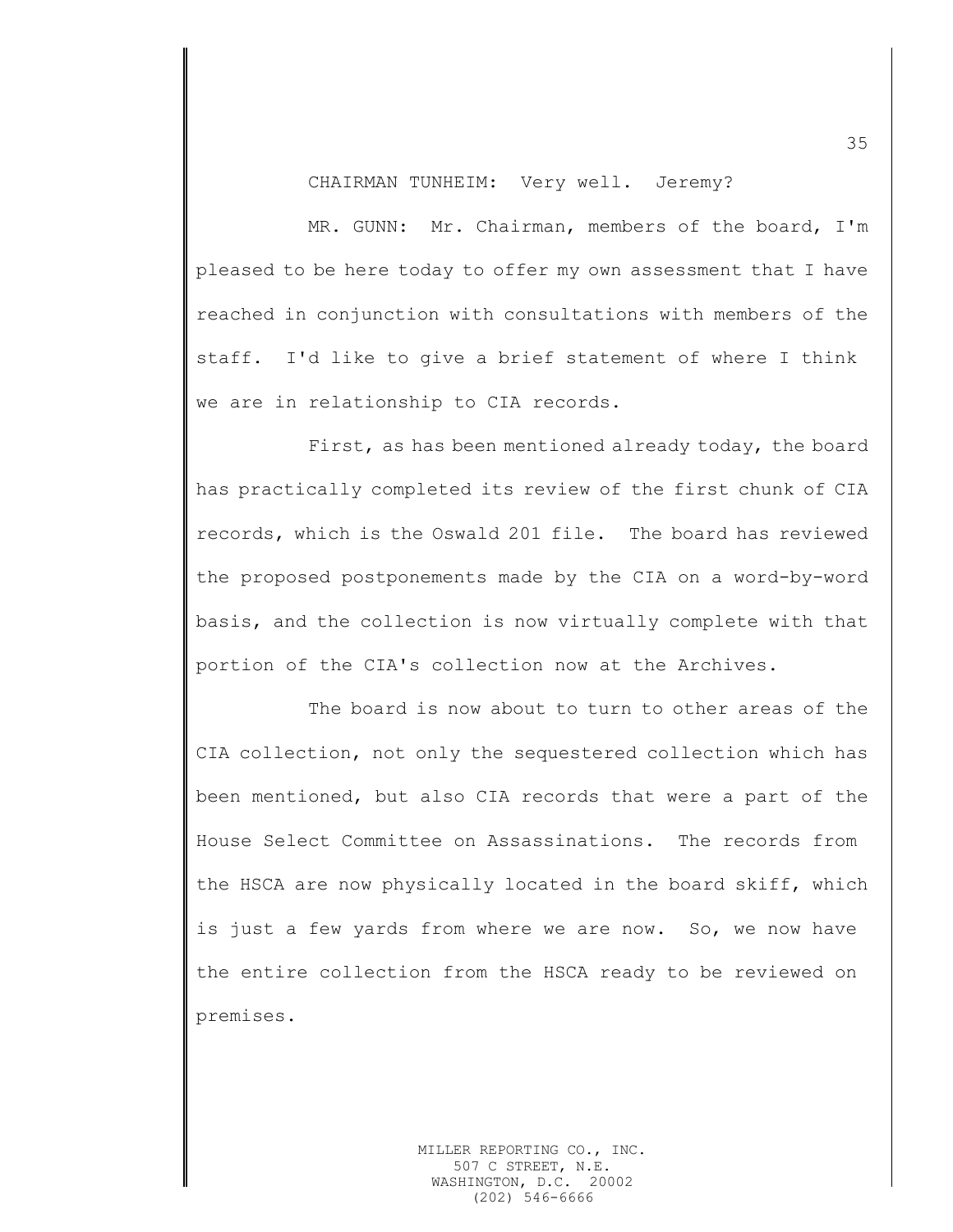CHAIRMAN TUNHEIM: Very well. Jeremy?

MR. GUNN: Mr. Chairman, members of the board, I'm pleased to be here today to offer my own assessment that I have reached in conjunction with consultations with members of the staff. I'd like to give a brief statement of where I think we are in relationship to CIA records.

First, as has been mentioned already today, the board has practically completed its review of the first chunk of CIA records, which is the Oswald 201 file. The board has reviewed the proposed postponements made by the CIA on a word-by-word basis, and the collection is now virtually complete with that portion of the CIA's collection now at the Archives.

The board is now about to turn to other areas of the CIA collection, not only the sequestered collection which has been mentioned, but also CIA records that were a part of the House Select Committee on Assassinations. The records from the HSCA are now physically located in the board skiff, which is just a few yards from where we are now. So, we now have the entire collection from the HSCA ready to be reviewed on premises.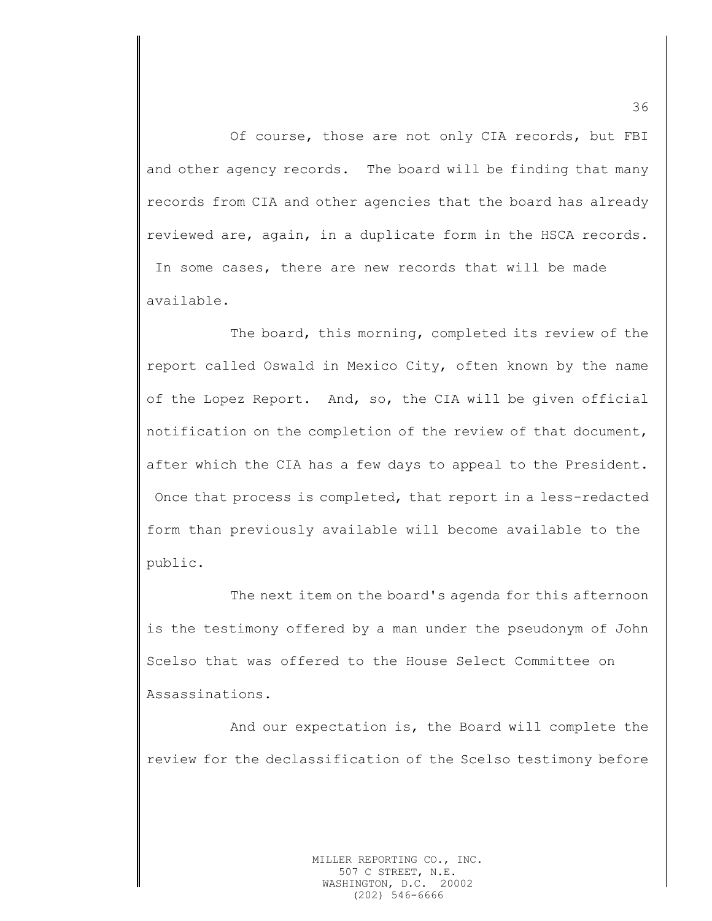Of course, those are not only CIA records, but FBI and other agency records. The board will be finding that many records from CIA and other agencies that the board has already reviewed are, again, in a duplicate form in the HSCA records. In some cases, there are new records that will be made available.

The board, this morning, completed its review of the report called Oswald in Mexico City, often known by the name of the Lopez Report. And, so, the CIA will be given official notification on the completion of the review of that document, after which the CIA has a few days to appeal to the President. Once that process is completed, that report in a less-redacted form than previously available will become available to the public.

The next item on the board's agenda for this afternoon is the testimony offered by a man under the pseudonym of John Scelso that was offered to the House Select Committee on Assassinations.

And our expectation is, the Board will complete the review for the declassification of the Scelso testimony before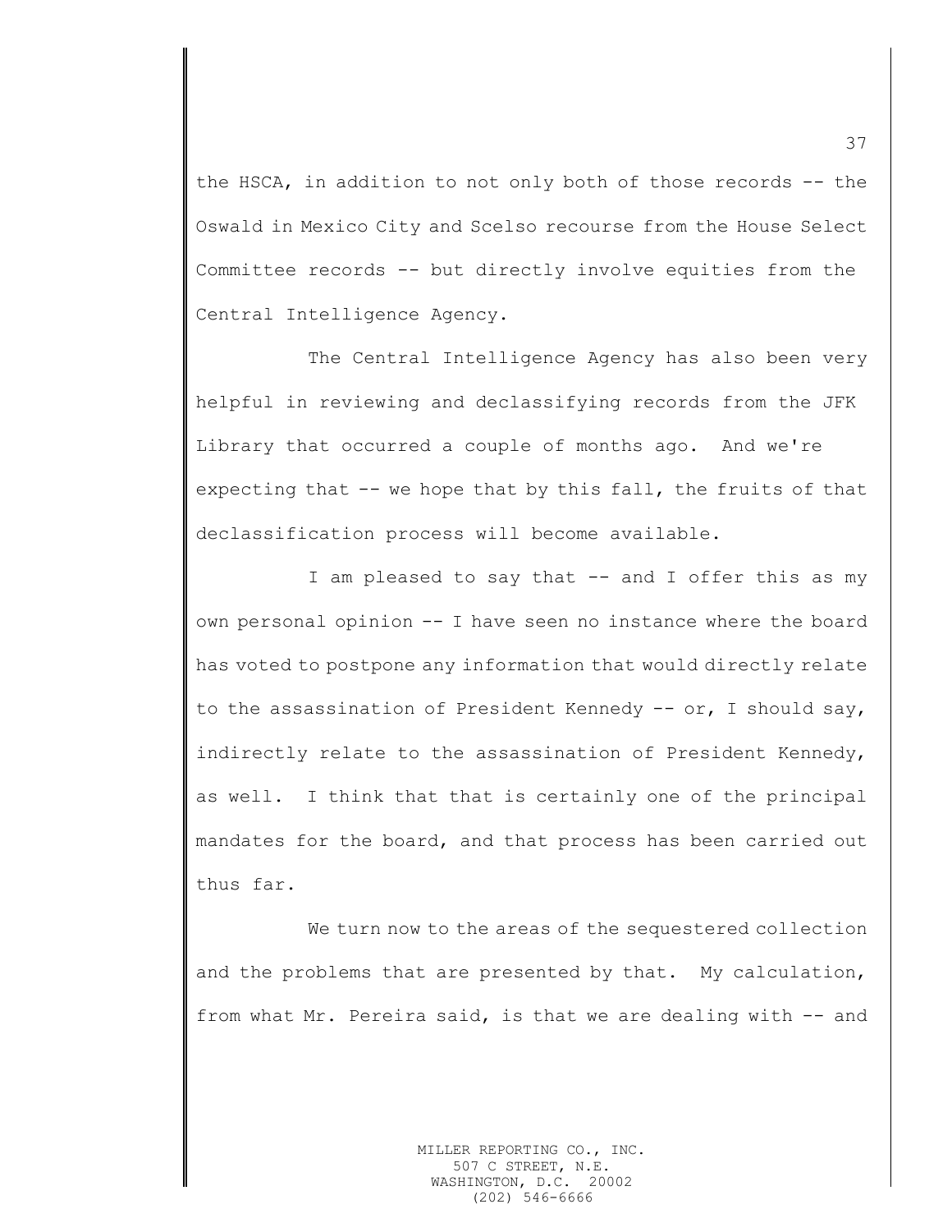the HSCA, in addition to not only both of those records -- the Oswald in Mexico City and Scelso recourse from the House Select Committee records -- but directly involve equities from the Central Intelligence Agency.

The Central Intelligence Agency has also been very helpful in reviewing and declassifying records from the JFK Library that occurred a couple of months ago. And we're expecting that -- we hope that by this fall, the fruits of that declassification process will become available.

I am pleased to say that -- and I offer this as my own personal opinion -- I have seen no instance where the board has voted to postpone any information that would directly relate to the assassination of President Kennedy -- or, I should say, indirectly relate to the assassination of President Kennedy, as well. I think that that is certainly one of the principal mandates for the board, and that process has been carried out thus far.

We turn now to the areas of the sequestered collection and the problems that are presented by that. My calculation, from what Mr. Pereira said, is that we are dealing with -- and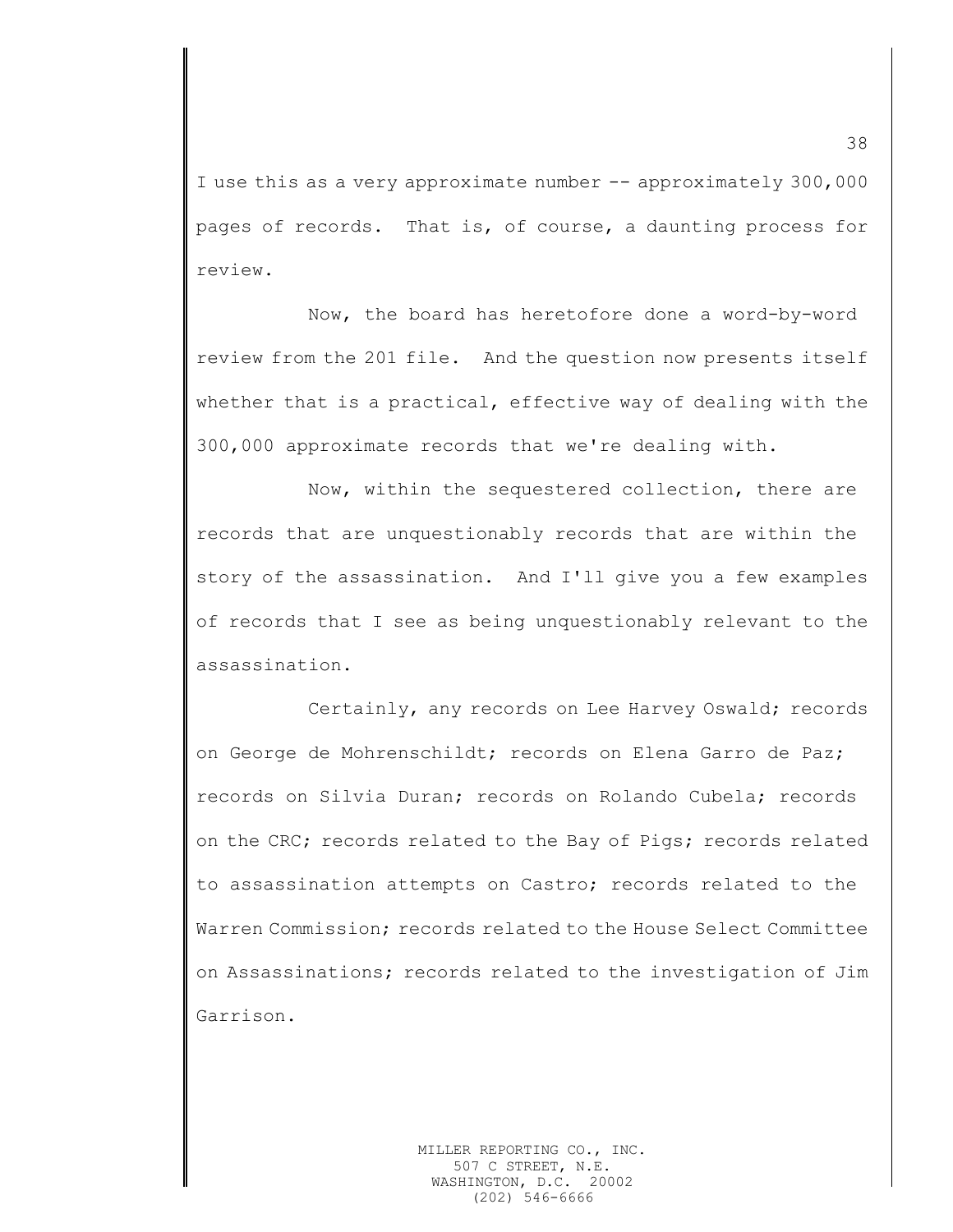I use this as a very approximate number -- approximately 300,000 pages of records. That is, of course, a daunting process for review.

Now, the board has heretofore done a word-by-word review from the 201 file. And the question now presents itself whether that is a practical, effective way of dealing with the 300,000 approximate records that we're dealing with.

Now, within the sequestered collection, there are records that are unquestionably records that are within the story of the assassination. And I'll give you a few examples of records that I see as being unquestionably relevant to the assassination.

Certainly, any records on Lee Harvey Oswald; records on George de Mohrenschildt; records on Elena Garro de Paz; records on Silvia Duran; records on Rolando Cubela; records on the CRC; records related to the Bay of Pigs; records related to assassination attempts on Castro; records related to the Warren Commission; records related to the House Select Committee on Assassinations; records related to the investigation of Jim Garrison.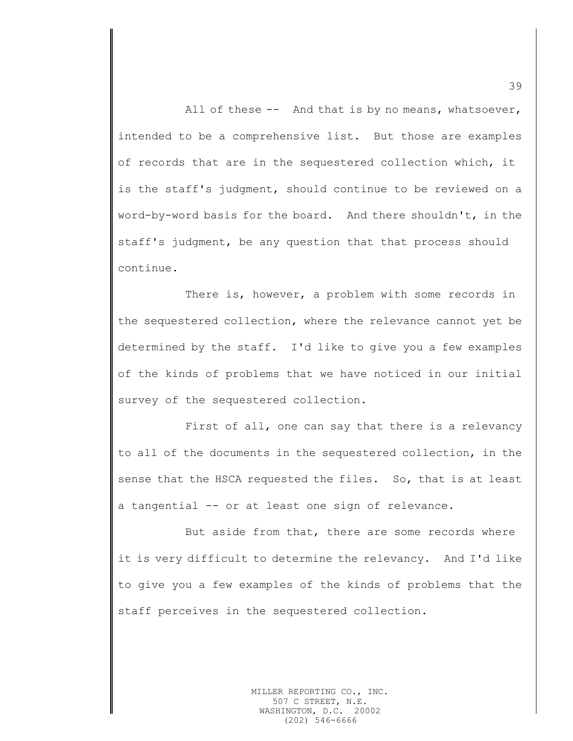All of these -- And that is by no means, whatsoever, intended to be a comprehensive list. But those are examples of records that are in the sequestered collection which, it is the staff's judgment, should continue to be reviewed on a word-by-word basis for the board. And there shouldn't, in the staff's judgment, be any question that that process should continue.

There is, however, a problem with some records in the sequestered collection, where the relevance cannot yet be determined by the staff. I'd like to give you a few examples of the kinds of problems that we have noticed in our initial survey of the sequestered collection.

First of all, one can say that there is a relevancy to all of the documents in the sequestered collection, in the sense that the HSCA requested the files. So, that is at least a tangential -- or at least one sign of relevance.

But aside from that, there are some records where it is very difficult to determine the relevancy. And I'd like to give you a few examples of the kinds of problems that the staff perceives in the sequestered collection.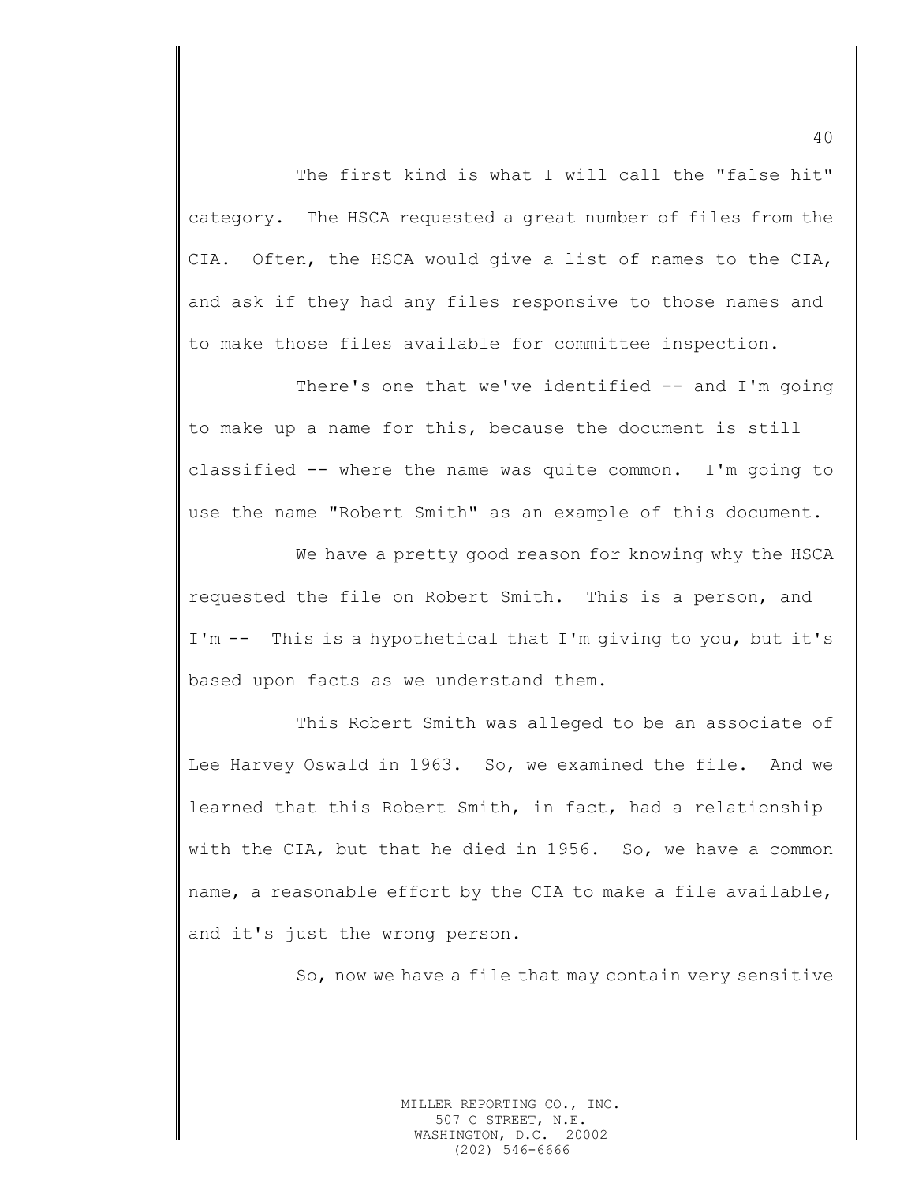The first kind is what I will call the "false hit" category. The HSCA requested a great number of files from the CIA. Often, the HSCA would give a list of names to the CIA, and ask if they had any files responsive to those names and to make those files available for committee inspection.

There's one that we've identified -- and I'm going to make up a name for this, because the document is still classified -- where the name was quite common. I'm going to use the name "Robert Smith" as an example of this document.

We have a pretty good reason for knowing why the HSCA requested the file on Robert Smith. This is a person, and I'm -- This is a hypothetical that I'm giving to you, but it's based upon facts as we understand them.

This Robert Smith was alleged to be an associate of Lee Harvey Oswald in 1963. So, we examined the file. And we learned that this Robert Smith, in fact, had a relationship with the CIA, but that he died in 1956. So, we have a common name, a reasonable effort by the CIA to make a file available, and it's just the wrong person.

So, now we have a file that may contain very sensitive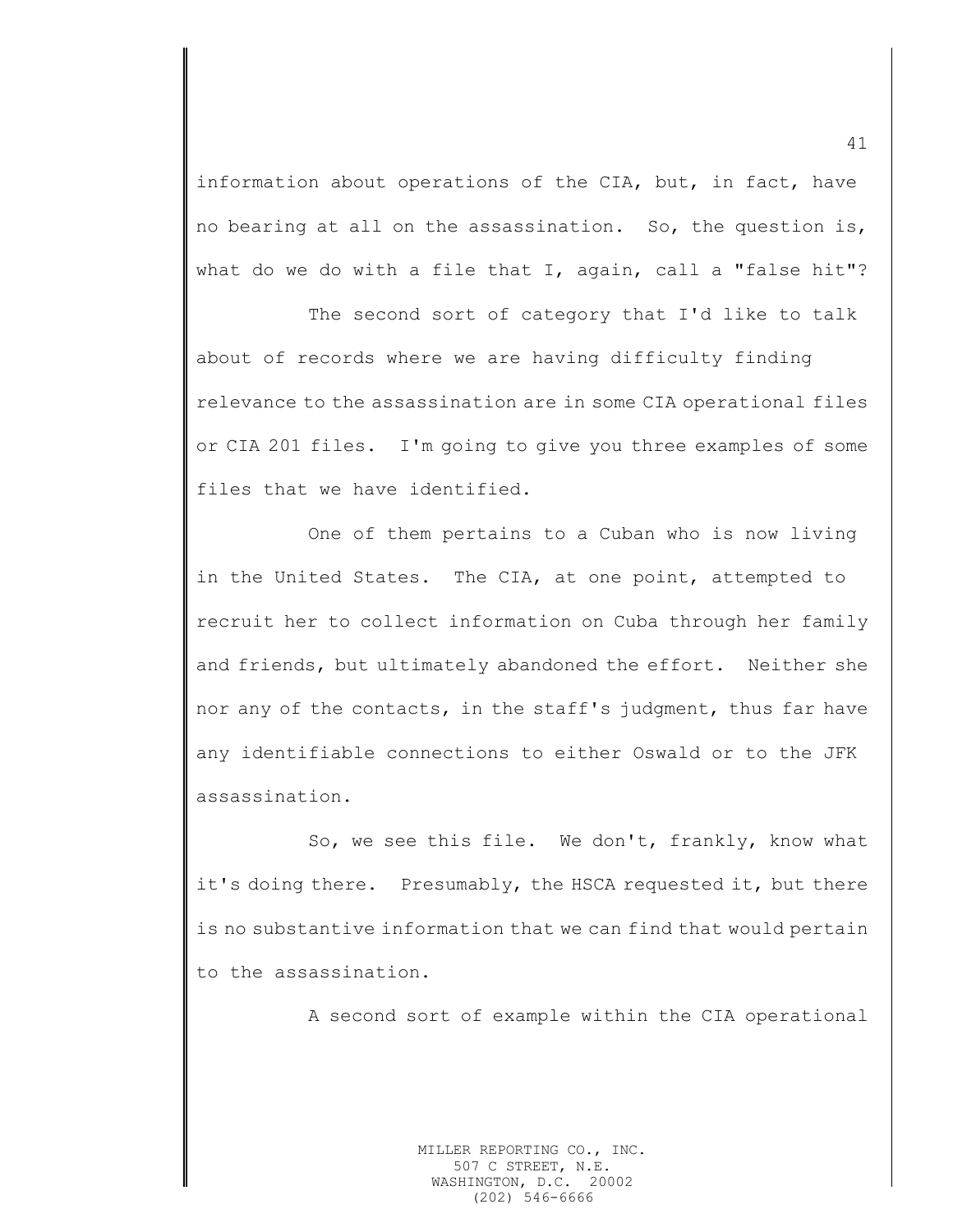information about operations of the CIA, but, in fact, have no bearing at all on the assassination. So, the question is, what do we do with a file that I, again, call a "false hit"?

The second sort of category that I'd like to talk about of records where we are having difficulty finding relevance to the assassination are in some CIA operational files or CIA 201 files. I'm going to give you three examples of some files that we have identified.

One of them pertains to a Cuban who is now living in the United States. The CIA, at one point, attempted to recruit her to collect information on Cuba through her family and friends, but ultimately abandoned the effort. Neither she nor any of the contacts, in the staff's judgment, thus far have any identifiable connections to either Oswald or to the JFK assassination.

So, we see this file. We don't, frankly, know what it's doing there. Presumably, the HSCA requested it, but there is no substantive information that we can find that would pertain to the assassination.

A second sort of example within the CIA operational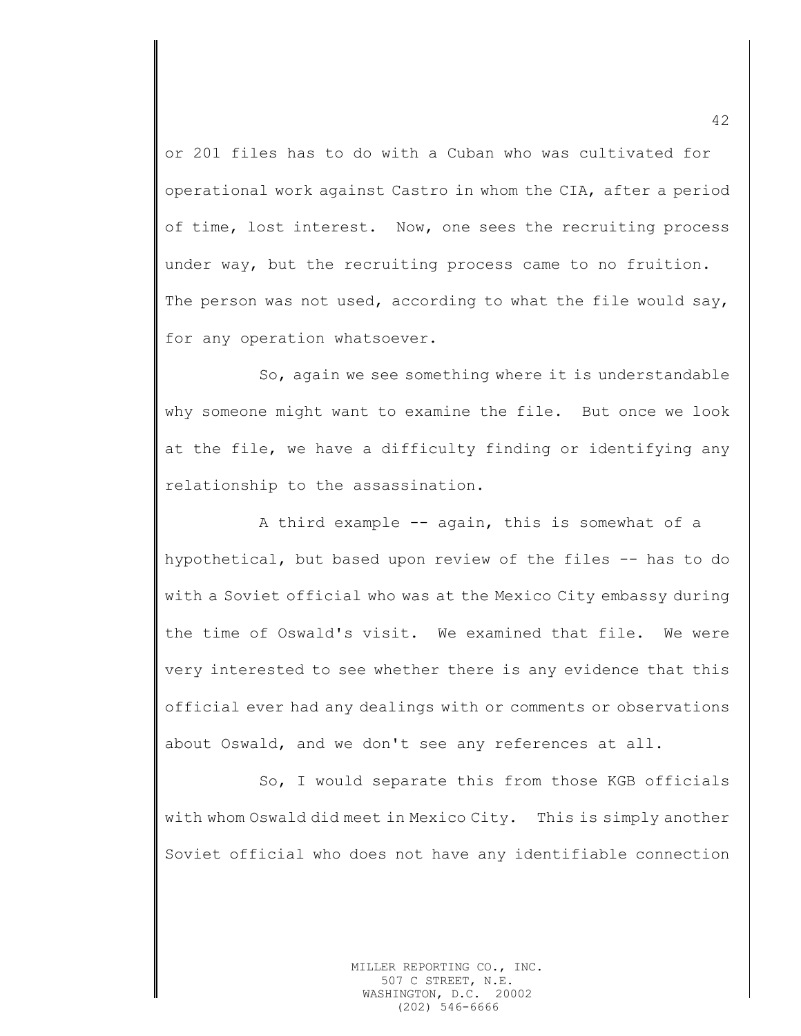or 201 files has to do with a Cuban who was cultivated for operational work against Castro in whom the CIA, after a period of time, lost interest. Now, one sees the recruiting process under way, but the recruiting process came to no fruition. The person was not used, according to what the file would say, for any operation whatsoever.

So, again we see something where it is understandable why someone might want to examine the file. But once we look at the file, we have a difficulty finding or identifying any relationship to the assassination.

A third example -- again, this is somewhat of a hypothetical, but based upon review of the files -- has to do with a Soviet official who was at the Mexico City embassy during the time of Oswald's visit. We examined that file. We were very interested to see whether there is any evidence that this official ever had any dealings with or comments or observations about Oswald, and we don't see any references at all.

So, I would separate this from those KGB officials with whom Oswald did meet in Mexico City. This is simply another Soviet official who does not have any identifiable connection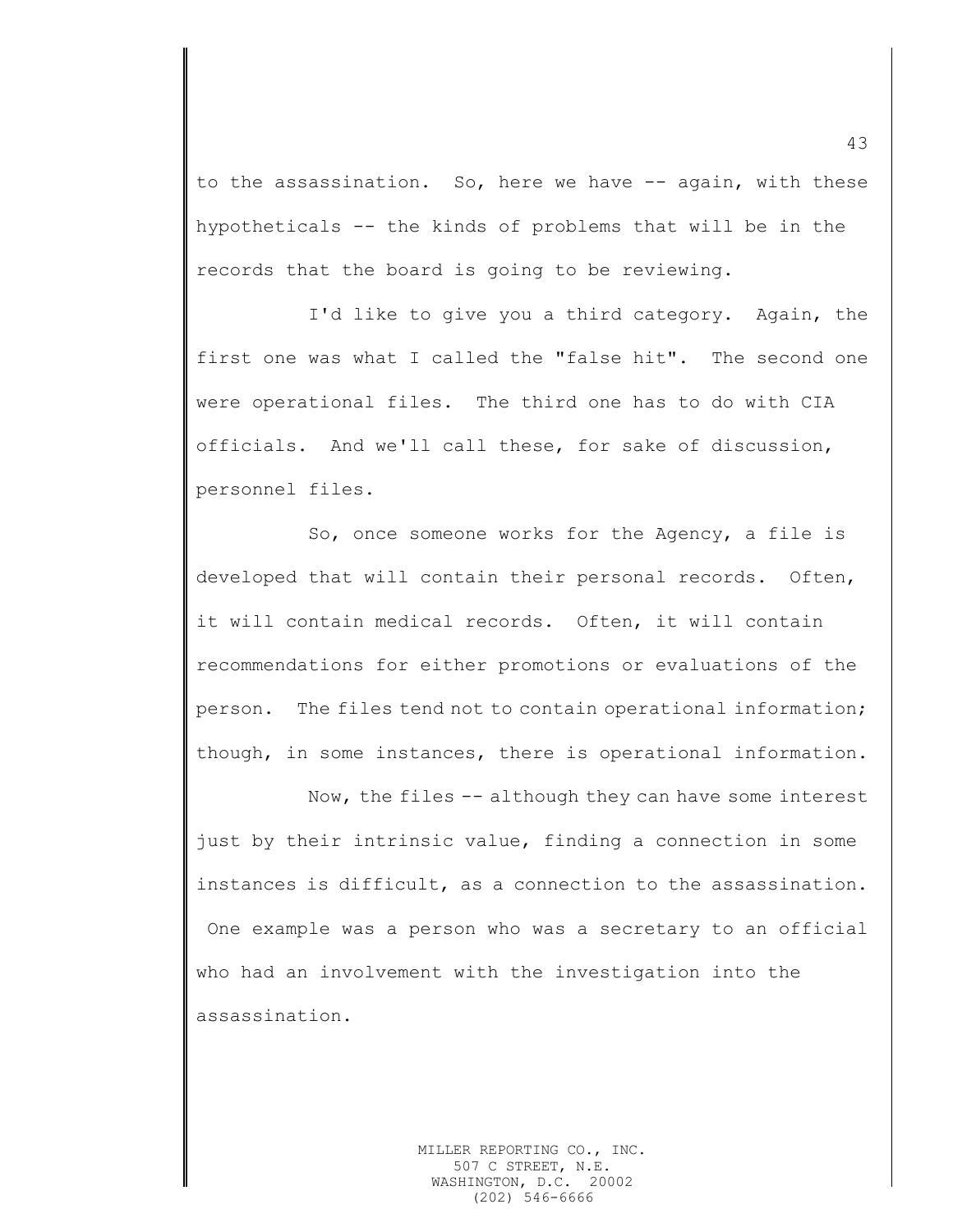to the assassination. So, here we have -- again, with these hypotheticals -- the kinds of problems that will be in the records that the board is going to be reviewing.

I'd like to give you a third category. Again, the first one was what I called the "false hit". The second one were operational files. The third one has to do with CIA officials. And we'll call these, for sake of discussion, personnel files.

So, once someone works for the Agency, a file is developed that will contain their personal records. Often, it will contain medical records. Often, it will contain recommendations for either promotions or evaluations of the person. The files tend not to contain operational information; though, in some instances, there is operational information.

Now, the files -- although they can have some interest just by their intrinsic value, finding a connection in some instances is difficult, as a connection to the assassination. One example was a person who was a secretary to an official who had an involvement with the investigation into the assassination.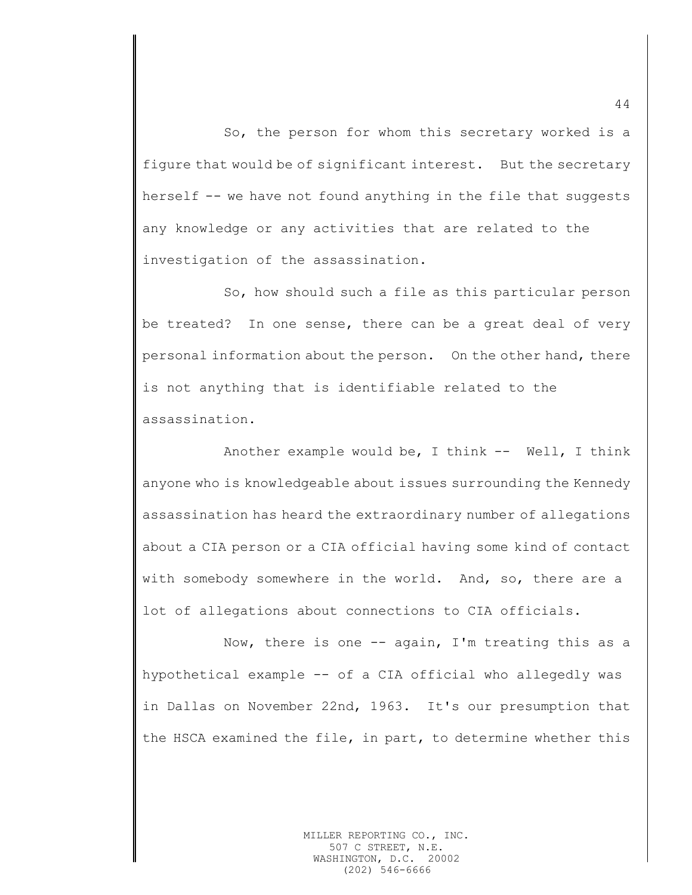So, the person for whom this secretary worked is a figure that would be of significant interest. But the secretary herself -- we have not found anything in the file that suggests any knowledge or any activities that are related to the investigation of the assassination.

So, how should such a file as this particular person be treated? In one sense, there can be a great deal of very personal information about the person. On the other hand, there is not anything that is identifiable related to the assassination.

Another example would be, I think -- Well, I think anyone who is knowledgeable about issues surrounding the Kennedy assassination has heard the extraordinary number of allegations about a CIA person or a CIA official having some kind of contact with somebody somewhere in the world. And, so, there are a lot of allegations about connections to CIA officials.

Now, there is one -- again, I'm treating this as a hypothetical example -- of a CIA official who allegedly was in Dallas on November 22nd, 1963. It's our presumption that the HSCA examined the file, in part, to determine whether this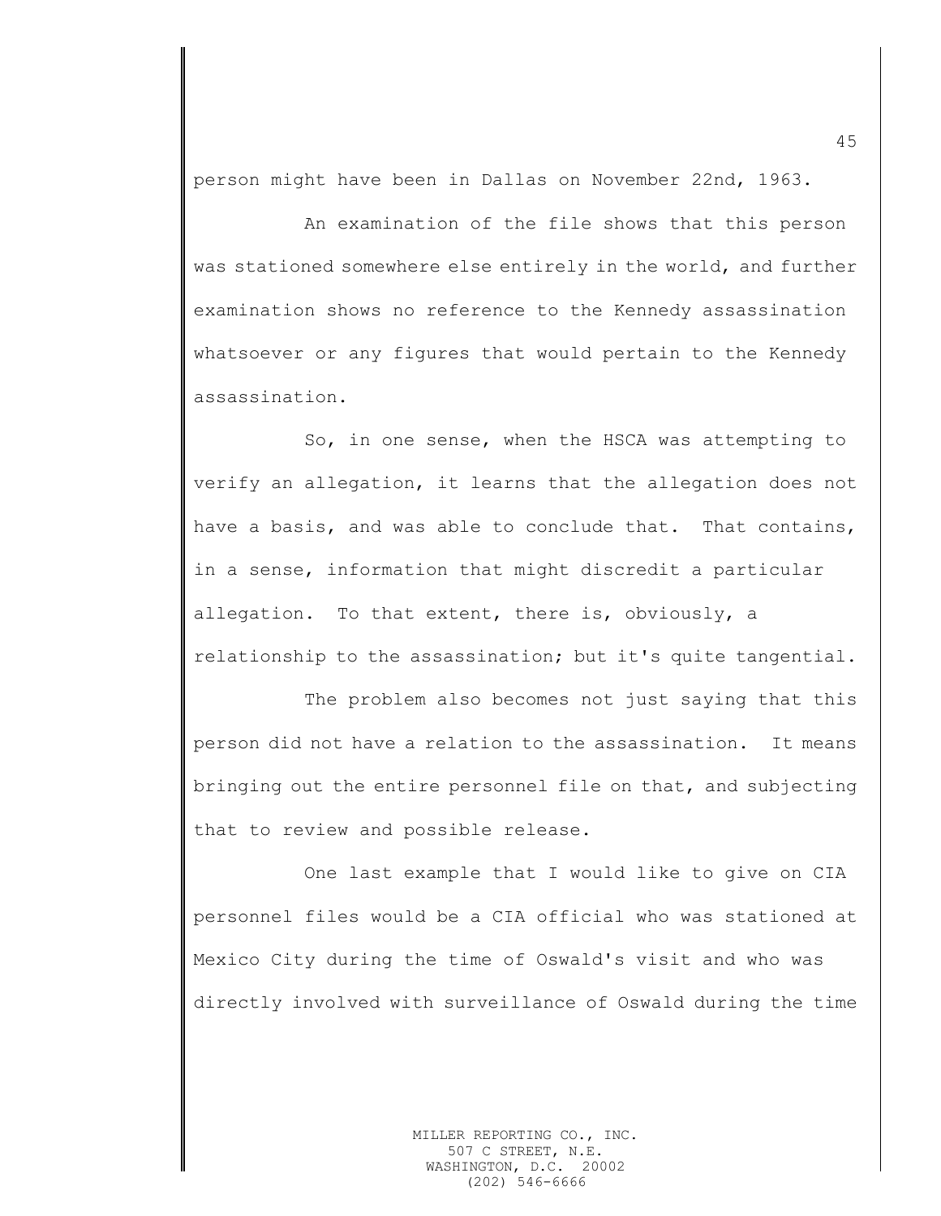person might have been in Dallas on November 22nd, 1963.

An examination of the file shows that this person was stationed somewhere else entirely in the world, and further examination shows no reference to the Kennedy assassination whatsoever or any figures that would pertain to the Kennedy assassination.

So, in one sense, when the HSCA was attempting to verify an allegation, it learns that the allegation does not have a basis, and was able to conclude that. That contains, in a sense, information that might discredit a particular allegation. To that extent, there is, obviously, a relationship to the assassination; but it's quite tangential.

The problem also becomes not just saying that this person did not have a relation to the assassination. It means bringing out the entire personnel file on that, and subjecting that to review and possible release.

One last example that I would like to give on CIA personnel files would be a CIA official who was stationed at Mexico City during the time of Oswald's visit and who was directly involved with surveillance of Oswald during the time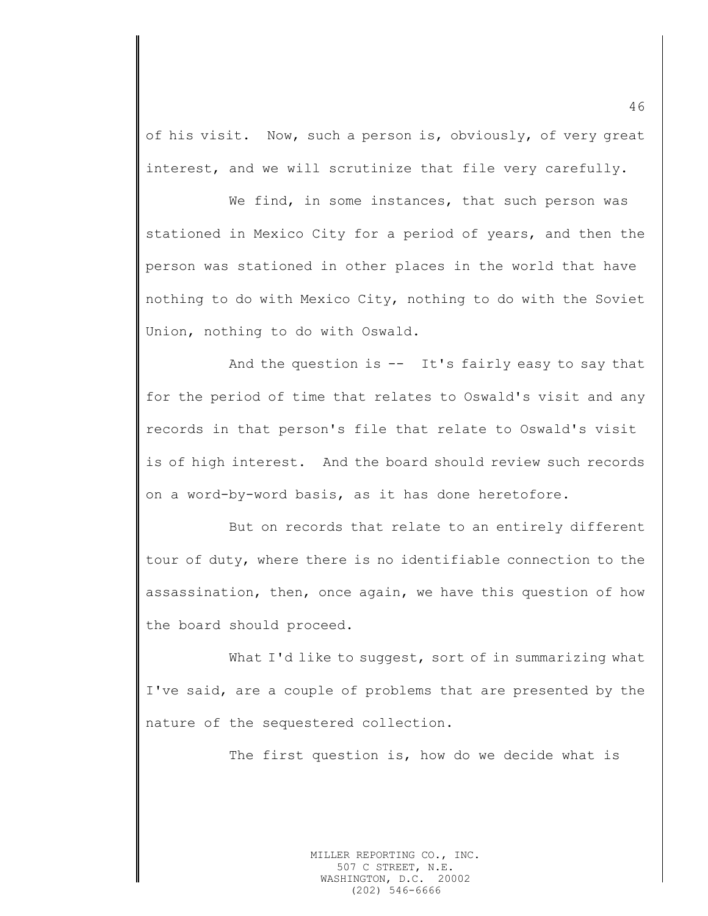of his visit. Now, such a person is, obviously, of very great interest, and we will scrutinize that file very carefully.

We find, in some instances, that such person was stationed in Mexico City for a period of years, and then the person was stationed in other places in the world that have nothing to do with Mexico City, nothing to do with the Soviet Union, nothing to do with Oswald.

And the question is -- It's fairly easy to say that for the period of time that relates to Oswald's visit and any records in that person's file that relate to Oswald's visit is of high interest. And the board should review such records on a word-by-word basis, as it has done heretofore.

But on records that relate to an entirely different tour of duty, where there is no identifiable connection to the assassination, then, once again, we have this question of how the board should proceed.

What I'd like to suggest, sort of in summarizing what I've said, are a couple of problems that are presented by the nature of the sequestered collection.

The first question is, how do we decide what is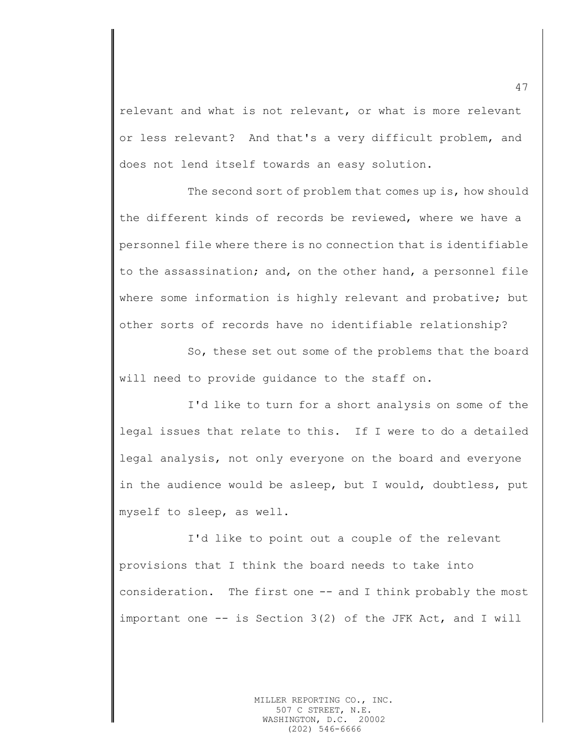relevant and what is not relevant, or what is more relevant or less relevant? And that's a very difficult problem, and does not lend itself towards an easy solution.

The second sort of problem that comes up is, how should the different kinds of records be reviewed, where we have a personnel file where there is no connection that is identifiable to the assassination; and, on the other hand, a personnel file where some information is highly relevant and probative; but other sorts of records have no identifiable relationship?

So, these set out some of the problems that the board will need to provide guidance to the staff on.

I'd like to turn for a short analysis on some of the legal issues that relate to this. If I were to do a detailed legal analysis, not only everyone on the board and everyone in the audience would be asleep, but I would, doubtless, put myself to sleep, as well.

I'd like to point out a couple of the relevant provisions that I think the board needs to take into consideration. The first one -- and I think probably the most important one -- is Section 3(2) of the JFK Act, and I will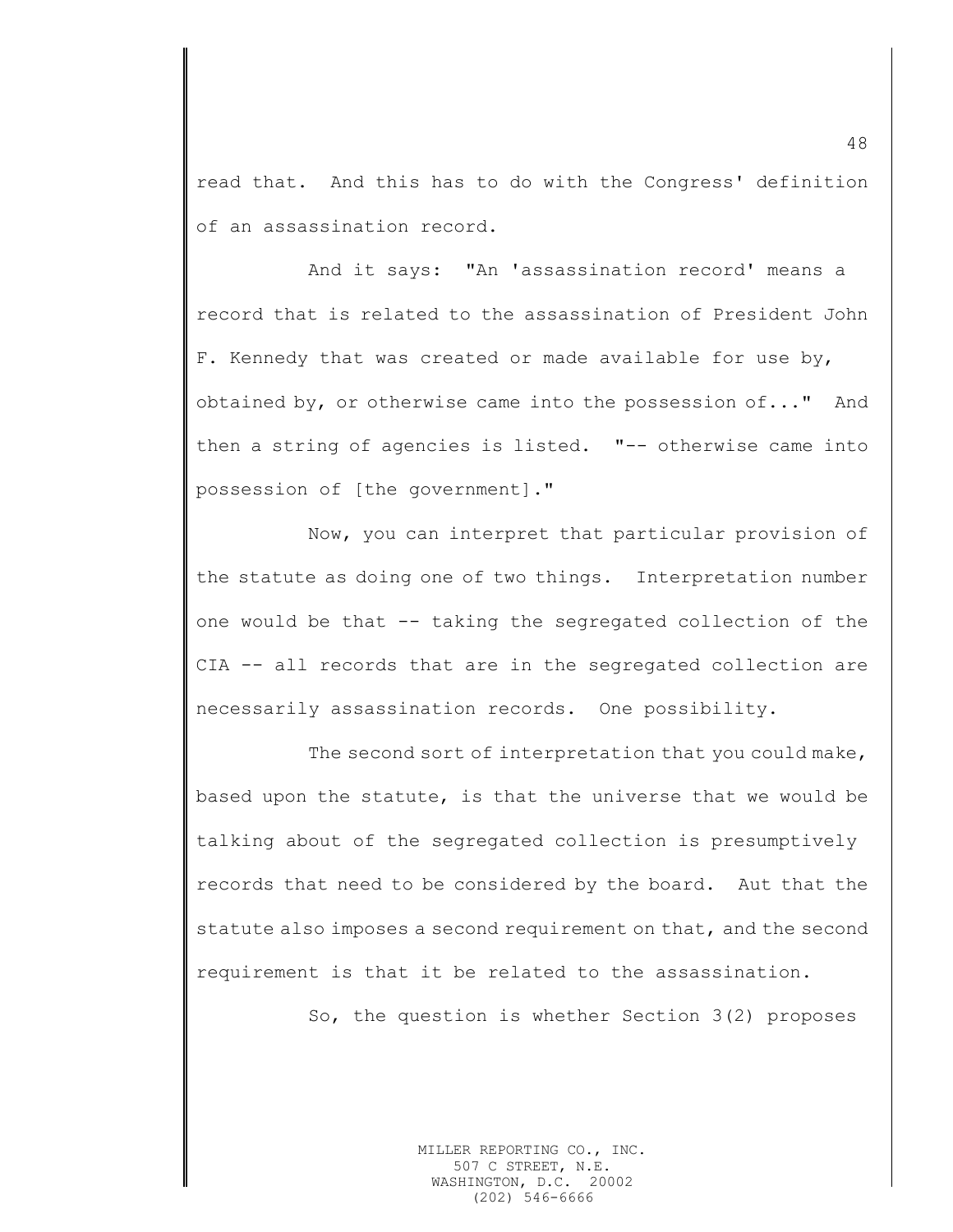read that. And this has to do with the Congress' definition of an assassination record.

And it says: "An 'assassination record' means a record that is related to the assassination of President John F. Kennedy that was created or made available for use by, obtained by, or otherwise came into the possession of..." And then a string of agencies is listed. "-- otherwise came into possession of [the government]."

Now, you can interpret that particular provision of the statute as doing one of two things. Interpretation number one would be that -- taking the segregated collection of the CIA -- all records that are in the segregated collection are necessarily assassination records. One possibility.

The second sort of interpretation that you could make, based upon the statute, is that the universe that we would be talking about of the segregated collection is presumptively records that need to be considered by the board. Aut that the statute also imposes a second requirement on that, and the second requirement is that it be related to the assassination.

So, the question is whether Section 3(2) proposes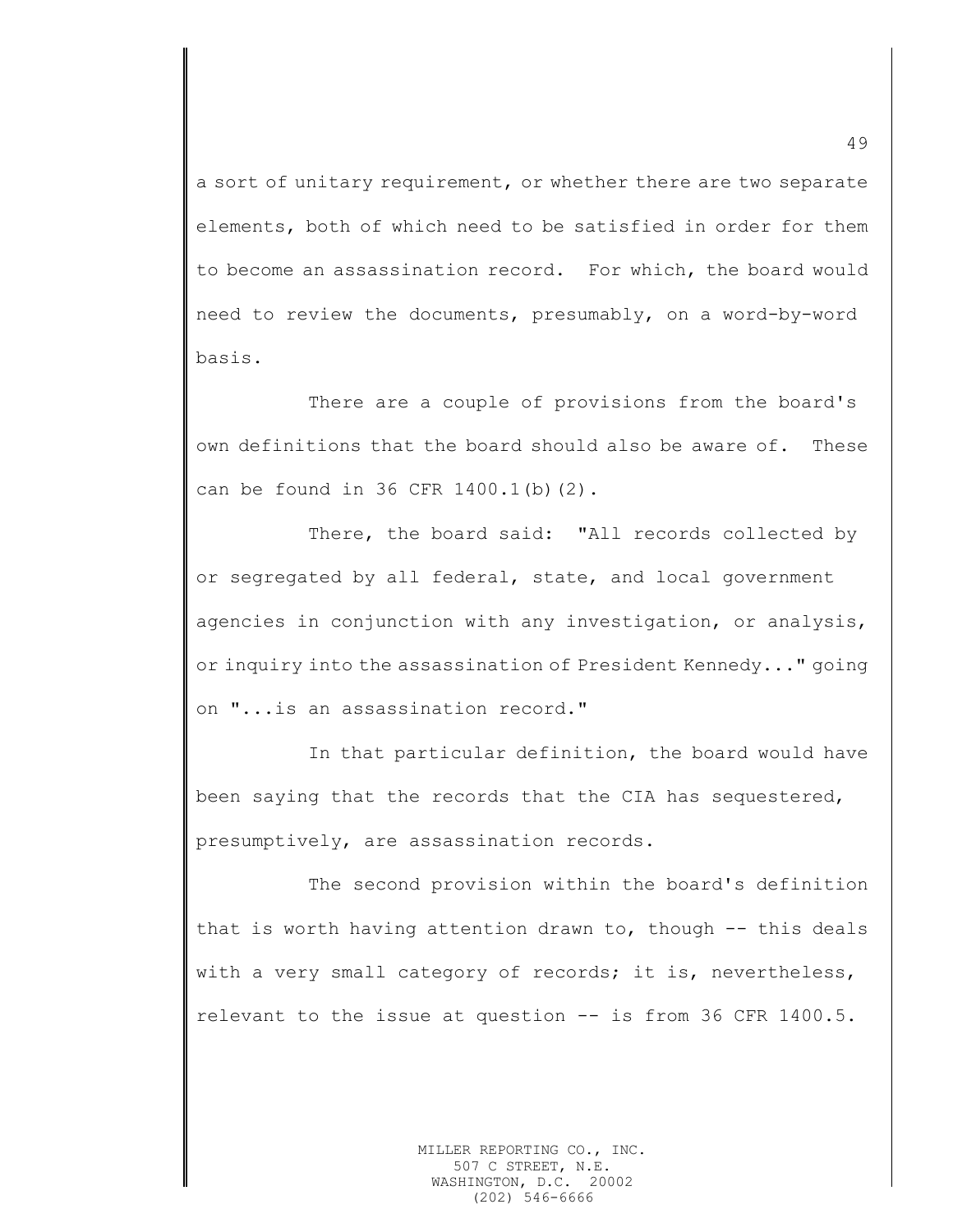a sort of unitary requirement, or whether there are two separate elements, both of which need to be satisfied in order for them to become an assassination record. For which, the board would need to review the documents, presumably, on a word-by-word basis.

There are a couple of provisions from the board's own definitions that the board should also be aware of. These can be found in 36 CFR 1400.1(b)(2).

There, the board said: "All records collected by or segregated by all federal, state, and local government agencies in conjunction with any investigation, or analysis, or inquiry into the assassination of President Kennedy..." going on "...is an assassination record."

In that particular definition, the board would have been saying that the records that the CIA has sequestered, presumptively, are assassination records.

The second provision within the board's definition that is worth having attention drawn to, though -- this deals with a very small category of records; it is, nevertheless, relevant to the issue at question -- is from 36 CFR 1400.5.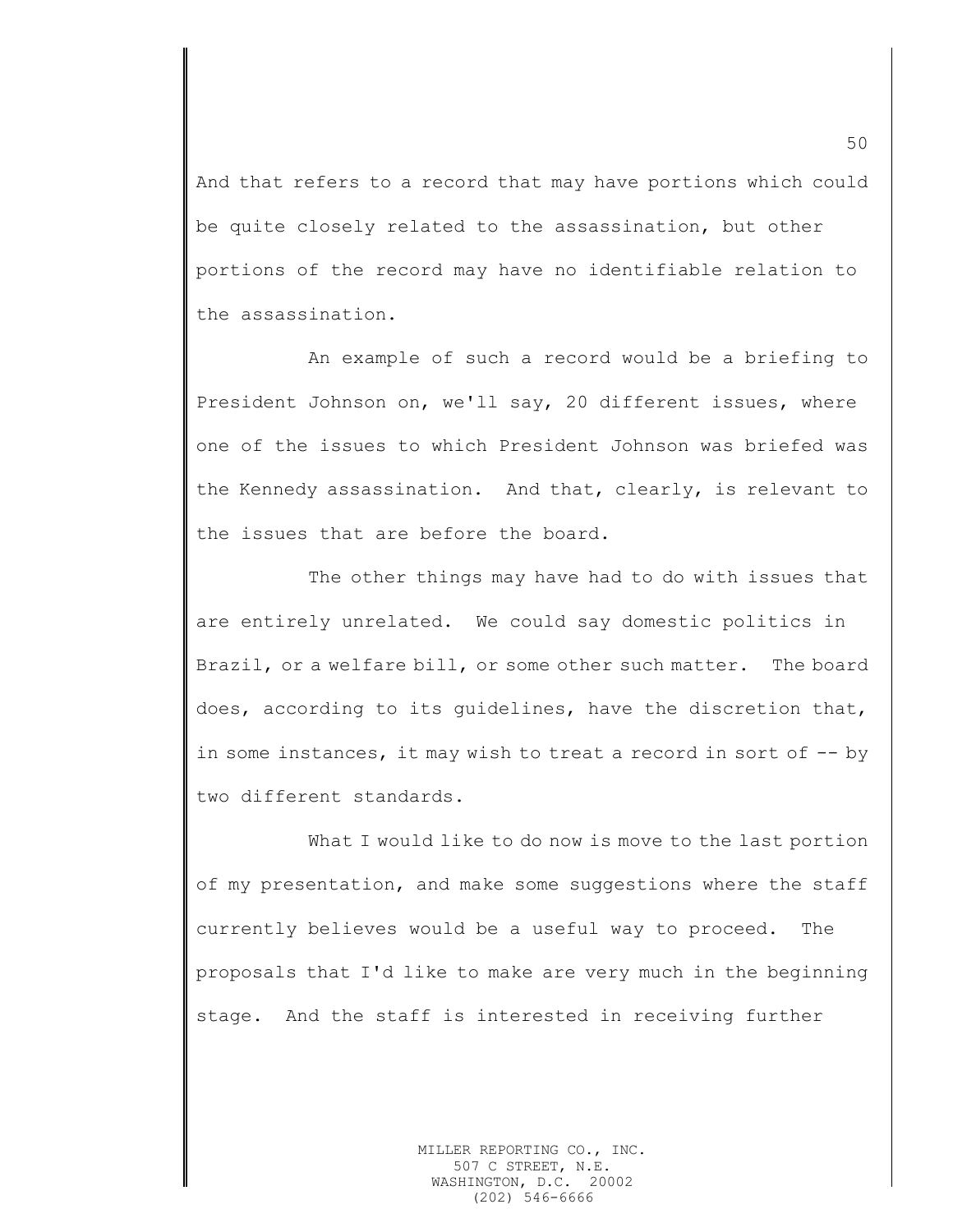And that refers to a record that may have portions which could be quite closely related to the assassination, but other portions of the record may have no identifiable relation to the assassination.

An example of such a record would be a briefing to President Johnson on, we'll say, 20 different issues, where one of the issues to which President Johnson was briefed was the Kennedy assassination. And that, clearly, is relevant to the issues that are before the board.

The other things may have had to do with issues that are entirely unrelated. We could say domestic politics in Brazil, or a welfare bill, or some other such matter. The board does, according to its guidelines, have the discretion that, in some instances, it may wish to treat a record in sort of -- by two different standards.

What I would like to do now is move to the last portion of my presentation, and make some suggestions where the staff currently believes would be a useful way to proceed. The proposals that I'd like to make are very much in the beginning stage. And the staff is interested in receiving further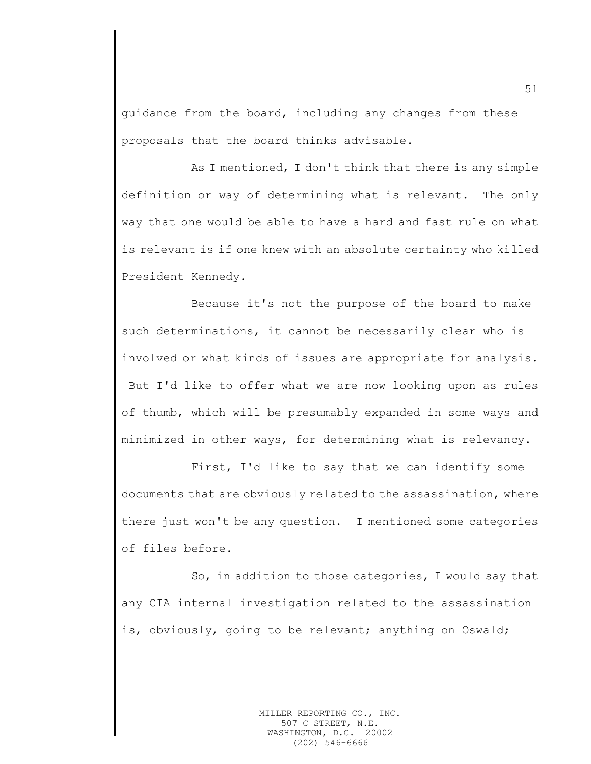guidance from the board, including any changes from these proposals that the board thinks advisable.

As I mentioned, I don't think that there is any simple definition or way of determining what is relevant. The only way that one would be able to have a hard and fast rule on what is relevant is if one knew with an absolute certainty who killed President Kennedy.

Because it's not the purpose of the board to make such determinations, it cannot be necessarily clear who is involved or what kinds of issues are appropriate for analysis. But I'd like to offer what we are now looking upon as rules of thumb, which will be presumably expanded in some ways and minimized in other ways, for determining what is relevancy.

First, I'd like to say that we can identify some documents that are obviously related to the assassination, where there just won't be any question. I mentioned some categories of files before.

So, in addition to those categories, I would say that any CIA internal investigation related to the assassination is, obviously, going to be relevant; anything on Oswald;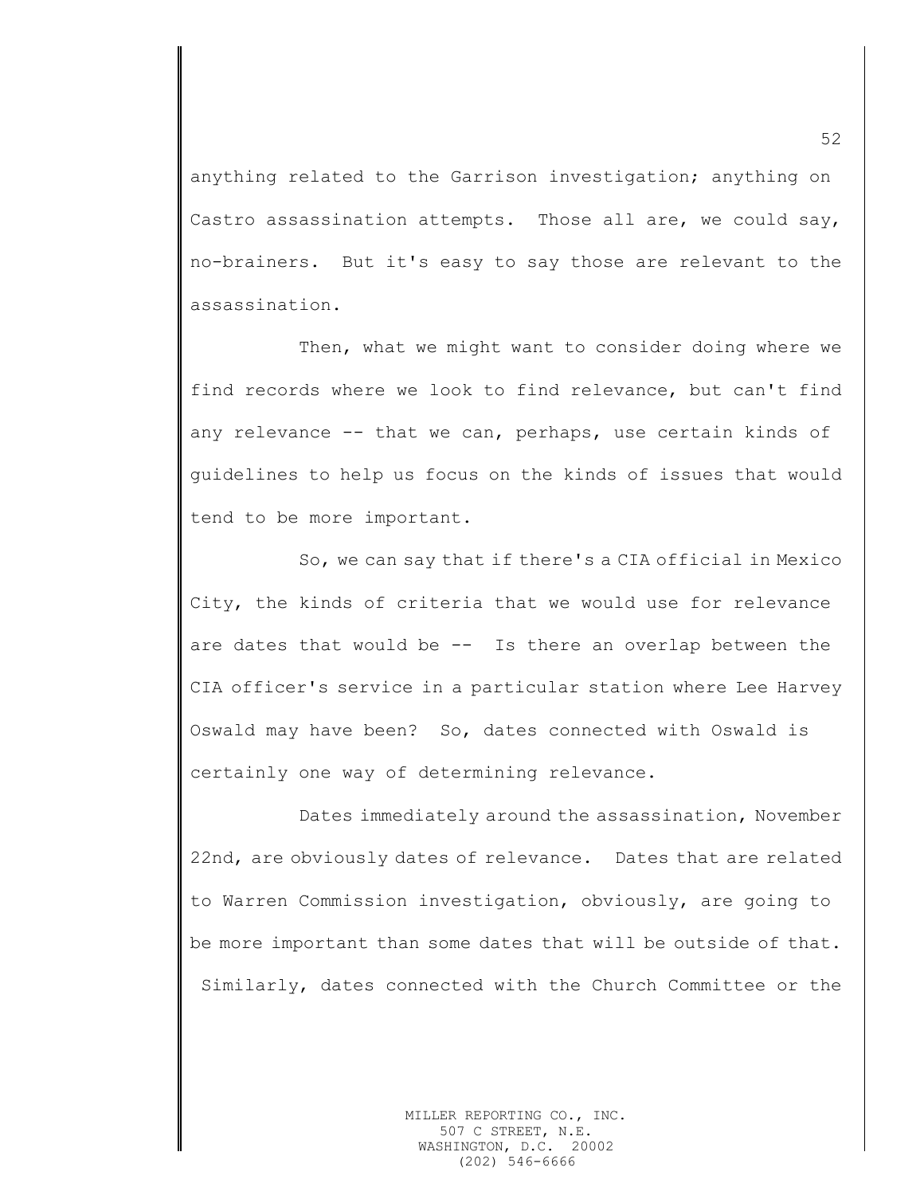anything related to the Garrison investigation; anything on Castro assassination attempts. Those all are, we could say, no-brainers. But it's easy to say those are relevant to the assassination.

Then, what we might want to consider doing where we find records where we look to find relevance, but can't find any relevance -- that we can, perhaps, use certain kinds of guidelines to help us focus on the kinds of issues that would tend to be more important.

So, we can say that if there's a CIA official in Mexico City, the kinds of criteria that we would use for relevance are dates that would be -- Is there an overlap between the CIA officer's service in a particular station where Lee Harvey Oswald may have been? So, dates connected with Oswald is certainly one way of determining relevance.

Dates immediately around the assassination, November 22nd, are obviously dates of relevance. Dates that are related to Warren Commission investigation, obviously, are going to be more important than some dates that will be outside of that. Similarly, dates connected with the Church Committee or the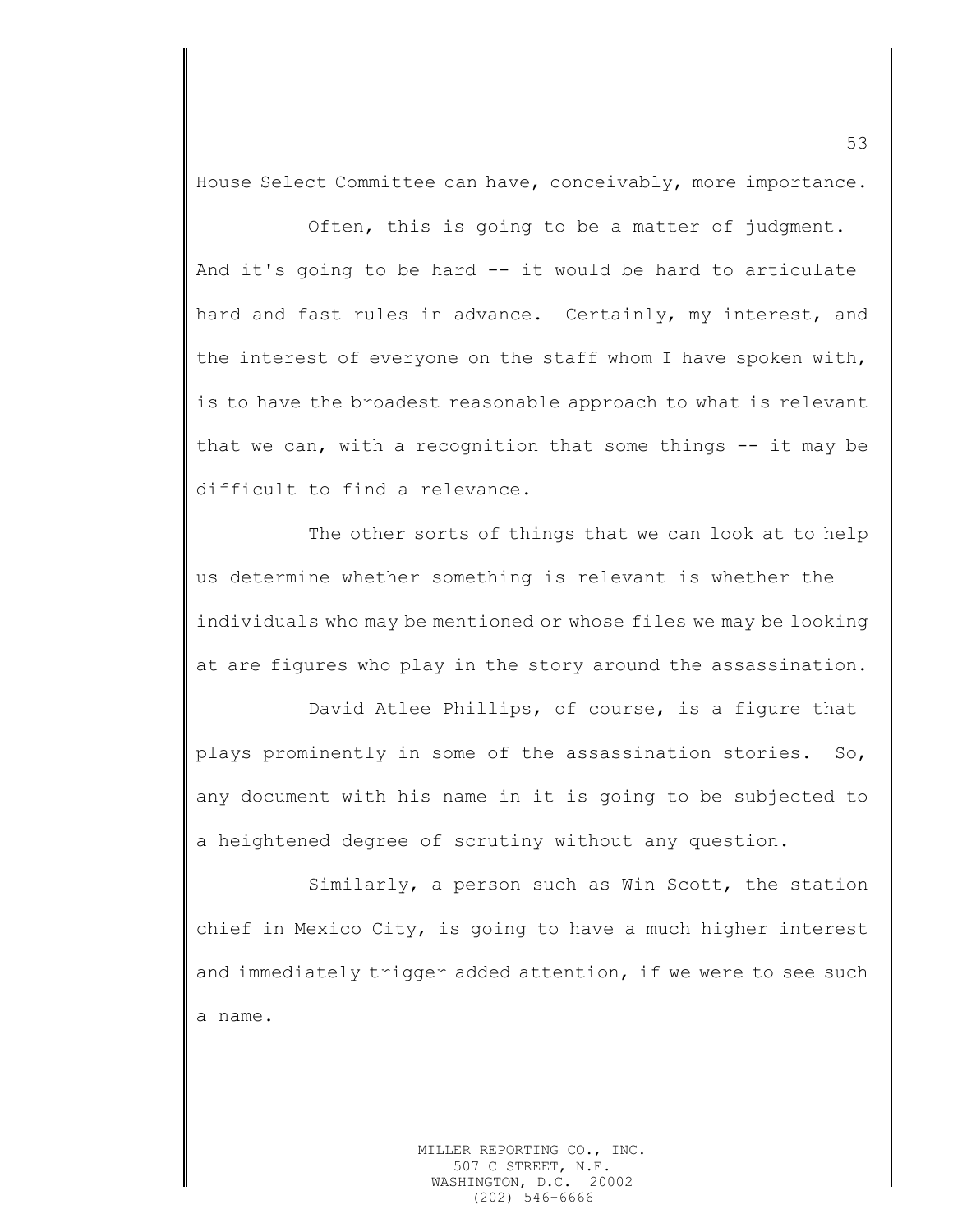House Select Committee can have, conceivably, more importance.

Often, this is going to be a matter of judgment. And it's going to be hard -- it would be hard to articulate hard and fast rules in advance. Certainly, my interest, and the interest of everyone on the staff whom I have spoken with, is to have the broadest reasonable approach to what is relevant that we can, with a recognition that some things -- it may be difficult to find a relevance.

The other sorts of things that we can look at to help us determine whether something is relevant is whether the individuals who may be mentioned or whose files we may be looking at are figures who play in the story around the assassination.

David Atlee Phillips, of course, is a figure that plays prominently in some of the assassination stories. So, any document with his name in it is going to be subjected to a heightened degree of scrutiny without any question.

Similarly, a person such as Win Scott, the station chief in Mexico City, is going to have a much higher interest and immediately trigger added attention, if we were to see such a name.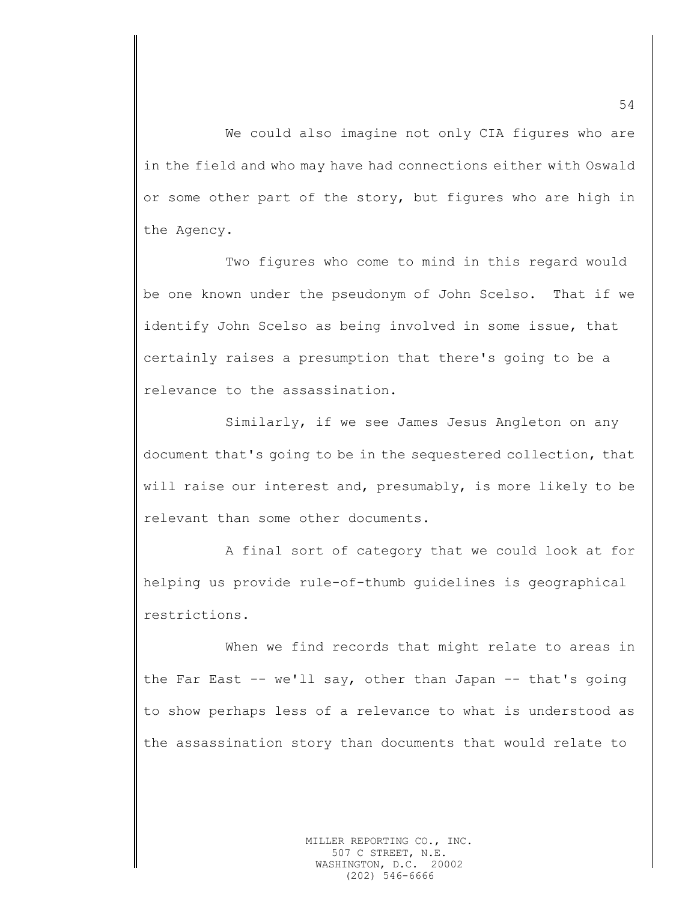We could also imagine not only CIA figures who are in the field and who may have had connections either with Oswald or some other part of the story, but figures who are high in the Agency.

Two figures who come to mind in this regard would be one known under the pseudonym of John Scelso. That if we identify John Scelso as being involved in some issue, that certainly raises a presumption that there's going to be a relevance to the assassination.

Similarly, if we see James Jesus Angleton on any document that's going to be in the sequestered collection, that will raise our interest and, presumably, is more likely to be relevant than some other documents.

A final sort of category that we could look at for helping us provide rule-of-thumb guidelines is geographical restrictions.

When we find records that might relate to areas in the Far East -- we'll say, other than Japan -- that's going to show perhaps less of a relevance to what is understood as the assassination story than documents that would relate to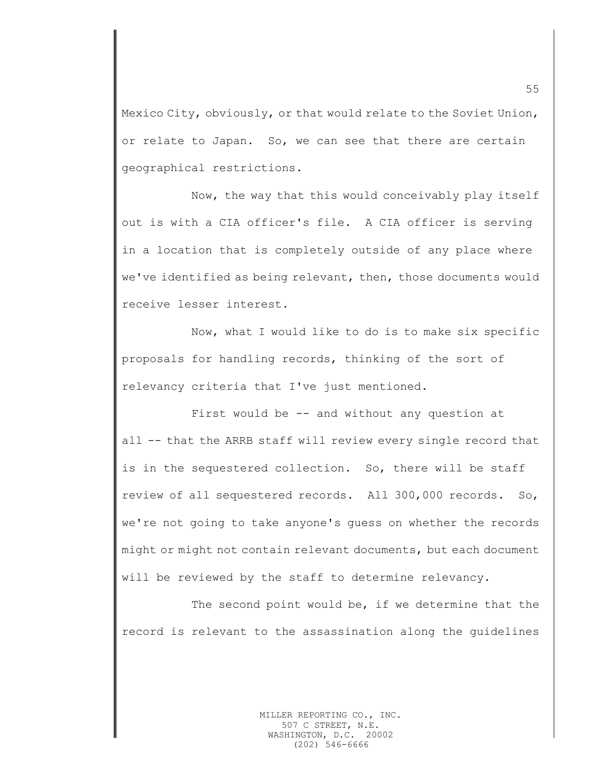Mexico City, obviously, or that would relate to the Soviet Union, or relate to Japan. So, we can see that there are certain geographical restrictions.

Now, the way that this would conceivably play itself out is with a CIA officer's file. A CIA officer is serving in a location that is completely outside of any place where we've identified as being relevant, then, those documents would receive lesser interest.

Now, what I would like to do is to make six specific proposals for handling records, thinking of the sort of relevancy criteria that I've just mentioned.

First would be -- and without any question at all -- that the ARRB staff will review every single record that is in the sequestered collection. So, there will be staff review of all sequestered records. All 300,000 records. So, we're not going to take anyone's guess on whether the records might or might not contain relevant documents, but each document will be reviewed by the staff to determine relevancy.

The second point would be, if we determine that the record is relevant to the assassination along the guidelines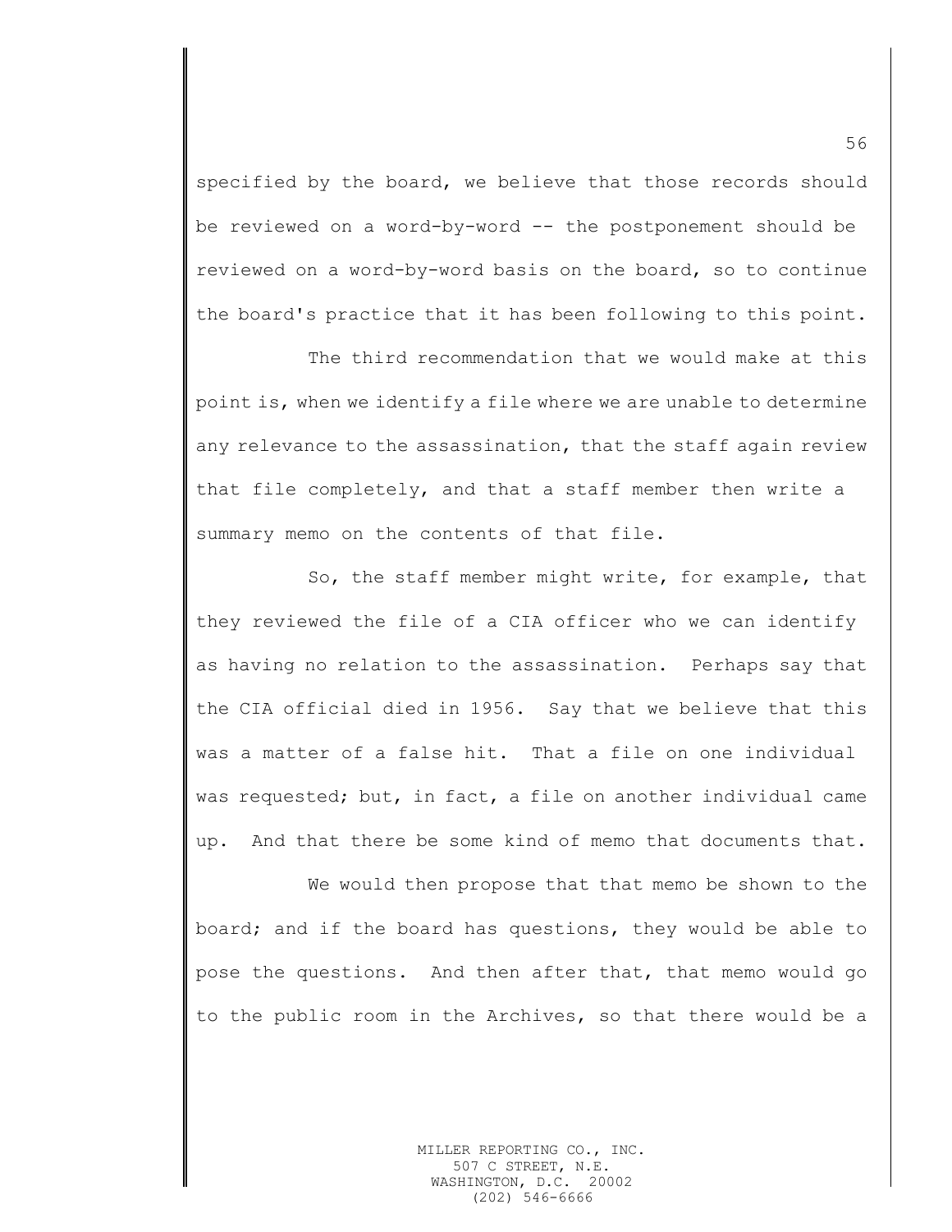specified by the board, we believe that those records should be reviewed on a word-by-word -- the postponement should be reviewed on a word-by-word basis on the board, so to continue the board's practice that it has been following to this point.

The third recommendation that we would make at this point is, when we identify a file where we are unable to determine any relevance to the assassination, that the staff again review that file completely, and that a staff member then write a summary memo on the contents of that file.

So, the staff member might write, for example, that they reviewed the file of a CIA officer who we can identify as having no relation to the assassination. Perhaps say that the CIA official died in 1956. Say that we believe that this was a matter of a false hit. That a file on one individual was requested; but, in fact, a file on another individual came up. And that there be some kind of memo that documents that.

We would then propose that that memo be shown to the board; and if the board has questions, they would be able to pose the questions. And then after that, that memo would go to the public room in the Archives, so that there would be a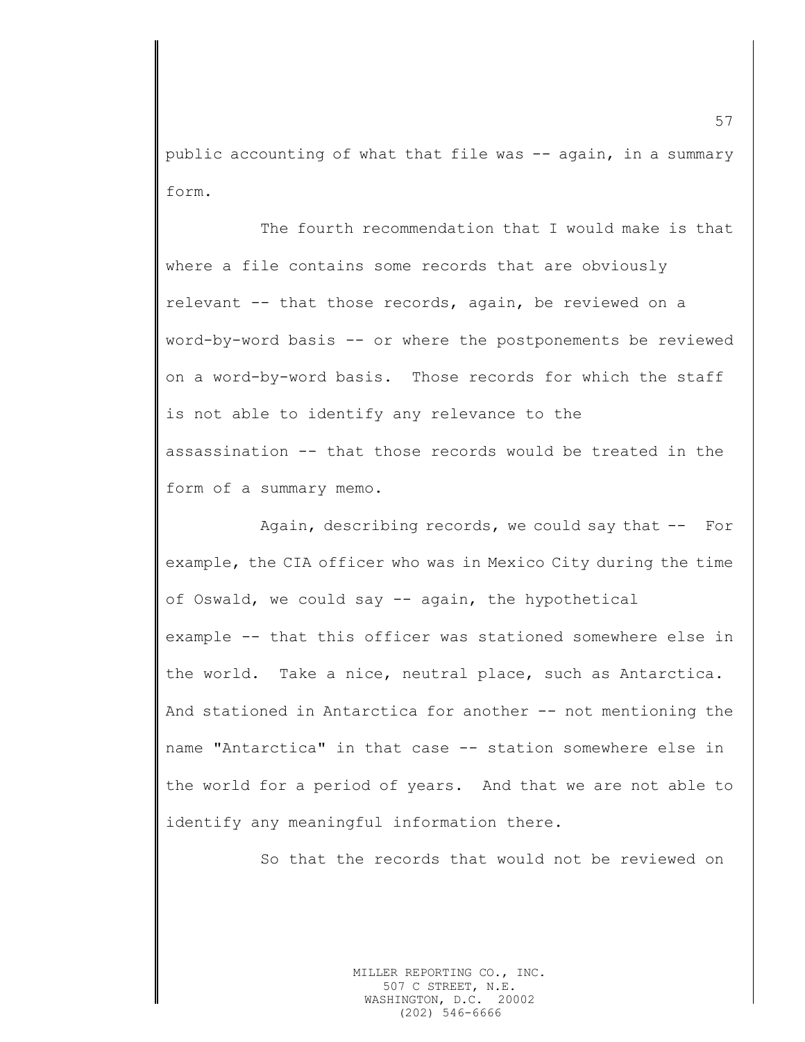public accounting of what that file was -- again, in a summary form.

The fourth recommendation that I would make is that where a file contains some records that are obviously relevant -- that those records, again, be reviewed on a word-by-word basis -- or where the postponements be reviewed on a word-by-word basis. Those records for which the staff is not able to identify any relevance to the assassination -- that those records would be treated in the form of a summary memo.

Again, describing records, we could say that -- For example, the CIA officer who was in Mexico City during the time of Oswald, we could say -- again, the hypothetical example -- that this officer was stationed somewhere else in the world. Take a nice, neutral place, such as Antarctica. And stationed in Antarctica for another -- not mentioning the name "Antarctica" in that case -- station somewhere else in the world for a period of years. And that we are not able to identify any meaningful information there.

So that the records that would not be reviewed on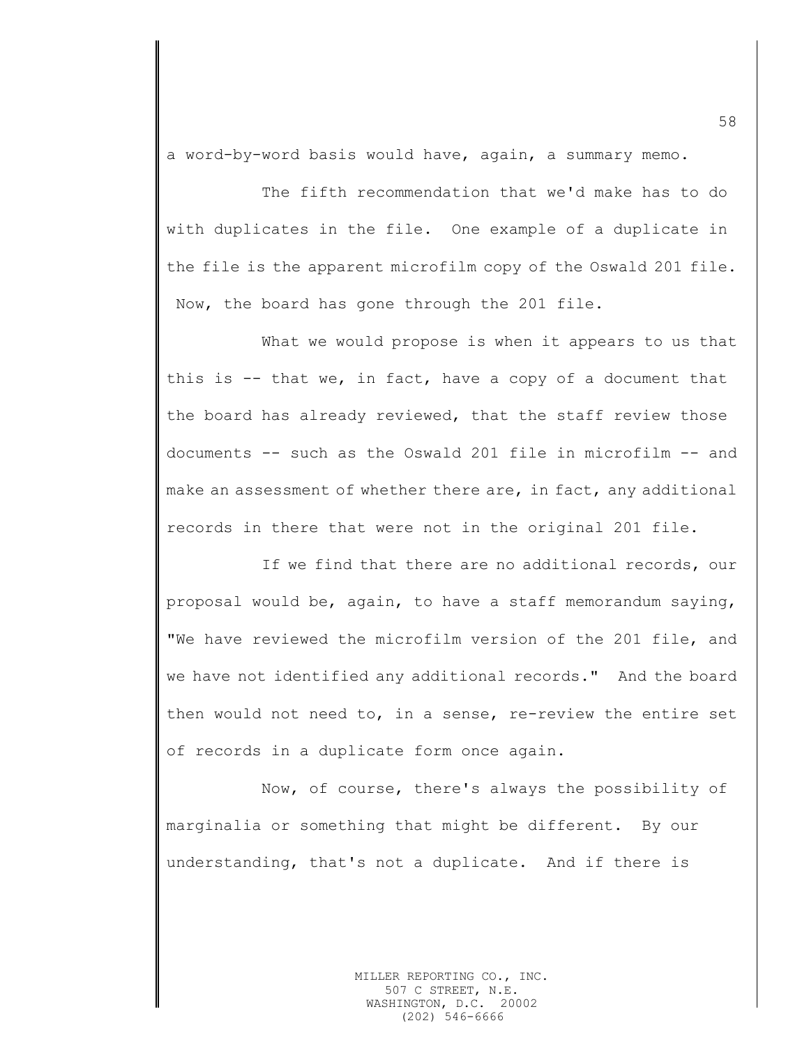a word-by-word basis would have, again, a summary memo.

The fifth recommendation that we'd make has to do with duplicates in the file. One example of a duplicate in the file is the apparent microfilm copy of the Oswald 201 file. Now, the board has gone through the 201 file.

What we would propose is when it appears to us that this is -- that we, in fact, have a copy of a document that the board has already reviewed, that the staff review those documents -- such as the Oswald 201 file in microfilm -- and make an assessment of whether there are, in fact, any additional records in there that were not in the original 201 file.

If we find that there are no additional records, our proposal would be, again, to have a staff memorandum saying, "We have reviewed the microfilm version of the 201 file, and we have not identified any additional records." And the board then would not need to, in a sense, re-review the entire set of records in a duplicate form once again.

Now, of course, there's always the possibility of marginalia or something that might be different. By our understanding, that's not a duplicate. And if there is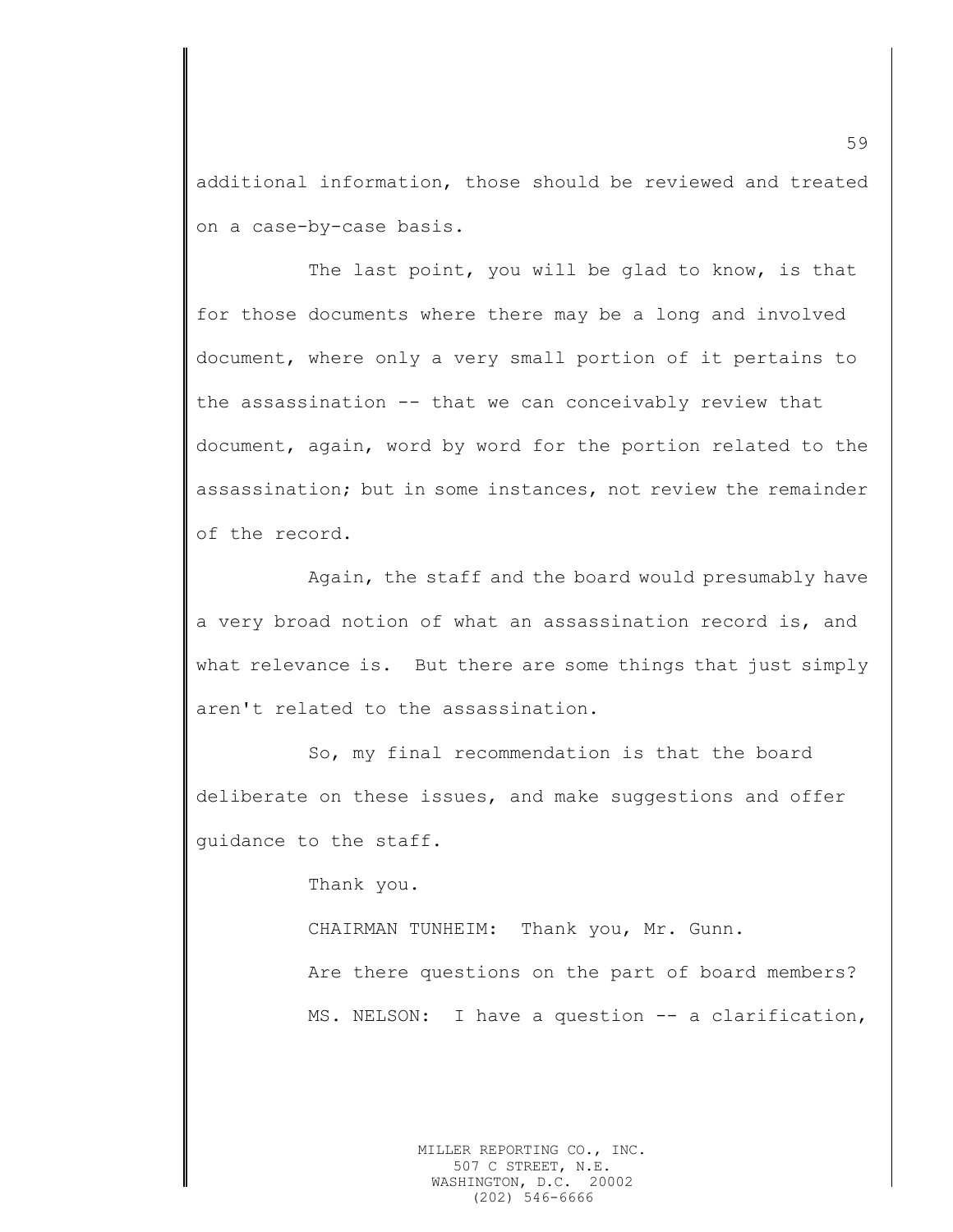additional information, those should be reviewed and treated on a case-by-case basis.

The last point, you will be glad to know, is that for those documents where there may be a long and involved document, where only a very small portion of it pertains to the assassination -- that we can conceivably review that document, again, word by word for the portion related to the assassination; but in some instances, not review the remainder of the record.

Again, the staff and the board would presumably have a very broad notion of what an assassination record is, and what relevance is. But there are some things that just simply aren't related to the assassination.

So, my final recommendation is that the board deliberate on these issues, and make suggestions and offer guidance to the staff.

Thank you.

CHAIRMAN TUNHEIM: Thank you, Mr. Gunn.

Are there questions on the part of board members?

MS. NELSON: I have a question -- a clarification,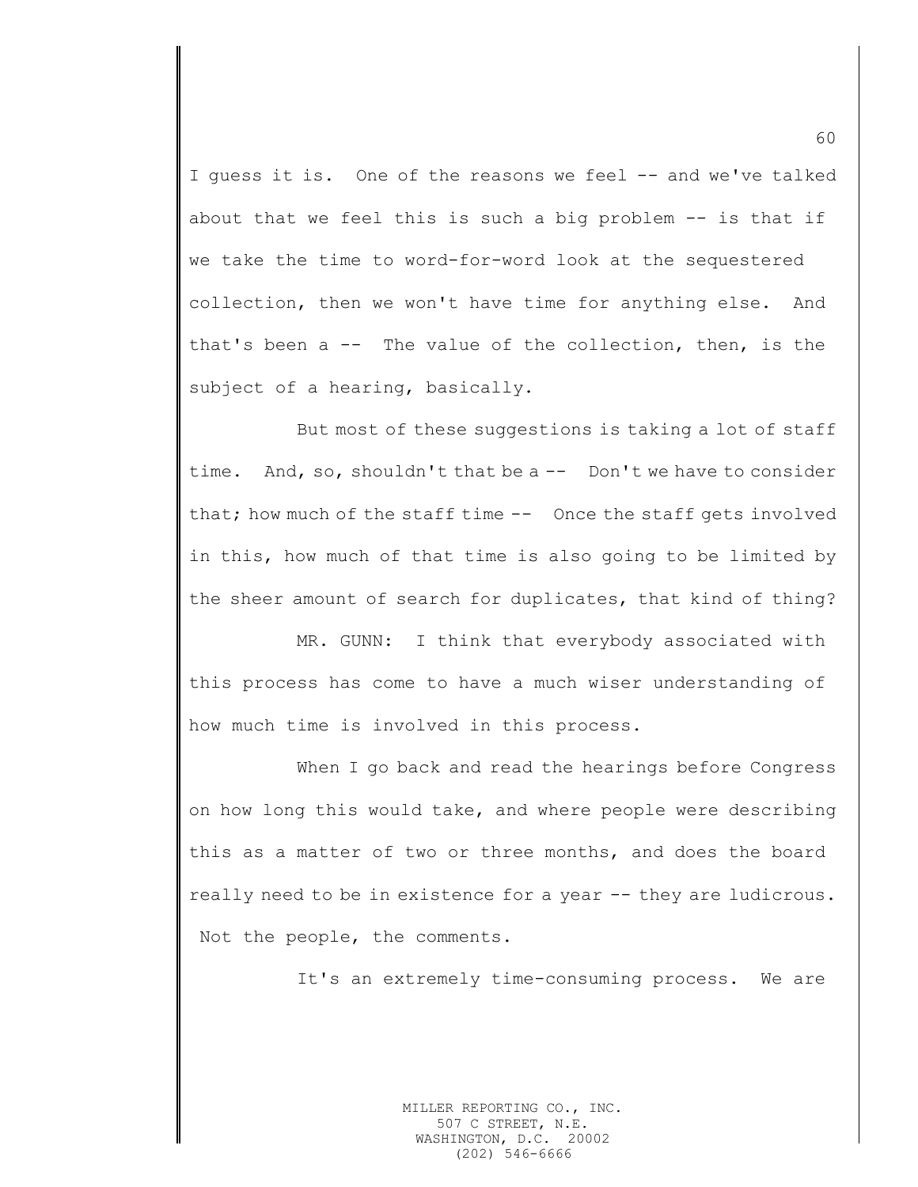I guess it is. One of the reasons we feel -- and we've talked about that we feel this is such a big problem -- is that if we take the time to word-for-word look at the sequestered collection, then we won't have time for anything else. And that's been a -- The value of the collection, then, is the subject of a hearing, basically.

But most of these suggestions is taking a lot of staff time. And, so, shouldn't that be a -- Don't we have to consider that; how much of the staff time -- Once the staff gets involved in this, how much of that time is also going to be limited by the sheer amount of search for duplicates, that kind of thing?

MR. GUNN: I think that everybody associated with this process has come to have a much wiser understanding of how much time is involved in this process.

When I go back and read the hearings before Congress on how long this would take, and where people were describing this as a matter of two or three months, and does the board really need to be in existence for a year -- they are ludicrous. Not the people, the comments.

It's an extremely time-consuming process. We are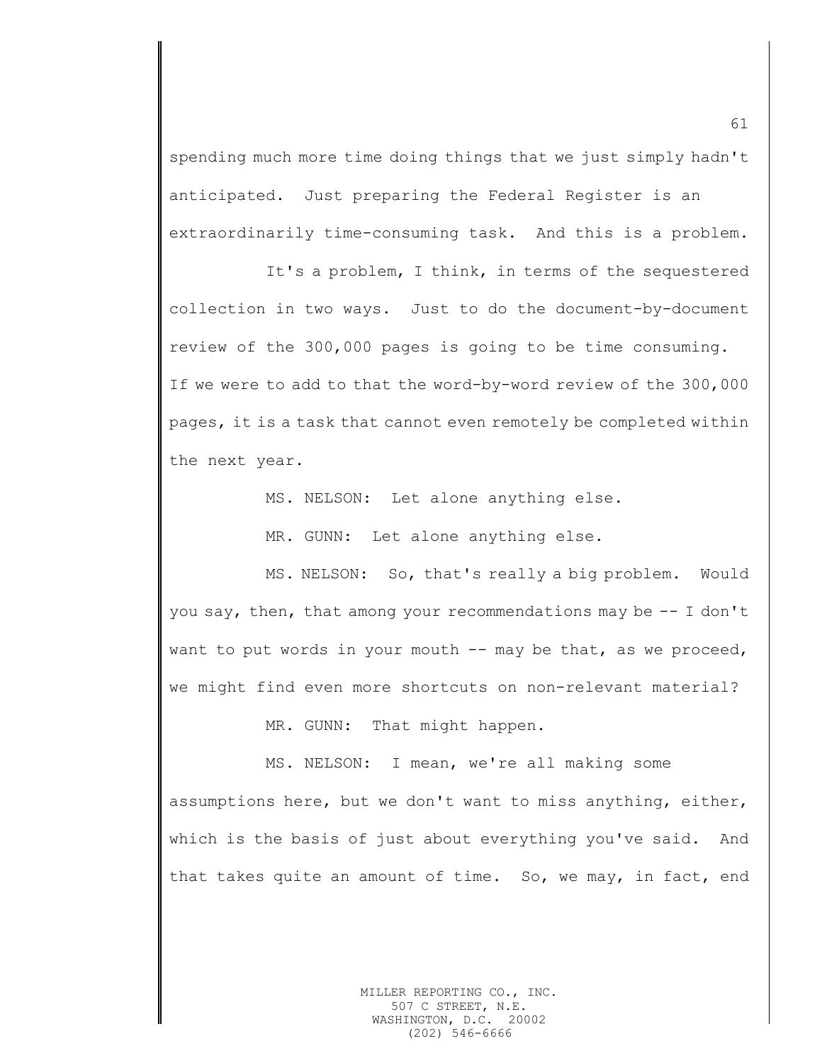spending much more time doing things that we just simply hadn't anticipated. Just preparing the Federal Register is an extraordinarily time-consuming task. And this is a problem.

It's a problem, I think, in terms of the sequestered collection in two ways. Just to do the document-by-document review of the 300,000 pages is going to be time consuming. If we were to add to that the word-by-word review of the 300,000 pages, it is a task that cannot even remotely be completed within the next year.

MS. NELSON: Let alone anything else.

MR. GUNN: Let alone anything else.

MS. NELSON: So, that's really a big problem. Would you say, then, that among your recommendations may be -- I don't want to put words in your mouth -- may be that, as we proceed, we might find even more shortcuts on non-relevant material?

MR. GUNN: That might happen.

MS. NELSON: I mean, we're all making some assumptions here, but we don't want to miss anything, either, which is the basis of just about everything you've said. And that takes quite an amount of time. So, we may, in fact, end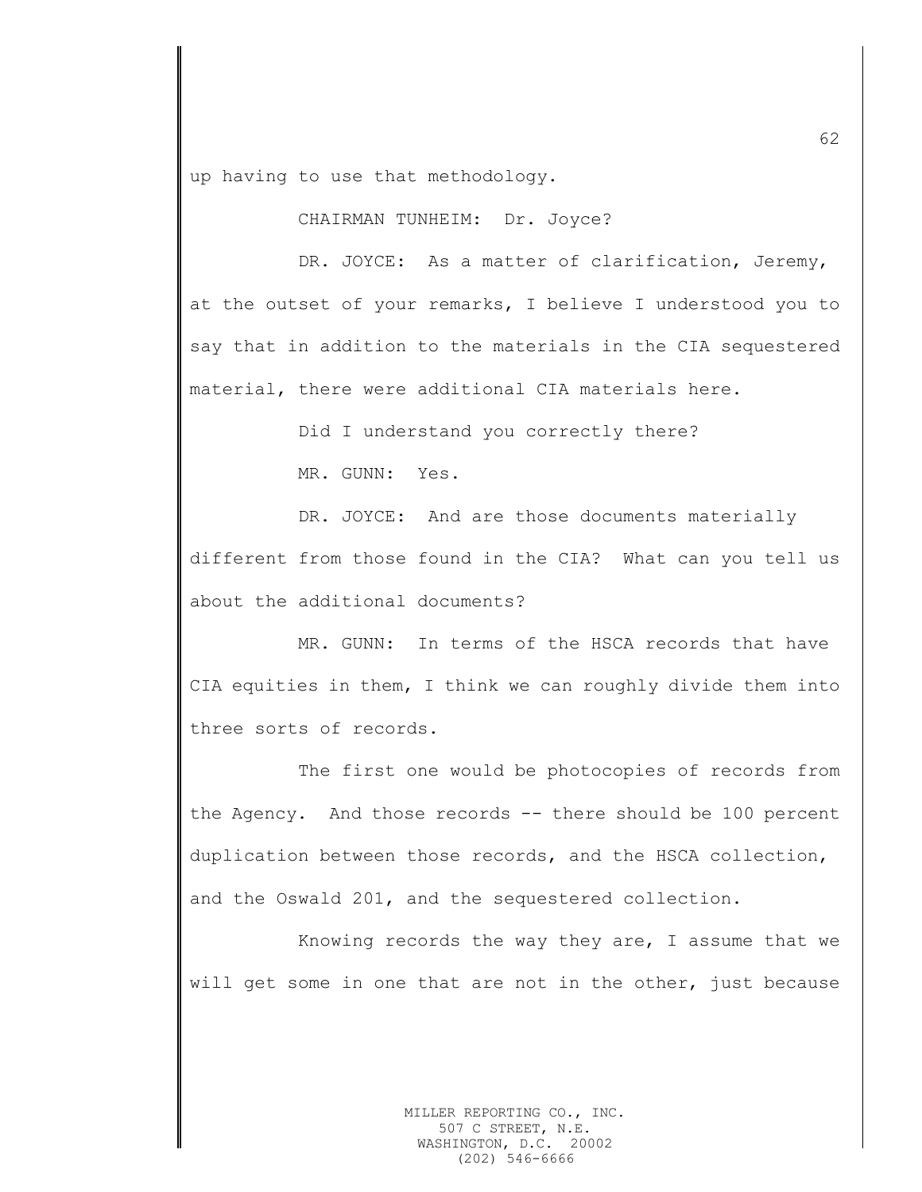up having to use that methodology.

CHAIRMAN TUNHEIM: Dr. Joyce?

DR. JOYCE: As a matter of clarification, Jeremy, at the outset of your remarks, I believe I understood you to say that in addition to the materials in the CIA sequestered material, there were additional CIA materials here.

Did I understand you correctly there?

MR. GUNN: Yes.

DR. JOYCE: And are those documents materially different from those found in the CIA? What can you tell us about the additional documents?

MR. GUNN: In terms of the HSCA records that have CIA equities in them, I think we can roughly divide them into three sorts of records.

The first one would be photocopies of records from the Agency. And those records -- there should be 100 percent duplication between those records, and the HSCA collection, and the Oswald 201, and the sequestered collection.

Knowing records the way they are, I assume that we will get some in one that are not in the other, just because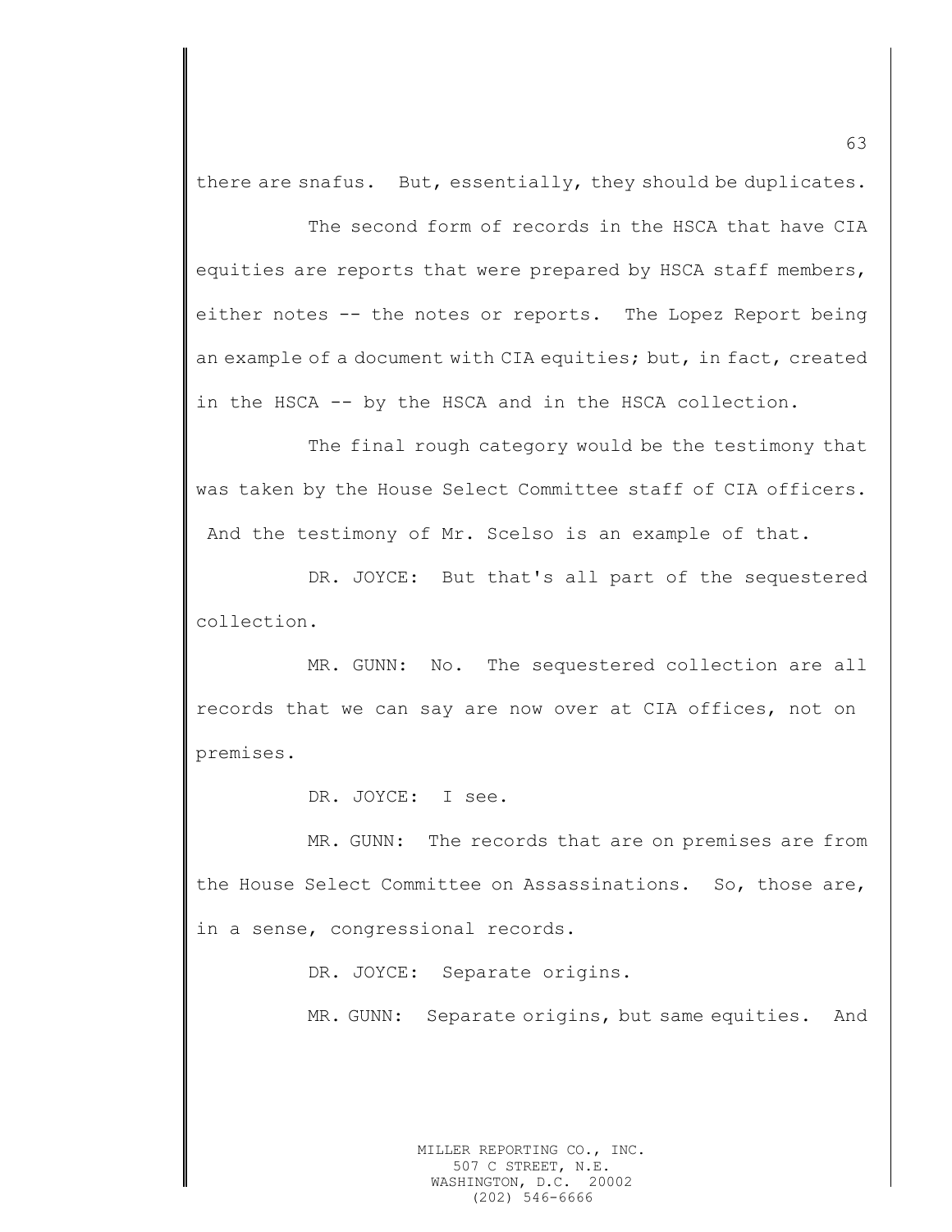there are snafus. But, essentially, they should be duplicates.

The second form of records in the HSCA that have CIA equities are reports that were prepared by HSCA staff members, either notes -- the notes or reports. The Lopez Report being an example of a document with CIA equities; but, in fact, created in the HSCA -- by the HSCA and in the HSCA collection.

The final rough category would be the testimony that was taken by the House Select Committee staff of CIA officers. And the testimony of Mr. Scelso is an example of that.

DR. JOYCE: But that's all part of the sequestered collection.

MR. GUNN: No. The sequestered collection are all records that we can say are now over at CIA offices, not on premises.

DR. JOYCE: I see.

MR. GUNN: The records that are on premises are from the House Select Committee on Assassinations. So, those are, in a sense, congressional records.

DR. JOYCE: Separate origins.

MR. GUNN: Separate origins, but same equities. And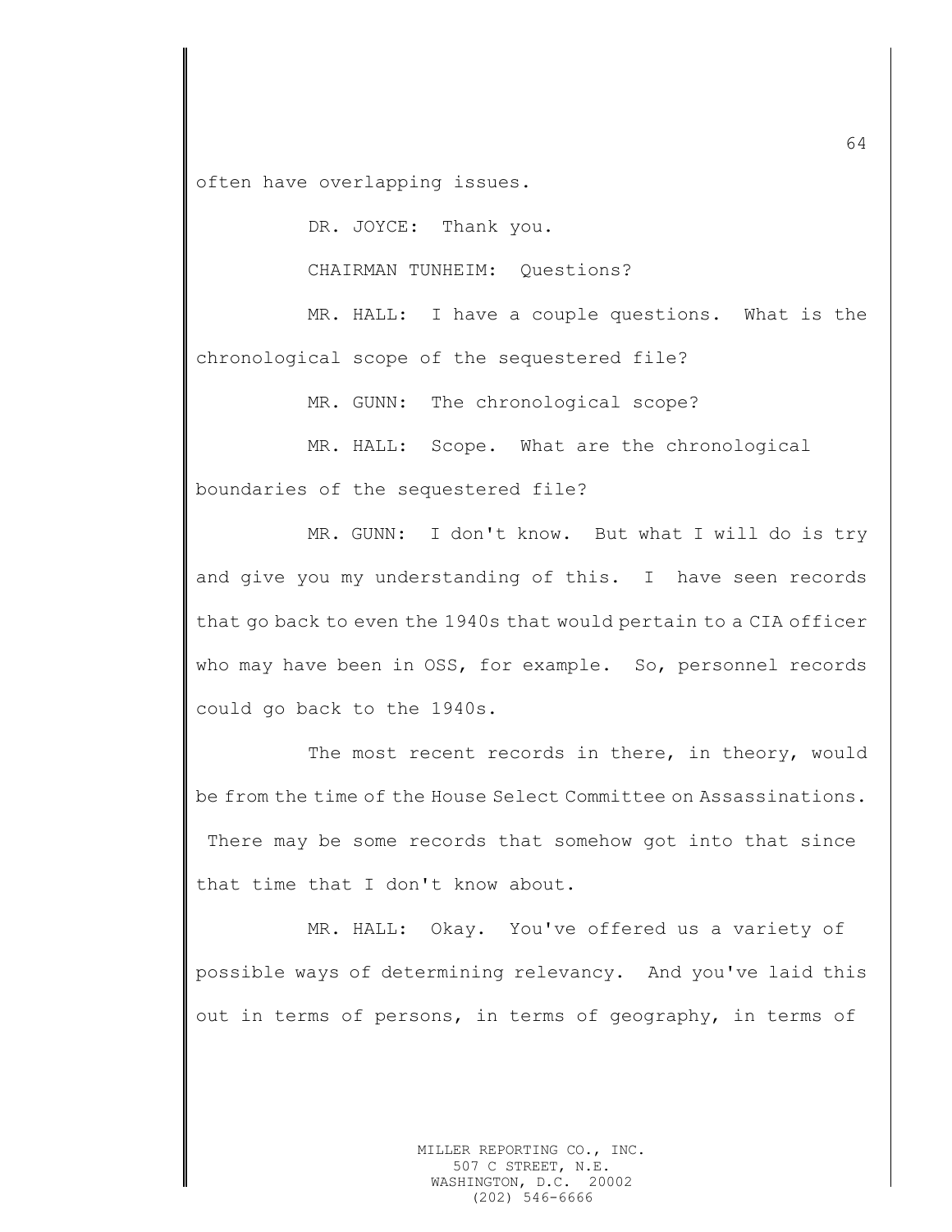often have overlapping issues.

DR. JOYCE: Thank you.

CHAIRMAN TUNHEIM: Questions?

MR. HALL: I have a couple questions. What is the chronological scope of the sequestered file?

MR. GUNN: The chronological scope?

MR. HALL: Scope. What are the chronological boundaries of the sequestered file?

MR. GUNN: I don't know. But what I will do is try and give you my understanding of this. I have seen records that go back to even the 1940s that would pertain to a CIA officer who may have been in OSS, for example. So, personnel records could go back to the 1940s.

The most recent records in there, in theory, would be from the time of the House Select Committee on Assassinations. There may be some records that somehow got into that since that time that I don't know about.

MR. HALL: Okay. You've offered us a variety of possible ways of determining relevancy. And you've laid this out in terms of persons, in terms of geography, in terms of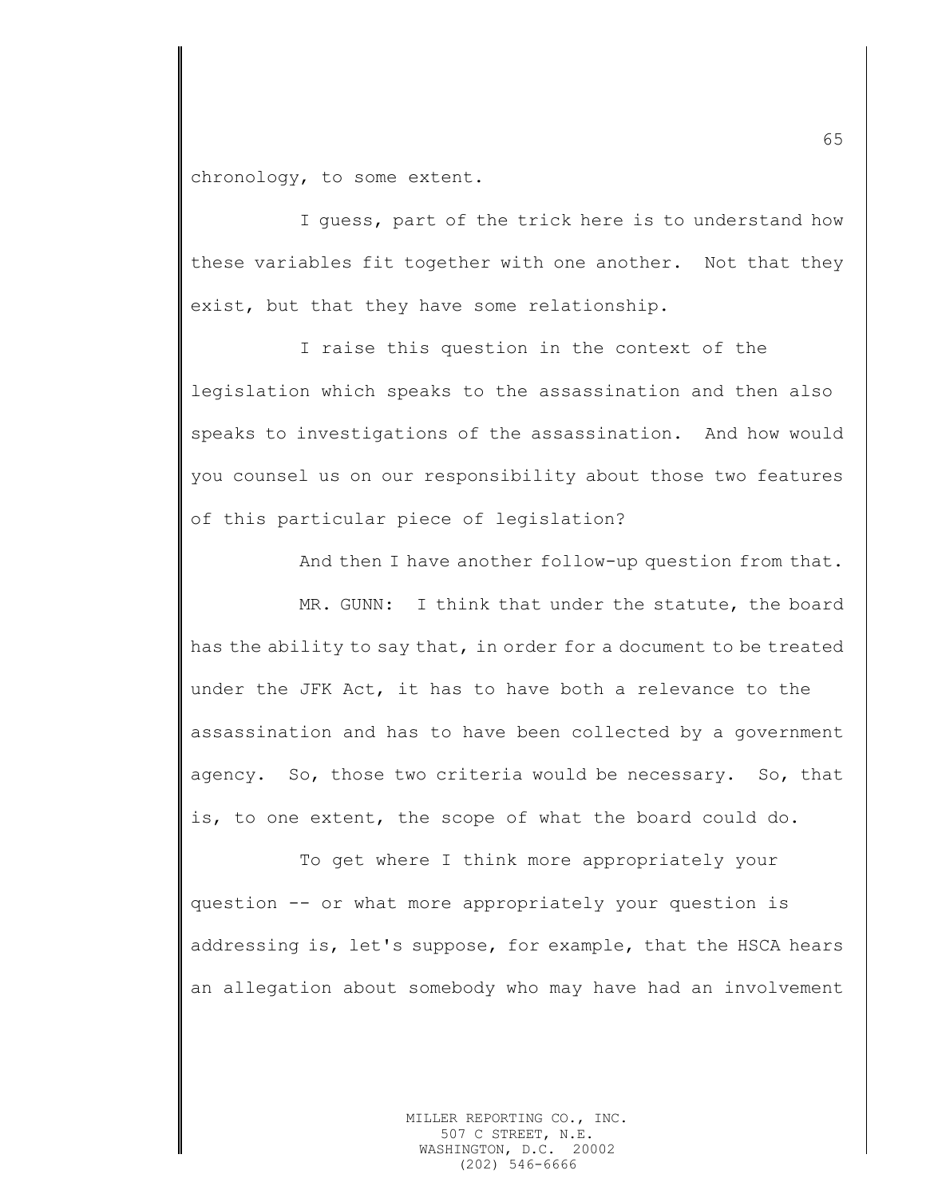chronology, to some extent.

I guess, part of the trick here is to understand how these variables fit together with one another. Not that they exist, but that they have some relationship.

I raise this question in the context of the legislation which speaks to the assassination and then also speaks to investigations of the assassination. And how would you counsel us on our responsibility about those two features of this particular piece of legislation?

And then I have another follow-up question from that.

MR. GUNN: I think that under the statute, the board has the ability to say that, in order for a document to be treated under the JFK Act, it has to have both a relevance to the assassination and has to have been collected by a government agency. So, those two criteria would be necessary. So, that is, to one extent, the scope of what the board could do.

To get where I think more appropriately your question -- or what more appropriately your question is addressing is, let's suppose, for example, that the HSCA hears an allegation about somebody who may have had an involvement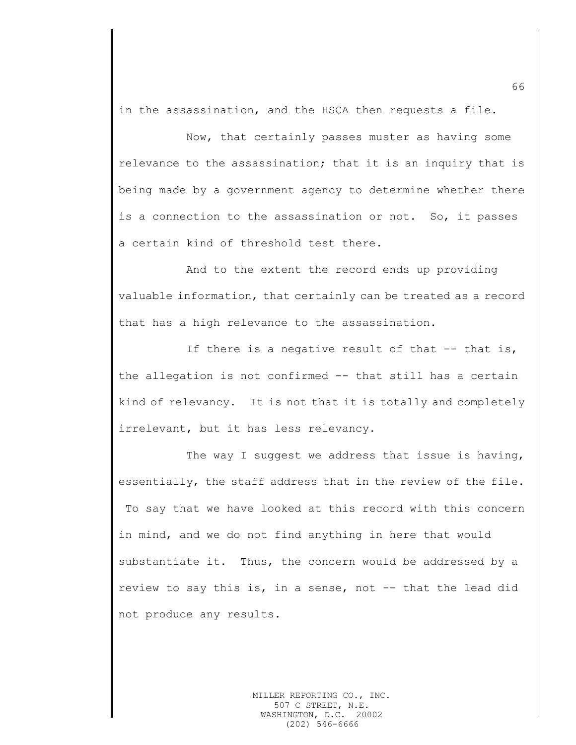in the assassination, and the HSCA then requests a file.

Now, that certainly passes muster as having some relevance to the assassination; that it is an inquiry that is being made by a government agency to determine whether there is a connection to the assassination or not. So, it passes a certain kind of threshold test there.

And to the extent the record ends up providing valuable information, that certainly can be treated as a record that has a high relevance to the assassination.

If there is a negative result of that -- that is, the allegation is not confirmed -- that still has a certain kind of relevancy. It is not that it is totally and completely irrelevant, but it has less relevancy.

The way I suggest we address that issue is having, essentially, the staff address that in the review of the file. To say that we have looked at this record with this concern in mind, and we do not find anything in here that would substantiate it. Thus, the concern would be addressed by a review to say this is, in a sense, not -- that the lead did not produce any results.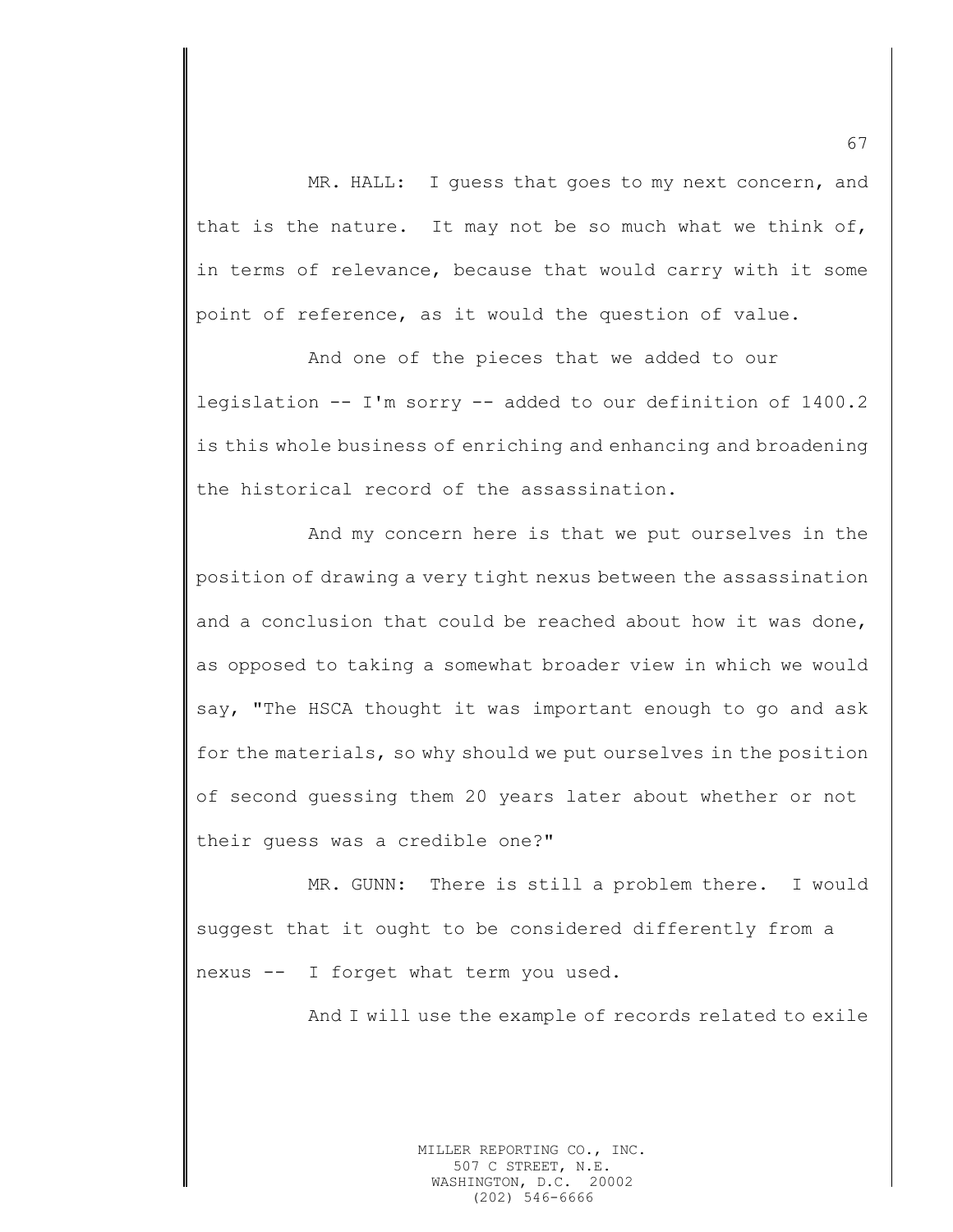MR. HALL: I guess that goes to my next concern, and that is the nature. It may not be so much what we think of, in terms of relevance, because that would carry with it some point of reference, as it would the question of value.

And one of the pieces that we added to our legislation -- I'm sorry -- added to our definition of 1400.2 is this whole business of enriching and enhancing and broadening the historical record of the assassination.

And my concern here is that we put ourselves in the position of drawing a very tight nexus between the assassination and a conclusion that could be reached about how it was done, as opposed to taking a somewhat broader view in which we would say, "The HSCA thought it was important enough to go and ask for the materials, so why should we put ourselves in the position of second guessing them 20 years later about whether or not their guess was a credible one?"

MR. GUNN: There is still a problem there. I would suggest that it ought to be considered differently from a nexus -- I forget what term you used.

And I will use the example of records related to exile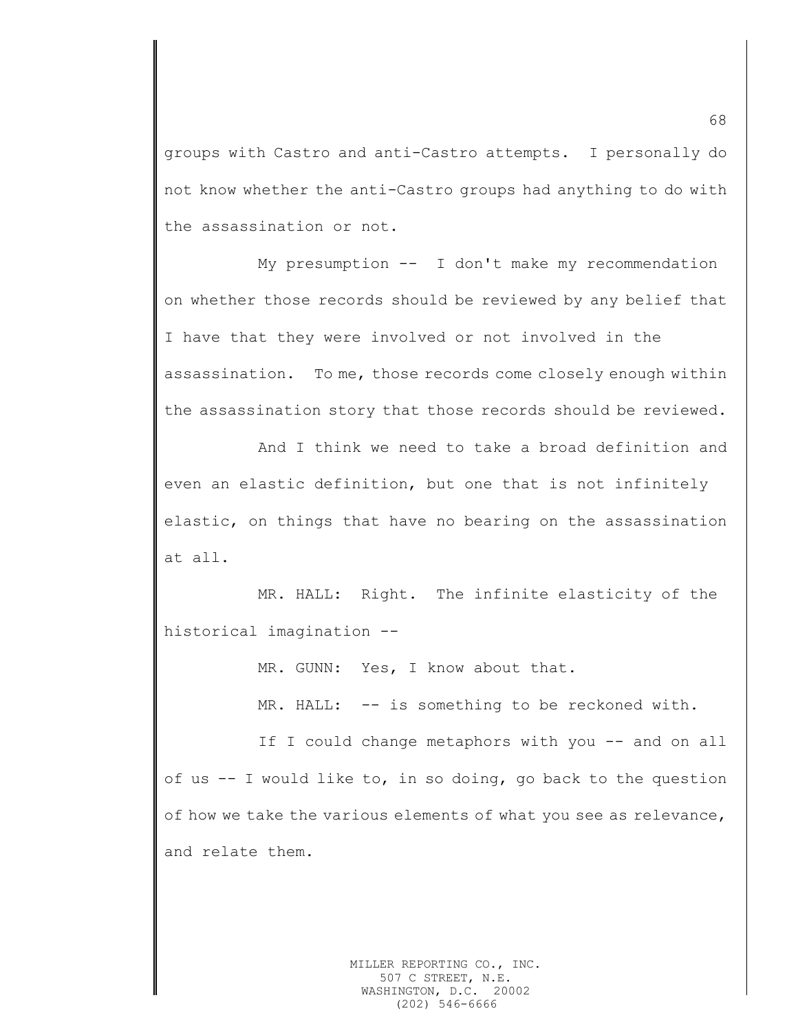groups with Castro and anti-Castro attempts. I personally do not know whether the anti-Castro groups had anything to do with the assassination or not.

My presumption -- I don't make my recommendation on whether those records should be reviewed by any belief that I have that they were involved or not involved in the assassination. To me, those records come closely enough within the assassination story that those records should be reviewed.

And I think we need to take a broad definition and even an elastic definition, but one that is not infinitely elastic, on things that have no bearing on the assassination at all.

MR. HALL: Right. The infinite elasticity of the historical imagination --

MR. GUNN: Yes, I know about that.

MR. HALL: -- is something to be reckoned with.

If I could change metaphors with you -- and on all of us -- I would like to, in so doing, go back to the question of how we take the various elements of what you see as relevance, and relate them.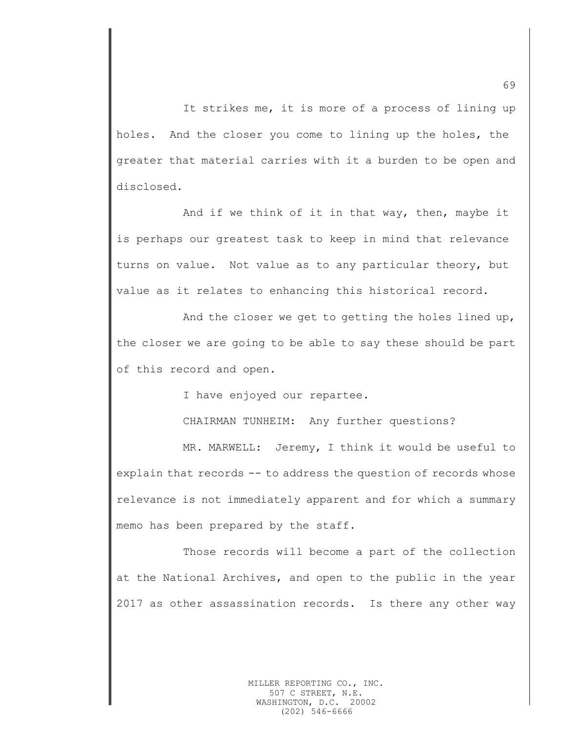It strikes me, it is more of a process of lining up holes. And the closer you come to lining up the holes, the greater that material carries with it a burden to be open and disclosed.

And if we think of it in that way, then, maybe it is perhaps our greatest task to keep in mind that relevance turns on value. Not value as to any particular theory, but value as it relates to enhancing this historical record.

And the closer we get to getting the holes lined up, the closer we are going to be able to say these should be part of this record and open.

I have enjoyed our repartee.

CHAIRMAN TUNHEIM: Any further questions?

MR. MARWELL: Jeremy, I think it would be useful to explain that records -- to address the question of records whose relevance is not immediately apparent and for which a summary memo has been prepared by the staff.

Those records will become a part of the collection at the National Archives, and open to the public in the year 2017 as other assassination records. Is there any other way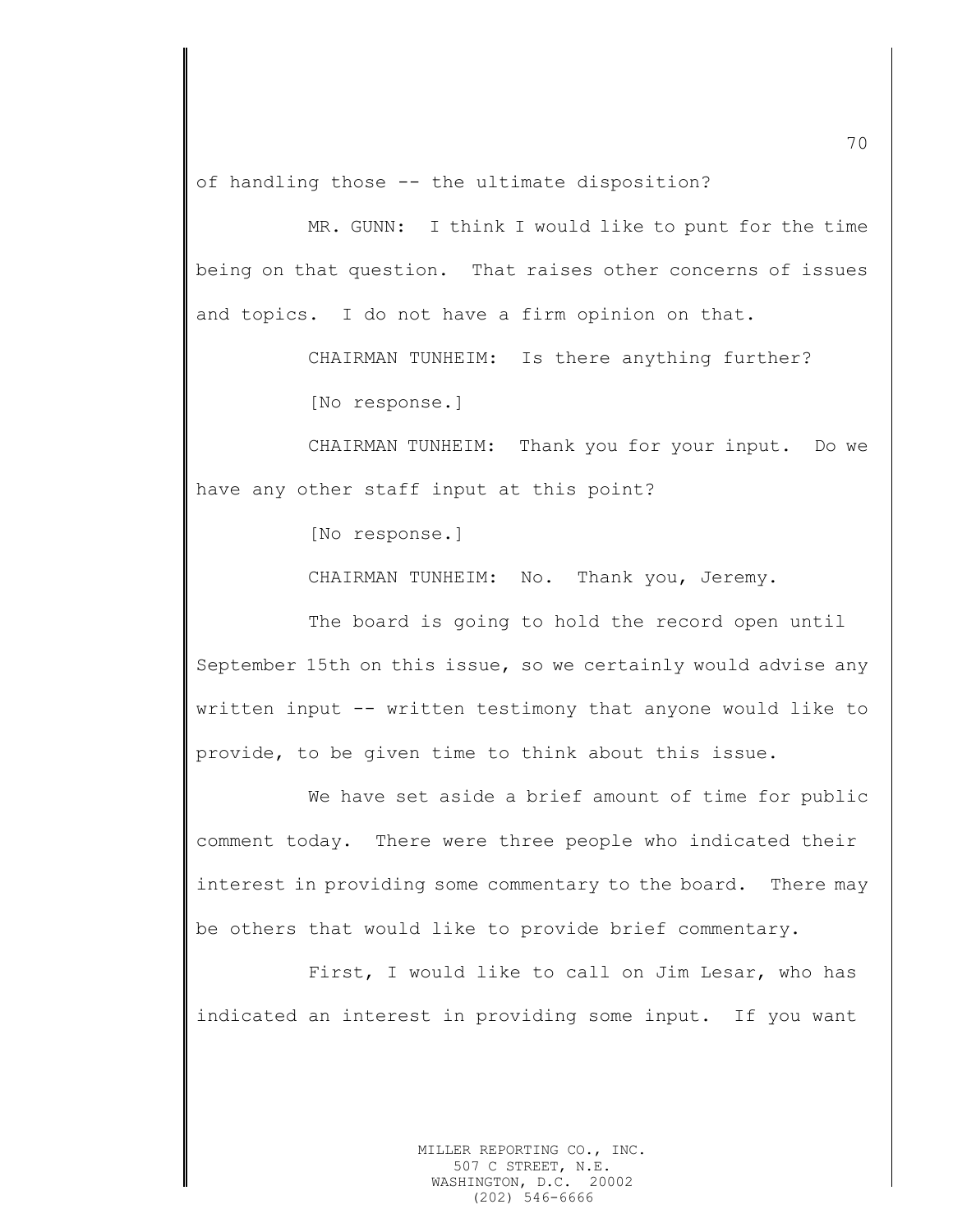of handling those -- the ultimate disposition?

MR. GUNN: I think I would like to punt for the time being on that question. That raises other concerns of issues and topics. I do not have a firm opinion on that.

CHAIRMAN TUNHEIM: Is there anything further?

[No response.]

CHAIRMAN TUNHEIM: Thank you for your input. Do we have any other staff input at this point?

[No response.]

CHAIRMAN TUNHEIM: No. Thank you, Jeremy.

The board is going to hold the record open until September 15th on this issue, so we certainly would advise any written input -- written testimony that anyone would like to provide, to be given time to think about this issue.

We have set aside a brief amount of time for public comment today. There were three people who indicated their interest in providing some commentary to the board. There may be others that would like to provide brief commentary.

First, I would like to call on Jim Lesar, who has indicated an interest in providing some input. If you want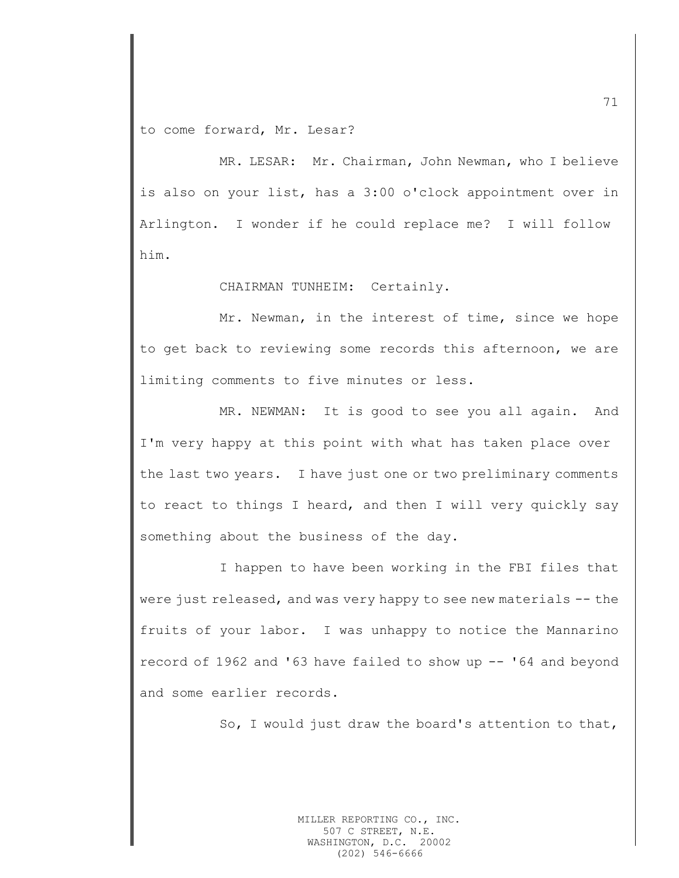to come forward, Mr. Lesar?

MR. LESAR: Mr. Chairman, John Newman, who I believe is also on your list, has a 3:00 o'clock appointment over in Arlington. I wonder if he could replace me? I will follow him.

CHAIRMAN TUNHEIM: Certainly.

Mr. Newman, in the interest of time, since we hope to get back to reviewing some records this afternoon, we are limiting comments to five minutes or less.

MR. NEWMAN: It is good to see you all again. And I'm very happy at this point with what has taken place over the last two years. I have just one or two preliminary comments to react to things I heard, and then I will very quickly say something about the business of the day.

I happen to have been working in the FBI files that were just released, and was very happy to see new materials -- the fruits of your labor. I was unhappy to notice the Mannarino record of 1962 and '63 have failed to show up -- '64 and beyond and some earlier records.

So, I would just draw the board's attention to that,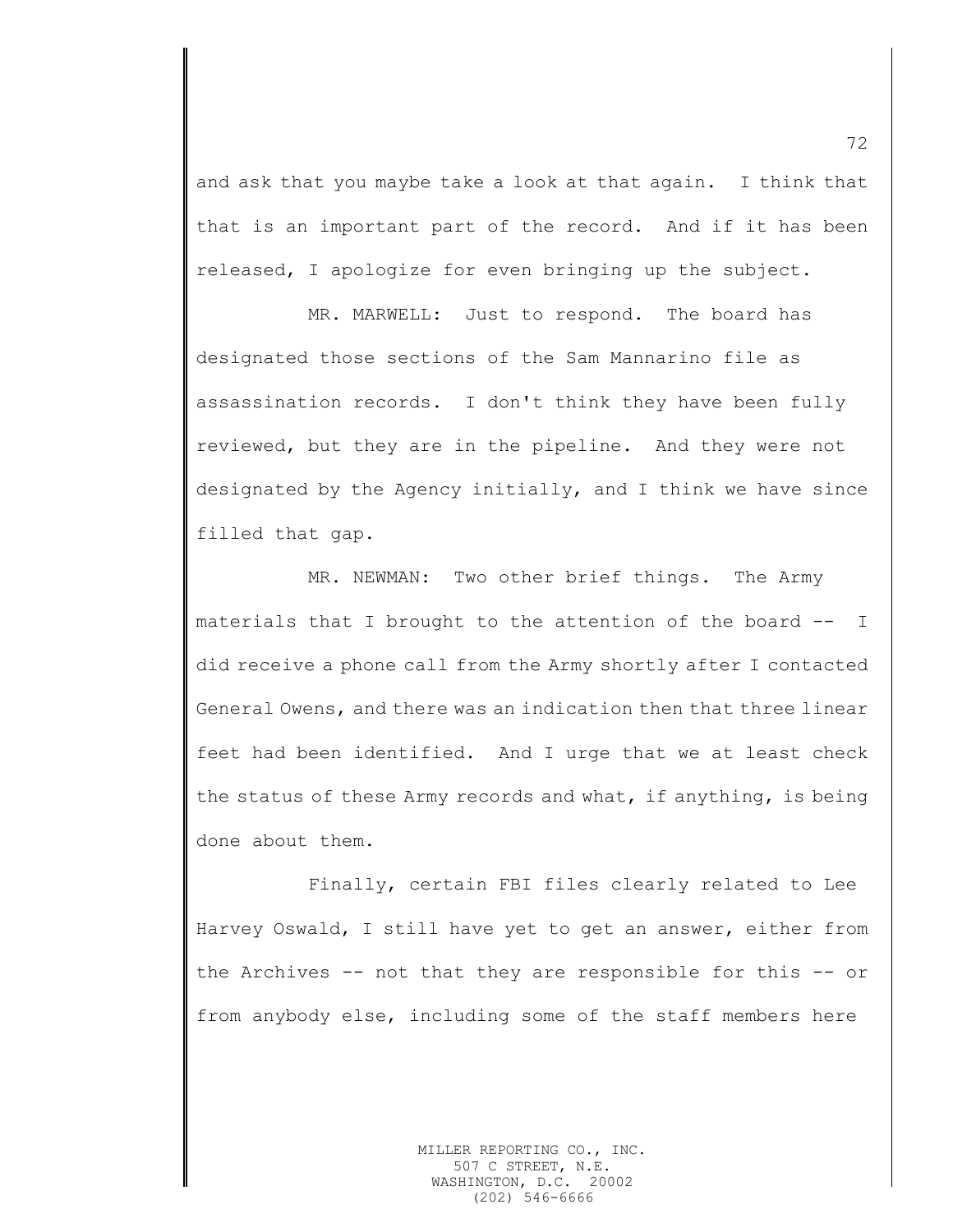and ask that you maybe take a look at that again. I think that that is an important part of the record. And if it has been released, I apologize for even bringing up the subject.

MR. MARWELL: Just to respond. The board has designated those sections of the Sam Mannarino file as assassination records. I don't think they have been fully reviewed, but they are in the pipeline. And they were not designated by the Agency initially, and I think we have since filled that gap.

MR. NEWMAN: Two other brief things. The Army materials that I brought to the attention of the board -- I did receive a phone call from the Army shortly after I contacted General Owens, and there was an indication then that three linear feet had been identified. And I urge that we at least check the status of these Army records and what, if anything, is being done about them.

Finally, certain FBI files clearly related to Lee Harvey Oswald, I still have yet to get an answer, either from the Archives -- not that they are responsible for this -- or from anybody else, including some of the staff members here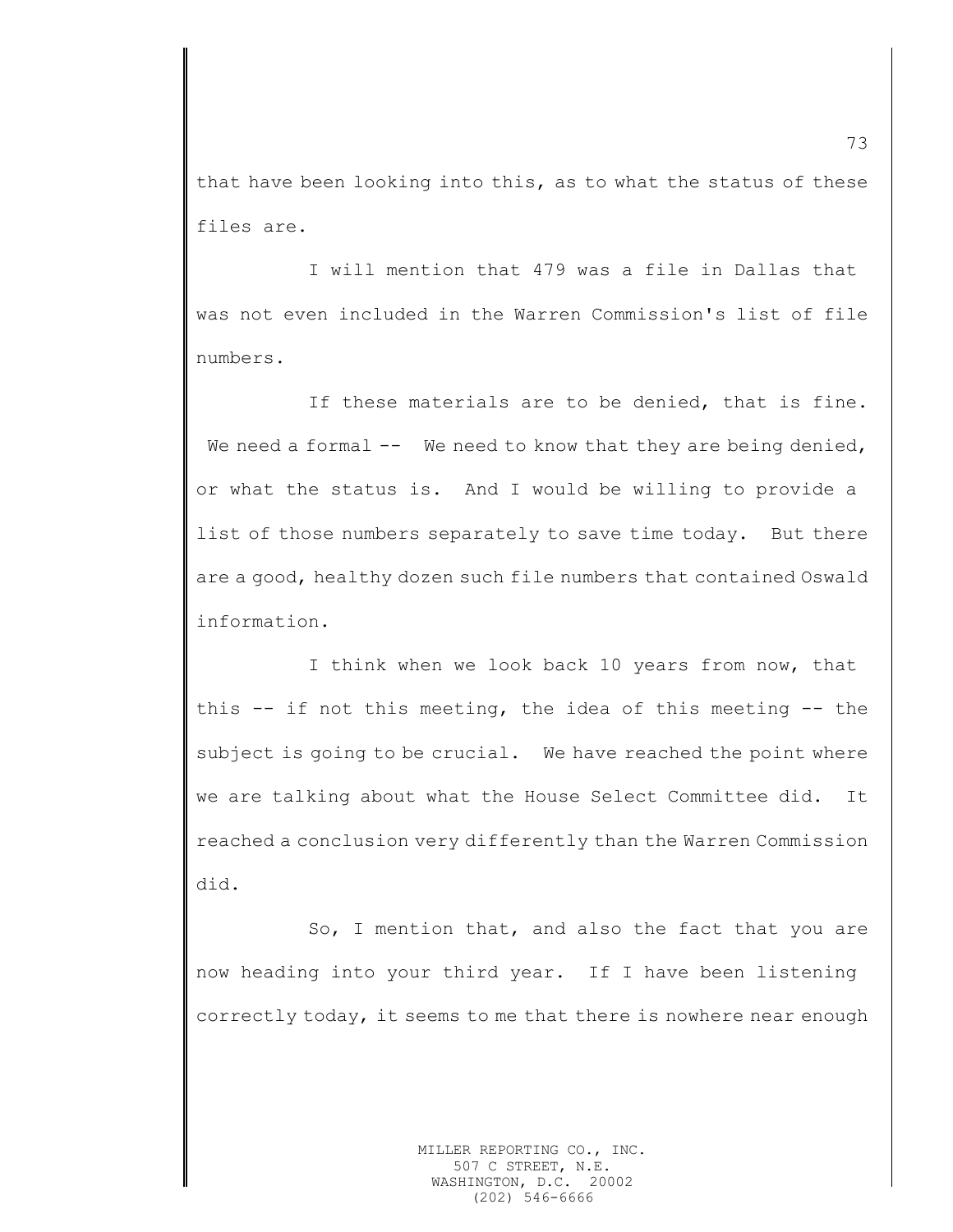that have been looking into this, as to what the status of these files are.

I will mention that 479 was a file in Dallas that was not even included in the Warren Commission's list of file numbers.

If these materials are to be denied, that is fine. We need a formal -- We need to know that they are being denied, or what the status is. And I would be willing to provide a list of those numbers separately to save time today. But there are a good, healthy dozen such file numbers that contained Oswald information.

I think when we look back 10 years from now, that this -- if not this meeting, the idea of this meeting -- the subject is going to be crucial. We have reached the point where we are talking about what the House Select Committee did. It reached a conclusion very differently than the Warren Commission did.

So, I mention that, and also the fact that you are now heading into your third year. If I have been listening correctly today, it seems to me that there is nowhere near enough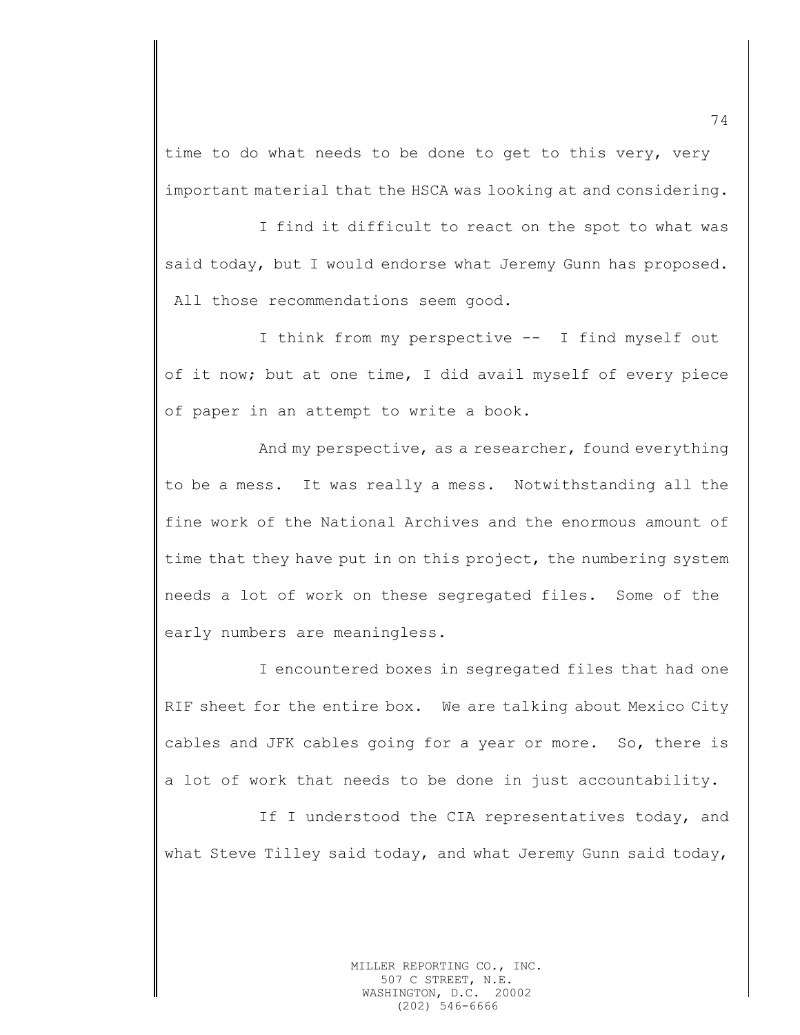time to do what needs to be done to get to this very, very important material that the HSCA was looking at and considering.

I find it difficult to react on the spot to what was said today, but I would endorse what Jeremy Gunn has proposed. All those recommendations seem good.

I think from my perspective -- I find myself out of it now; but at one time, I did avail myself of every piece of paper in an attempt to write a book.

And my perspective, as a researcher, found everything to be a mess. It was really a mess. Notwithstanding all the fine work of the National Archives and the enormous amount of time that they have put in on this project, the numbering system needs a lot of work on these segregated files. Some of the early numbers are meaningless.

I encountered boxes in segregated files that had one RIF sheet for the entire box. We are talking about Mexico City cables and JFK cables going for a year or more. So, there is a lot of work that needs to be done in just accountability.

If I understood the CIA representatives today, and what Steve Tilley said today, and what Jeremy Gunn said today,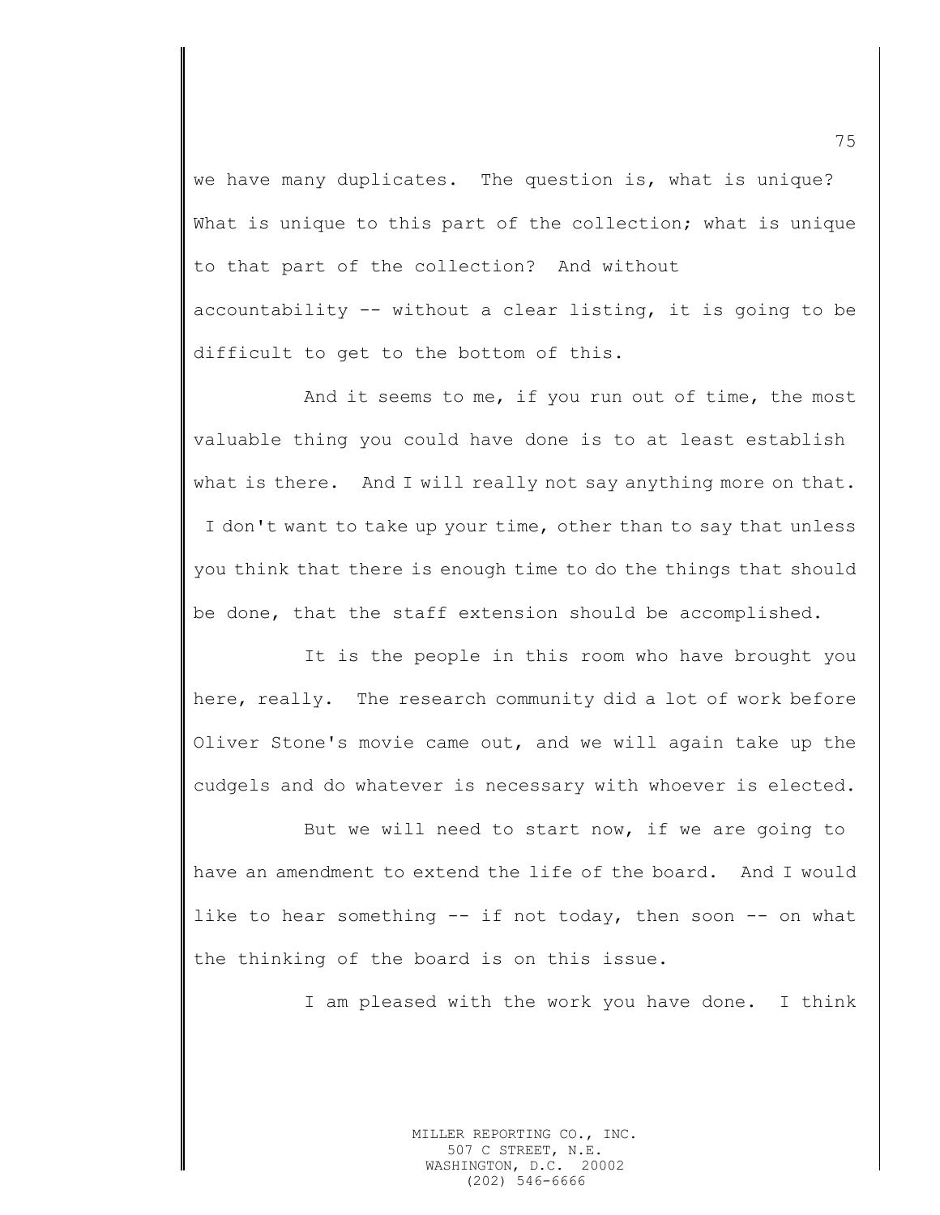we have many duplicates. The question is, what is unique? What is unique to this part of the collection; what is unique to that part of the collection? And without accountability -- without a clear listing, it is going to be difficult to get to the bottom of this.

And it seems to me, if you run out of time, the most valuable thing you could have done is to at least establish what is there. And I will really not say anything more on that. I don't want to take up your time, other than to say that unless you think that there is enough time to do the things that should be done, that the staff extension should be accomplished.

It is the people in this room who have brought you here, really. The research community did a lot of work before Oliver Stone's movie came out, and we will again take up the cudgels and do whatever is necessary with whoever is elected.

But we will need to start now, if we are going to have an amendment to extend the life of the board. And I would like to hear something -- if not today, then soon -- on what the thinking of the board is on this issue.

I am pleased with the work you have done. I think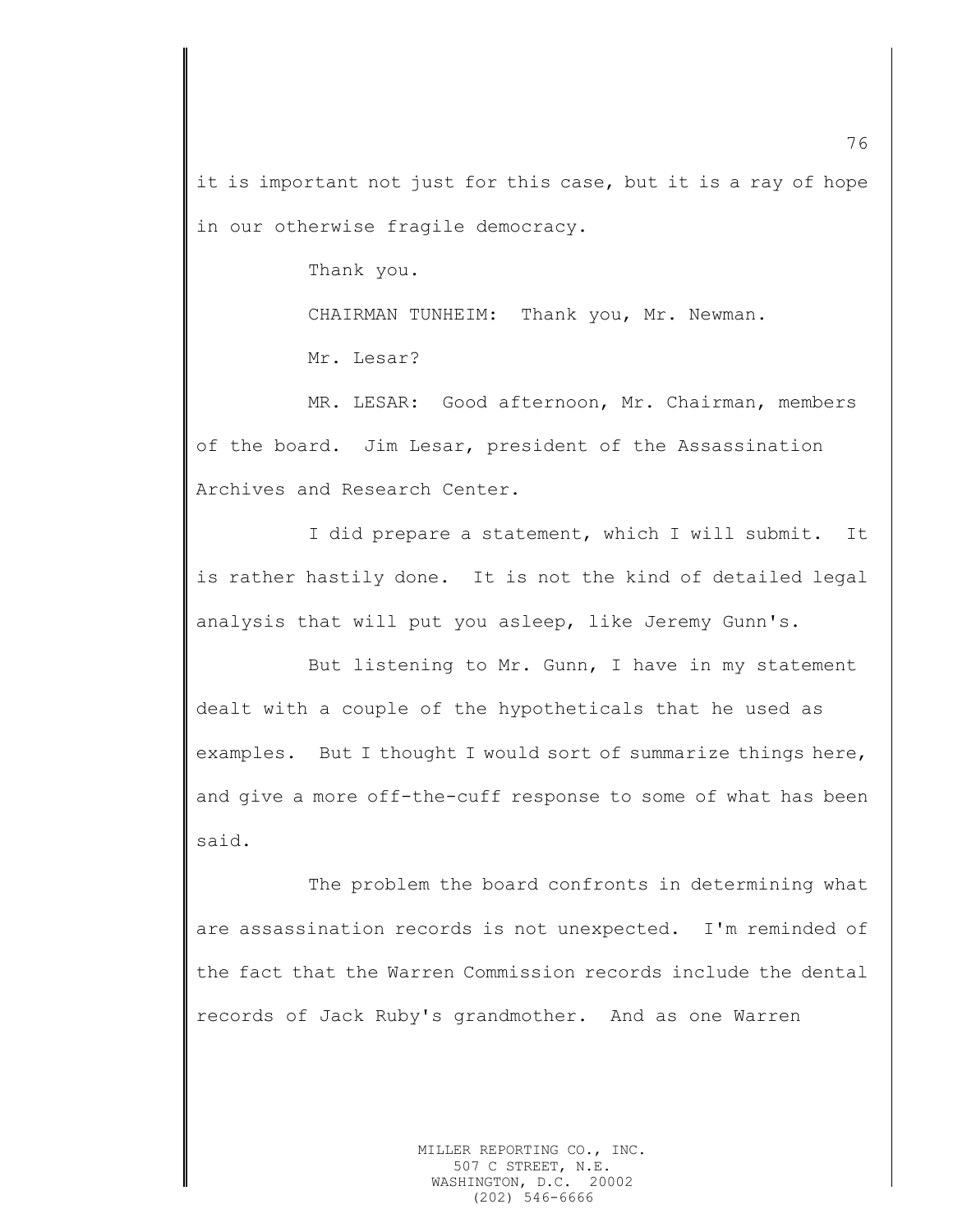it is important not just for this case, but it is a ray of hope in our otherwise fragile democracy.

Thank you.

CHAIRMAN TUNHEIM: Thank you, Mr. Newman.

Mr. Lesar?

MR. LESAR: Good afternoon, Mr. Chairman, members of the board. Jim Lesar, president of the Assassination Archives and Research Center.

I did prepare a statement, which I will submit. It is rather hastily done. It is not the kind of detailed legal analysis that will put you asleep, like Jeremy Gunn's.

But listening to Mr. Gunn, I have in my statement dealt with a couple of the hypotheticals that he used as examples. But I thought I would sort of summarize things here, and give a more off-the-cuff response to some of what has been said.

The problem the board confronts in determining what are assassination records is not unexpected. I'm reminded of the fact that the Warren Commission records include the dental records of Jack Ruby's grandmother. And as one Warren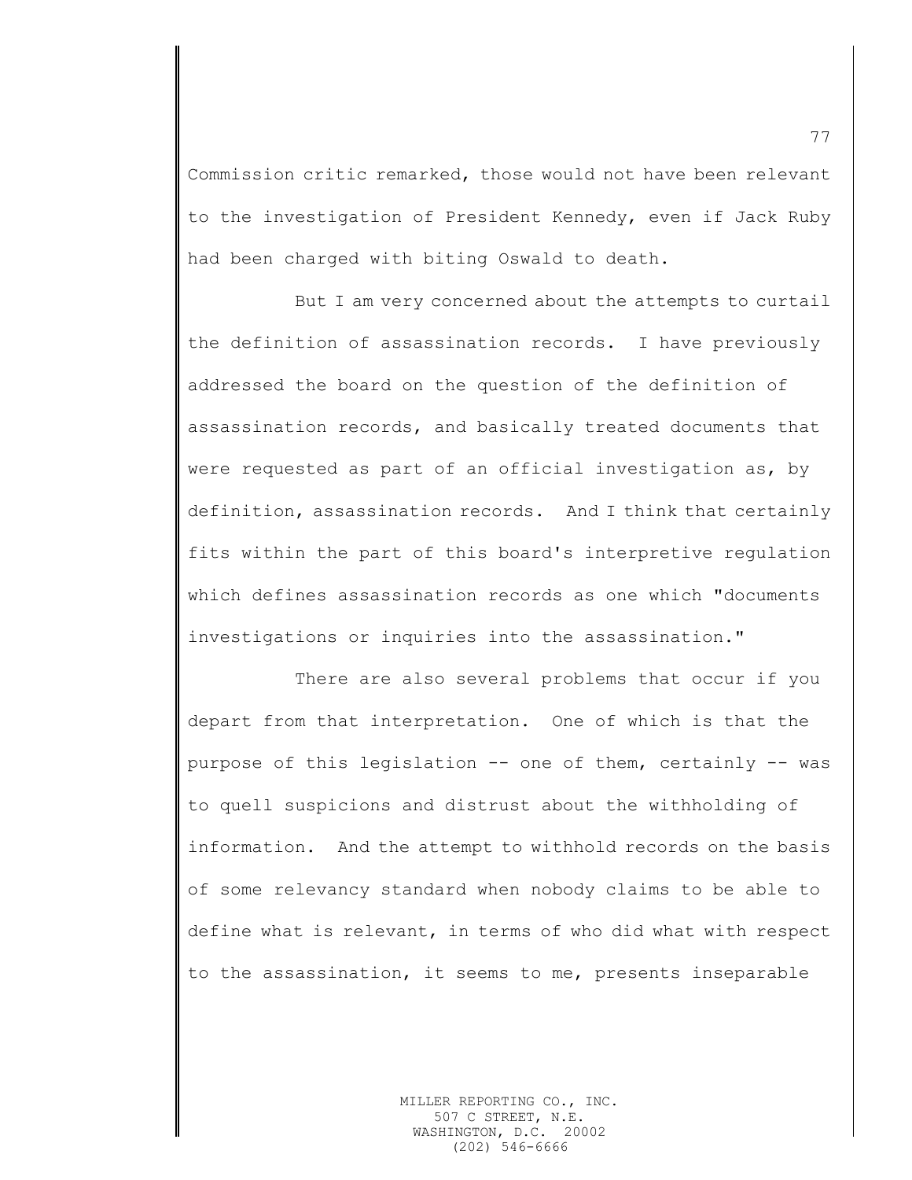Commission critic remarked, those would not have been relevant to the investigation of President Kennedy, even if Jack Ruby had been charged with biting Oswald to death.

But I am very concerned about the attempts to curtail the definition of assassination records. I have previously addressed the board on the question of the definition of assassination records, and basically treated documents that were requested as part of an official investigation as, by definition, assassination records. And I think that certainly fits within the part of this board's interpretive regulation which defines assassination records as one which "documents investigations or inquiries into the assassination."

There are also several problems that occur if you depart from that interpretation. One of which is that the purpose of this legislation -- one of them, certainly -- was to quell suspicions and distrust about the withholding of information. And the attempt to withhold records on the basis of some relevancy standard when nobody claims to be able to define what is relevant, in terms of who did what with respect to the assassination, it seems to me, presents inseparable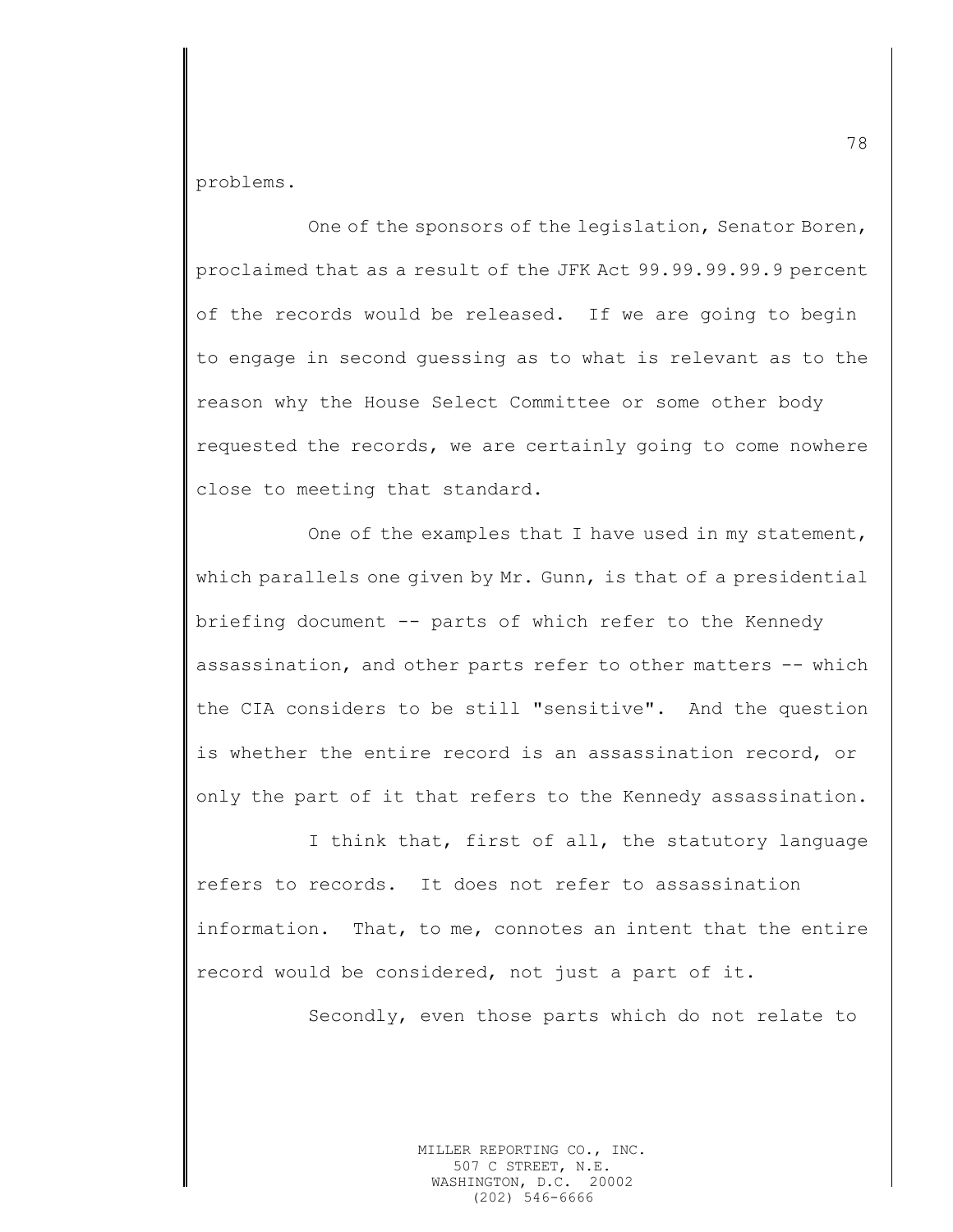problems.

One of the sponsors of the legislation, Senator Boren, proclaimed that as a result of the JFK Act 99.99.99.99.9 percent of the records would be released. If we are going to begin to engage in second guessing as to what is relevant as to the reason why the House Select Committee or some other body requested the records, we are certainly going to come nowhere close to meeting that standard.

One of the examples that I have used in my statement, which parallels one given by Mr. Gunn, is that of a presidential briefing document -- parts of which refer to the Kennedy assassination, and other parts refer to other matters -- which the CIA considers to be still "sensitive". And the question is whether the entire record is an assassination record, or only the part of it that refers to the Kennedy assassination.

I think that, first of all, the statutory language refers to records. It does not refer to assassination information. That, to me, connotes an intent that the entire record would be considered, not just a part of it.

Secondly, even those parts which do not relate to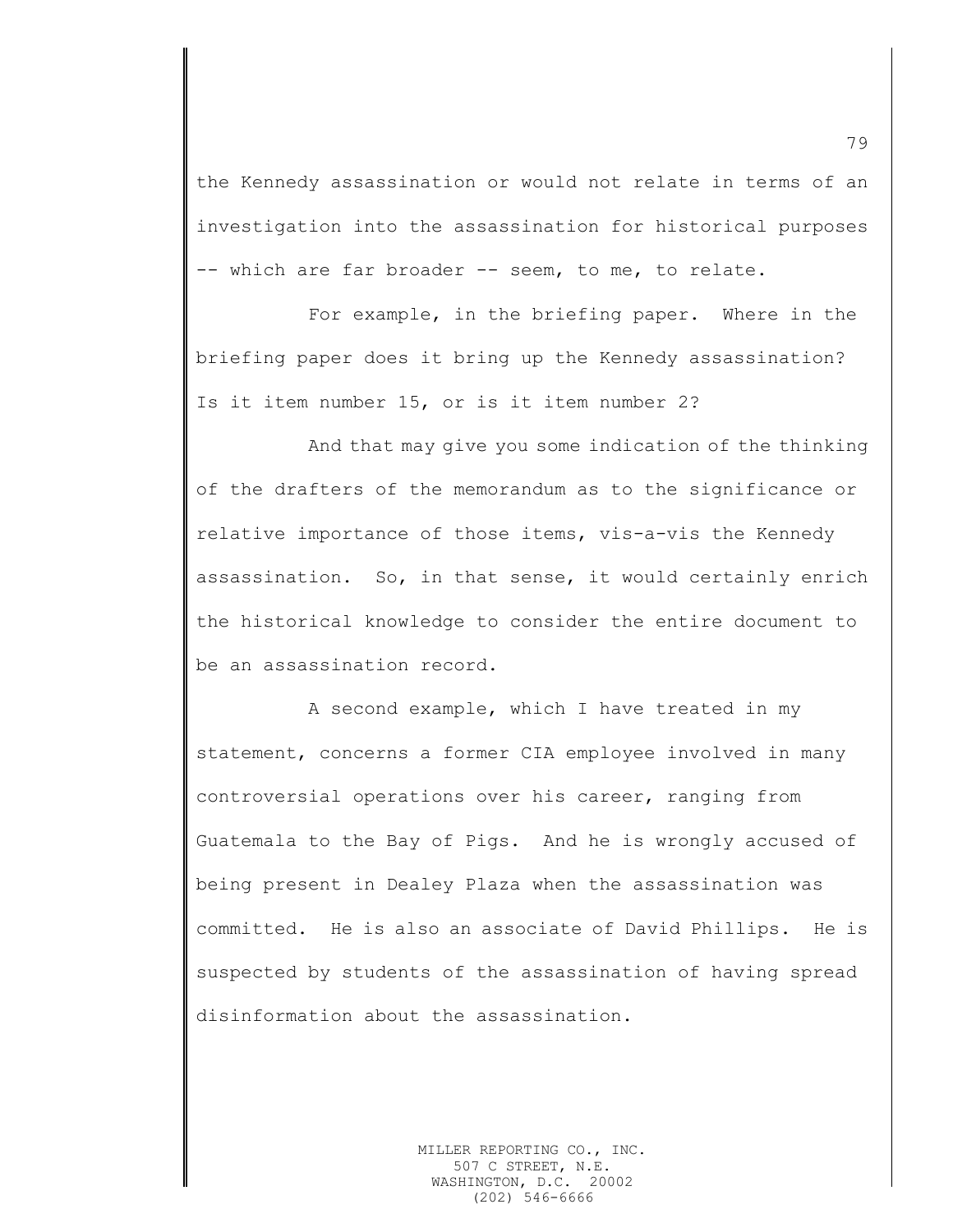the Kennedy assassination or would not relate in terms of an investigation into the assassination for historical purposes -- which are far broader -- seem, to me, to relate.

For example, in the briefing paper. Where in the briefing paper does it bring up the Kennedy assassination? Is it item number 15, or is it item number 2?

And that may give you some indication of the thinking of the drafters of the memorandum as to the significance or relative importance of those items, vis-a-vis the Kennedy assassination. So, in that sense, it would certainly enrich the historical knowledge to consider the entire document to be an assassination record.

A second example, which I have treated in my statement, concerns a former CIA employee involved in many controversial operations over his career, ranging from Guatemala to the Bay of Pigs. And he is wrongly accused of being present in Dealey Plaza when the assassination was committed. He is also an associate of David Phillips. He is suspected by students of the assassination of having spread disinformation about the assassination.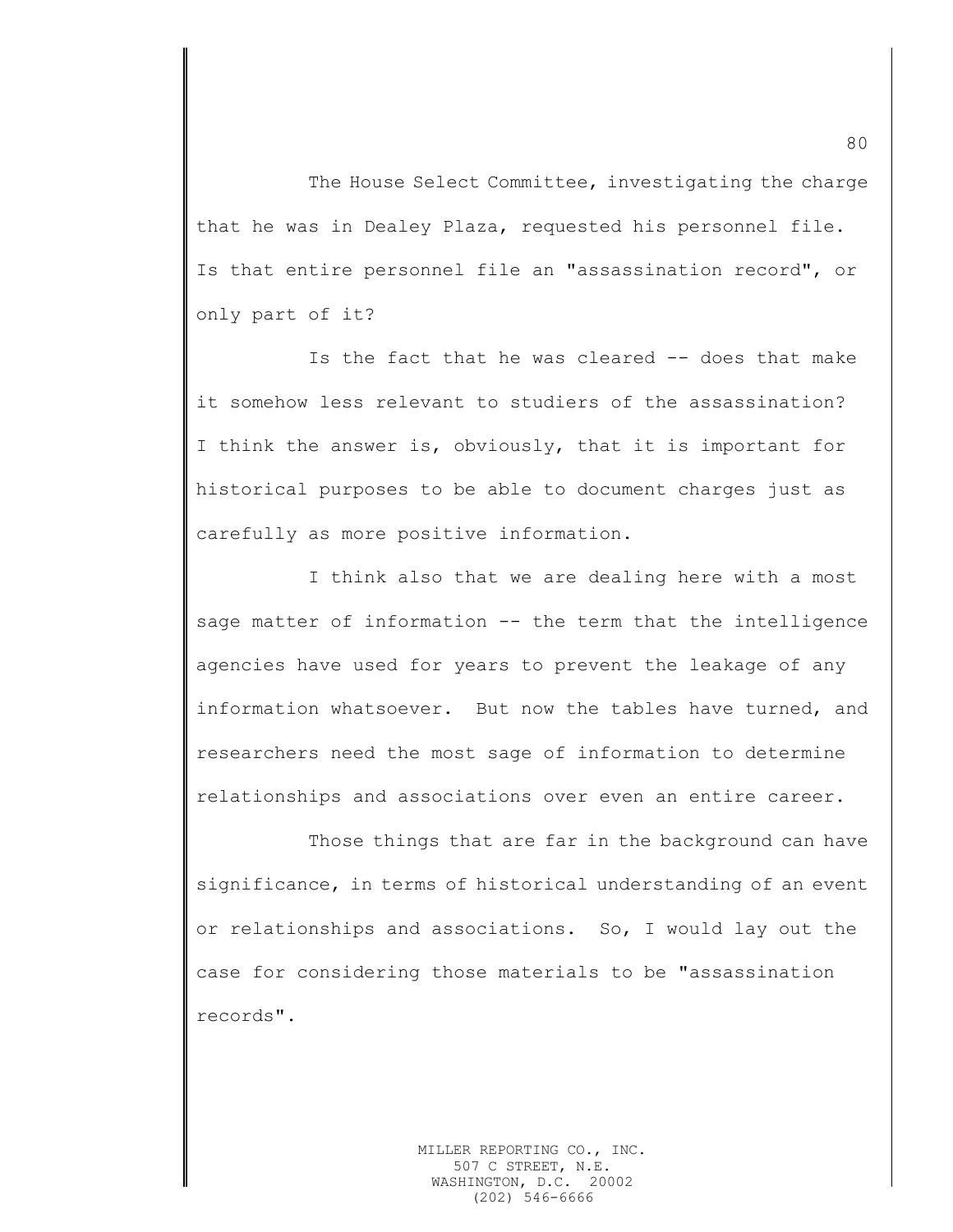The House Select Committee, investigating the charge that he was in Dealey Plaza, requested his personnel file. Is that entire personnel file an "assassination record", or only part of it?

Is the fact that he was cleared -- does that make it somehow less relevant to studiers of the assassination? I think the answer is, obviously, that it is important for historical purposes to be able to document charges just as carefully as more positive information.

I think also that we are dealing here with a most sage matter of information -- the term that the intelligence agencies have used for years to prevent the leakage of any information whatsoever. But now the tables have turned, and researchers need the most sage of information to determine relationships and associations over even an entire career.

Those things that are far in the background can have significance, in terms of historical understanding of an event or relationships and associations. So, I would lay out the case for considering those materials to be "assassination records".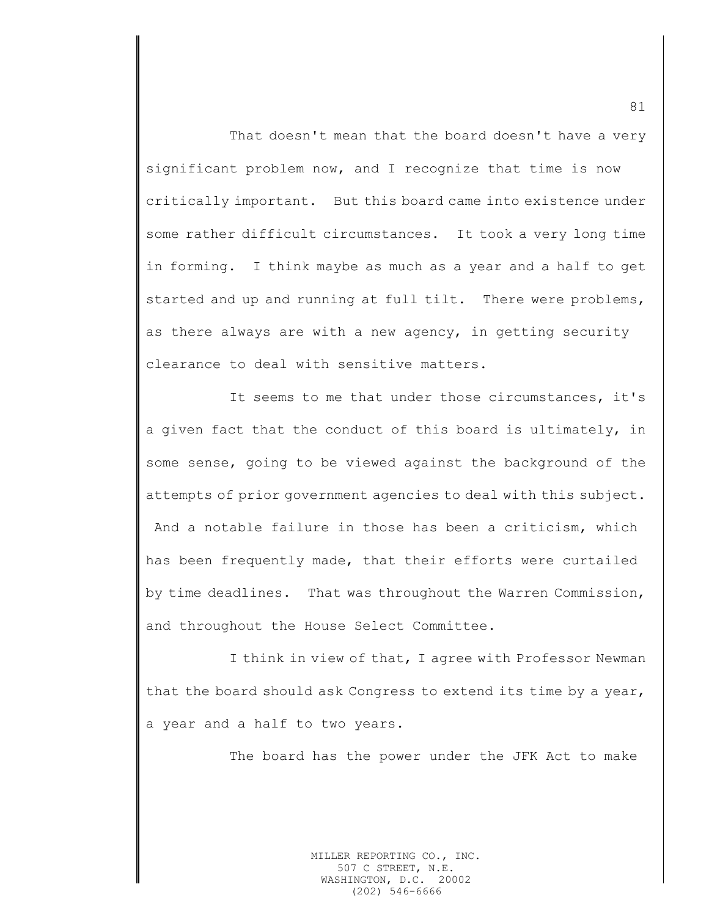That doesn't mean that the board doesn't have a very significant problem now, and I recognize that time is now critically important. But this board came into existence under some rather difficult circumstances. It took a very long time in forming. I think maybe as much as a year and a half to get started and up and running at full tilt. There were problems, as there always are with a new agency, in getting security clearance to deal with sensitive matters.

It seems to me that under those circumstances, it's a given fact that the conduct of this board is ultimately, in some sense, going to be viewed against the background of the attempts of prior government agencies to deal with this subject. And a notable failure in those has been a criticism, which has been frequently made, that their efforts were curtailed by time deadlines. That was throughout the Warren Commission, and throughout the House Select Committee.

I think in view of that, I agree with Professor Newman that the board should ask Congress to extend its time by a year, a year and a half to two years.

The board has the power under the JFK Act to make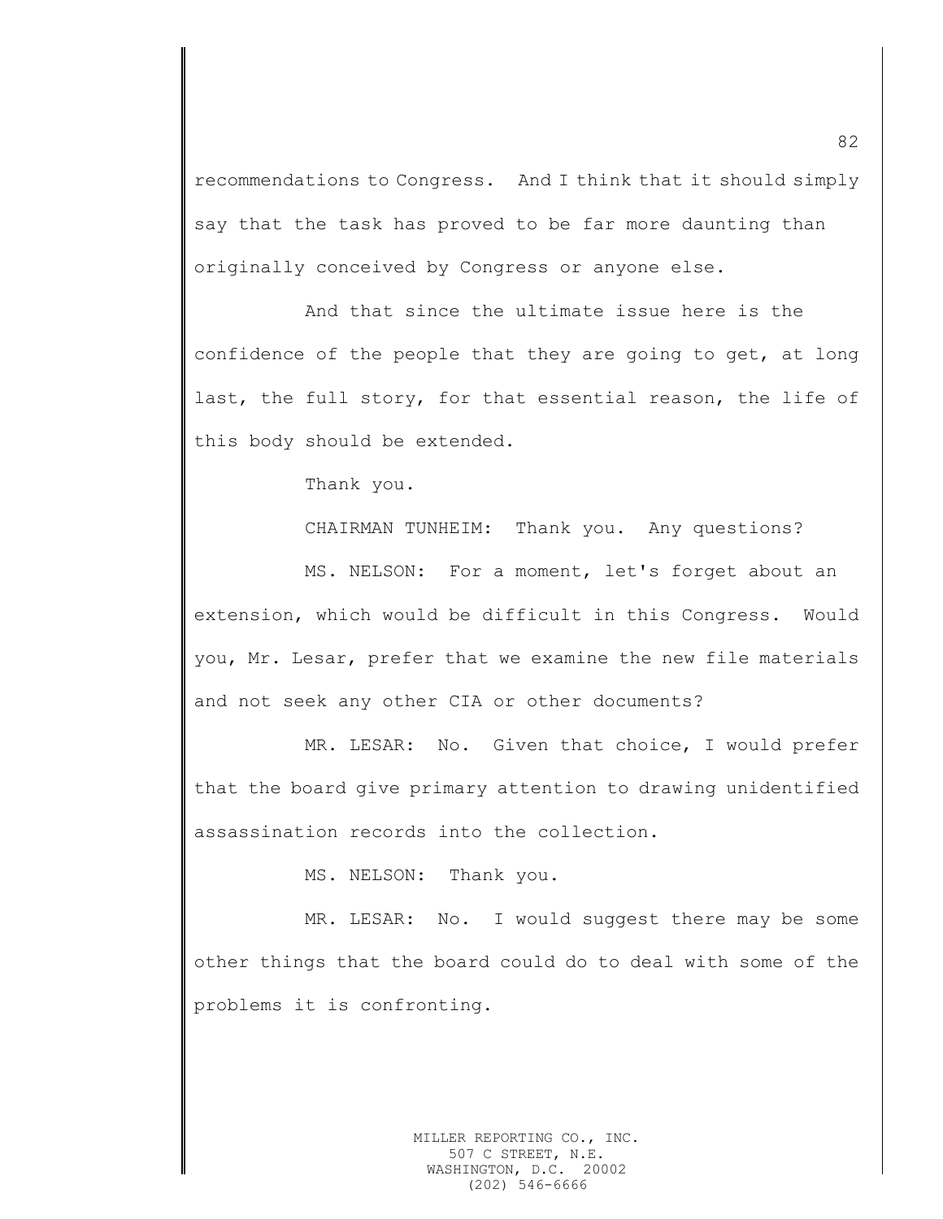recommendations to Congress. And I think that it should simply say that the task has proved to be far more daunting than originally conceived by Congress or anyone else.

And that since the ultimate issue here is the confidence of the people that they are going to get, at long last, the full story, for that essential reason, the life of this body should be extended.

Thank you.

CHAIRMAN TUNHEIM: Thank you. Any questions?

MS. NELSON: For a moment, let's forget about an extension, which would be difficult in this Congress. Would you, Mr. Lesar, prefer that we examine the new file materials and not seek any other CIA or other documents?

MR. LESAR: No. Given that choice, I would prefer that the board give primary attention to drawing unidentified assassination records into the collection.

MS. NELSON: Thank you.

MR. LESAR: No. I would suggest there may be some other things that the board could do to deal with some of the problems it is confronting.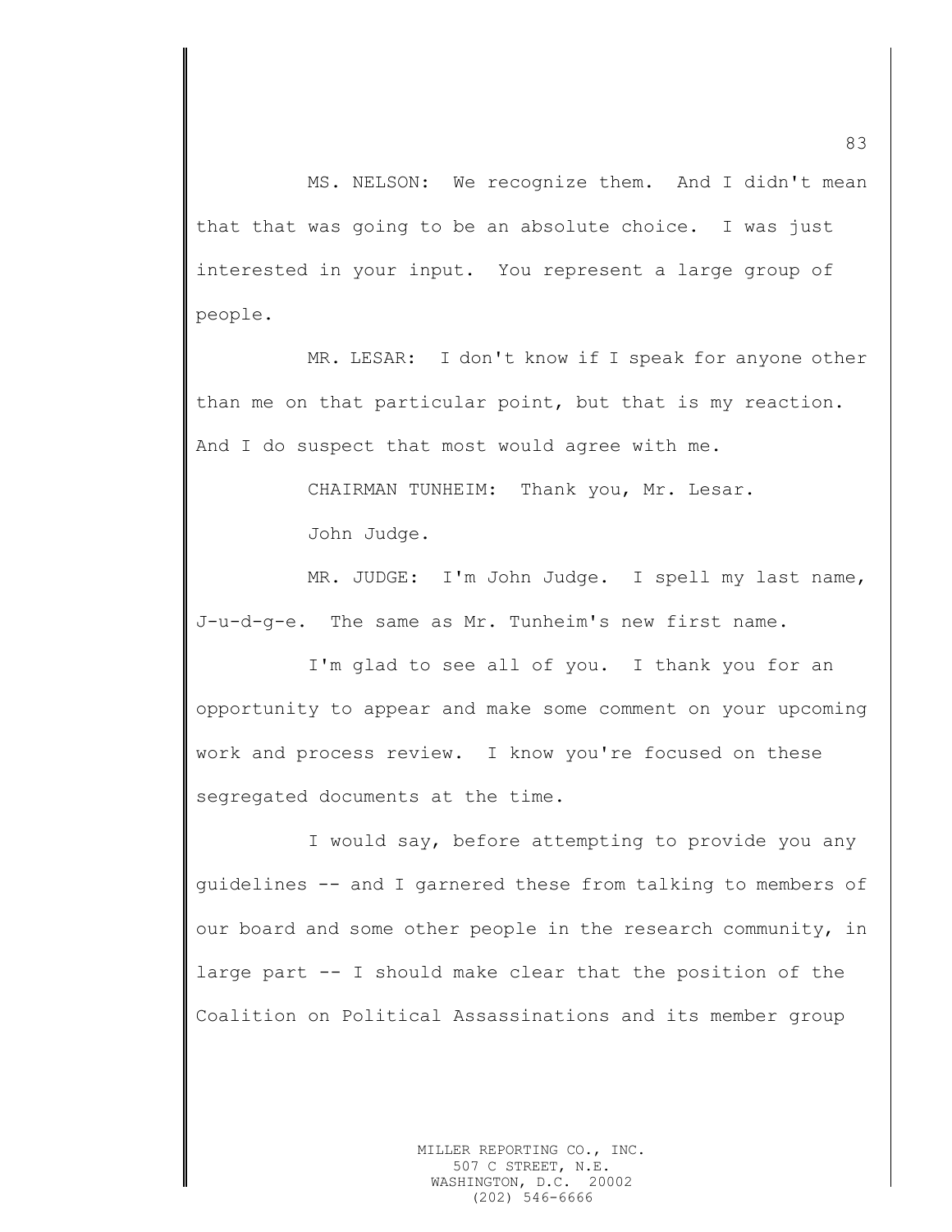MS. NELSON: We recognize them. And I didn't mean that that was going to be an absolute choice. I was just interested in your input. You represent a large group of people.

MR. LESAR: I don't know if I speak for anyone other than me on that particular point, but that is my reaction. And I do suspect that most would agree with me.

CHAIRMAN TUNHEIM: Thank you, Mr. Lesar.

John Judge.

MR. JUDGE: I'm John Judge. I spell my last name, J-u-d-g-e. The same as Mr. Tunheim's new first name.

I'm glad to see all of you. I thank you for an opportunity to appear and make some comment on your upcoming work and process review. I know you're focused on these segregated documents at the time.

I would say, before attempting to provide you any guidelines -- and I garnered these from talking to members of our board and some other people in the research community, in large part -- I should make clear that the position of the Coalition on Political Assassinations and its member group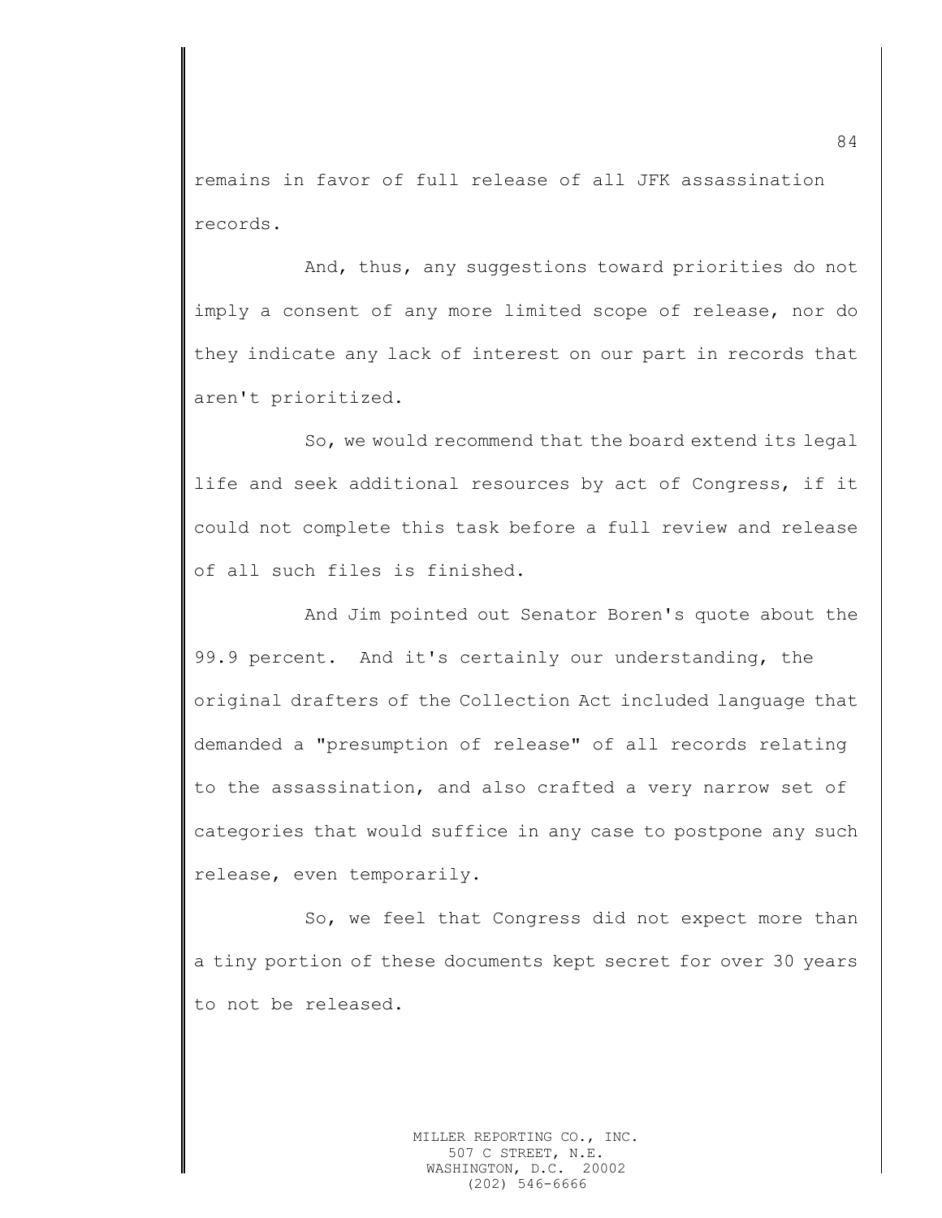remains in favor of full release of all JFK assassination records.

And, thus, any suggestions toward priorities do not imply a consent of any more limited scope of release, nor do they indicate any lack of interest on our part in records that aren't prioritized.

So, we would recommend that the board extend its legal life and seek additional resources by act of Congress, if it could not complete this task before a full review and release of all such files is finished.

And Jim pointed out Senator Boren's quote about the 99.9 percent. And it's certainly our understanding, the original drafters of the Collection Act included language that demanded a "presumption of release" of all records relating to the assassination, and also crafted a very narrow set of categories that would suffice in any case to postpone any such release, even temporarily.

So, we feel that Congress did not expect more than a tiny portion of these documents kept secret for over 30 years to not be released.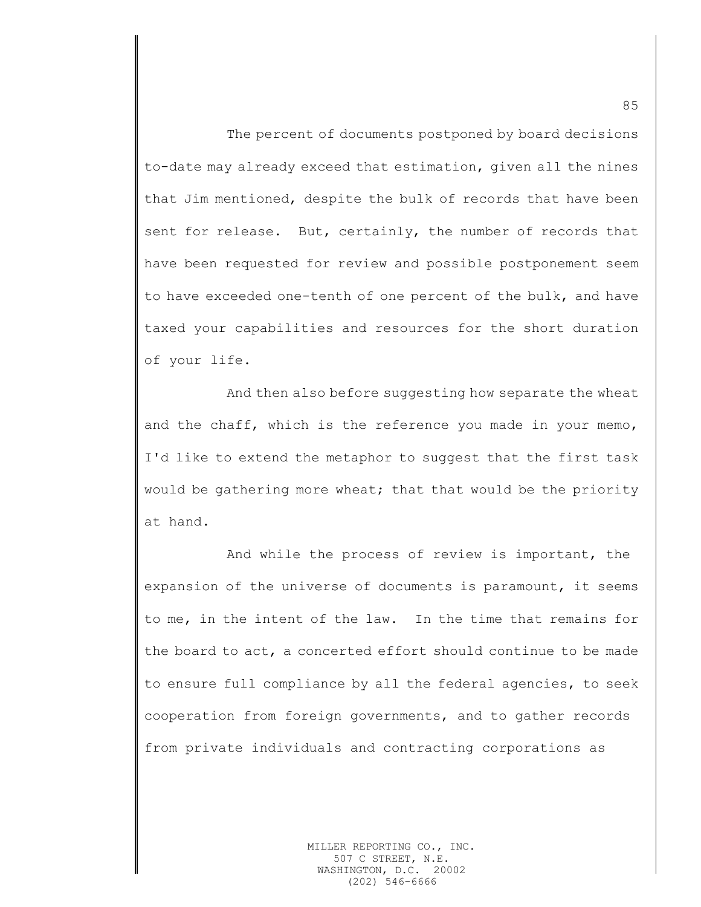The percent of documents postponed by board decisions to-date may already exceed that estimation, given all the nines that Jim mentioned, despite the bulk of records that have been sent for release. But, certainly, the number of records that have been requested for review and possible postponement seem to have exceeded one-tenth of one percent of the bulk, and have taxed your capabilities and resources for the short duration of your life.

And then also before suggesting how separate the wheat and the chaff, which is the reference you made in your memo, I'd like to extend the metaphor to suggest that the first task would be gathering more wheat; that that would be the priority at hand.

And while the process of review is important, the expansion of the universe of documents is paramount, it seems to me, in the intent of the law. In the time that remains for the board to act, a concerted effort should continue to be made to ensure full compliance by all the federal agencies, to seek cooperation from foreign governments, and to gather records from private individuals and contracting corporations as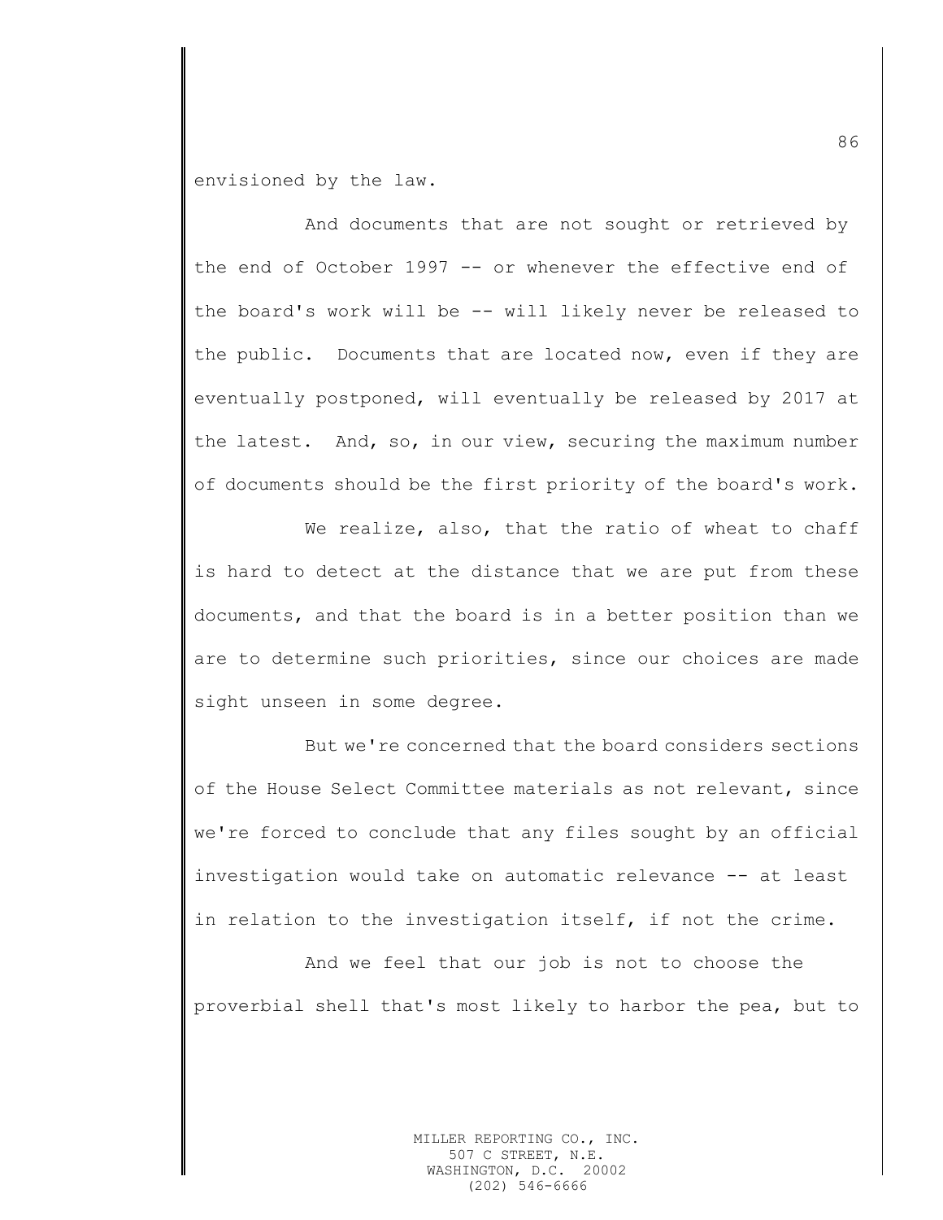envisioned by the law.

And documents that are not sought or retrieved by the end of October 1997 -- or whenever the effective end of the board's work will be -- will likely never be released to the public. Documents that are located now, even if they are eventually postponed, will eventually be released by 2017 at the latest. And, so, in our view, securing the maximum number of documents should be the first priority of the board's work.

We realize, also, that the ratio of wheat to chaff is hard to detect at the distance that we are put from these documents, and that the board is in a better position than we are to determine such priorities, since our choices are made sight unseen in some degree.

But we're concerned that the board considers sections of the House Select Committee materials as not relevant, since we're forced to conclude that any files sought by an official investigation would take on automatic relevance -- at least in relation to the investigation itself, if not the crime.

And we feel that our job is not to choose the proverbial shell that's most likely to harbor the pea, but to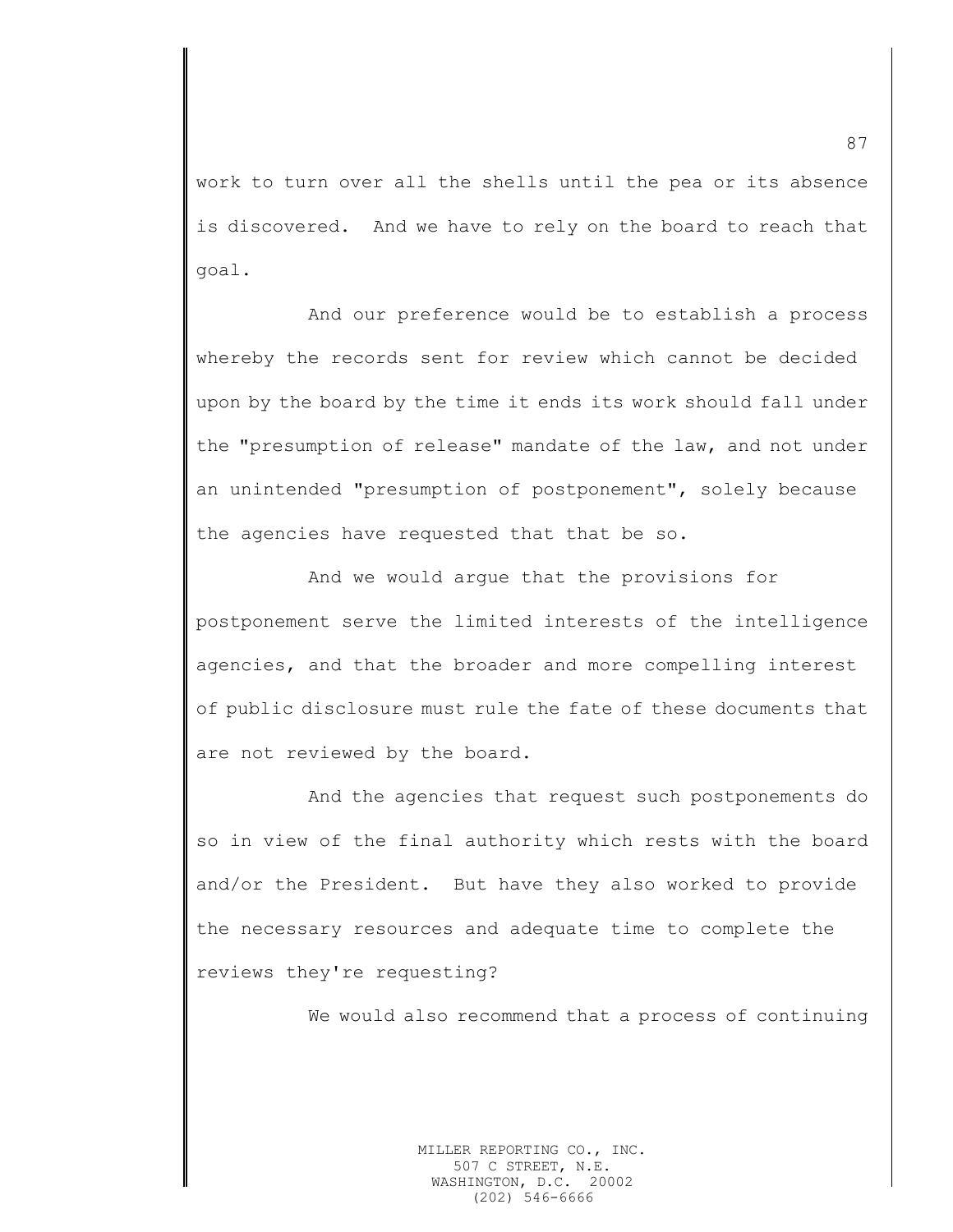work to turn over all the shells until the pea or its absence is discovered. And we have to rely on the board to reach that goal.

And our preference would be to establish a process whereby the records sent for review which cannot be decided upon by the board by the time it ends its work should fall under the "presumption of release" mandate of the law, and not under an unintended "presumption of postponement", solely because the agencies have requested that that be so.

And we would argue that the provisions for postponement serve the limited interests of the intelligence agencies, and that the broader and more compelling interest of public disclosure must rule the fate of these documents that are not reviewed by the board.

And the agencies that request such postponements do so in view of the final authority which rests with the board and/or the President. But have they also worked to provide the necessary resources and adequate time to complete the reviews they're requesting?

We would also recommend that a process of continuing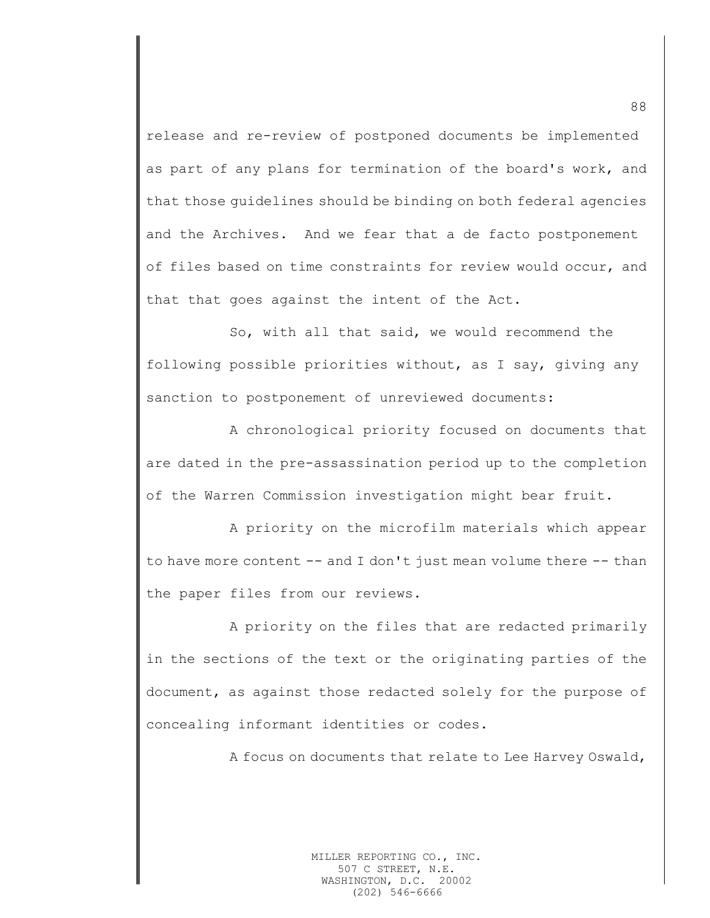release and re-review of postponed documents be implemented as part of any plans for termination of the board's work, and that those guidelines should be binding on both federal agencies and the Archives. And we fear that a de facto postponement of files based on time constraints for review would occur, and that that goes against the intent of the Act.

So, with all that said, we would recommend the following possible priorities without, as I say, giving any sanction to postponement of unreviewed documents:

A chronological priority focused on documents that are dated in the pre-assassination period up to the completion of the Warren Commission investigation might bear fruit.

A priority on the microfilm materials which appear to have more content -- and I don't just mean volume there -- than the paper files from our reviews.

A priority on the files that are redacted primarily in the sections of the text or the originating parties of the document, as against those redacted solely for the purpose of concealing informant identities or codes.

A focus on documents that relate to Lee Harvey Oswald,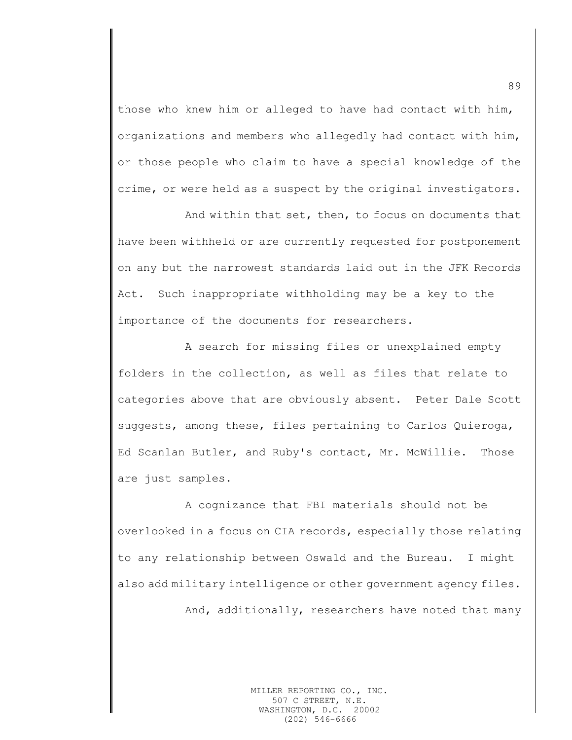those who knew him or alleged to have had contact with him, organizations and members who allegedly had contact with him, or those people who claim to have a special knowledge of the crime, or were held as a suspect by the original investigators.

And within that set, then, to focus on documents that have been withheld or are currently requested for postponement on any but the narrowest standards laid out in the JFK Records Act. Such inappropriate withholding may be a key to the importance of the documents for researchers.

A search for missing files or unexplained empty folders in the collection, as well as files that relate to categories above that are obviously absent. Peter Dale Scott suggests, among these, files pertaining to Carlos Quieroga, Ed Scanlan Butler, and Ruby's contact, Mr. McWillie. Those are just samples.

A cognizance that FBI materials should not be overlooked in a focus on CIA records, especially those relating to any relationship between Oswald and the Bureau. I might also add military intelligence or other government agency files.

And, additionally, researchers have noted that many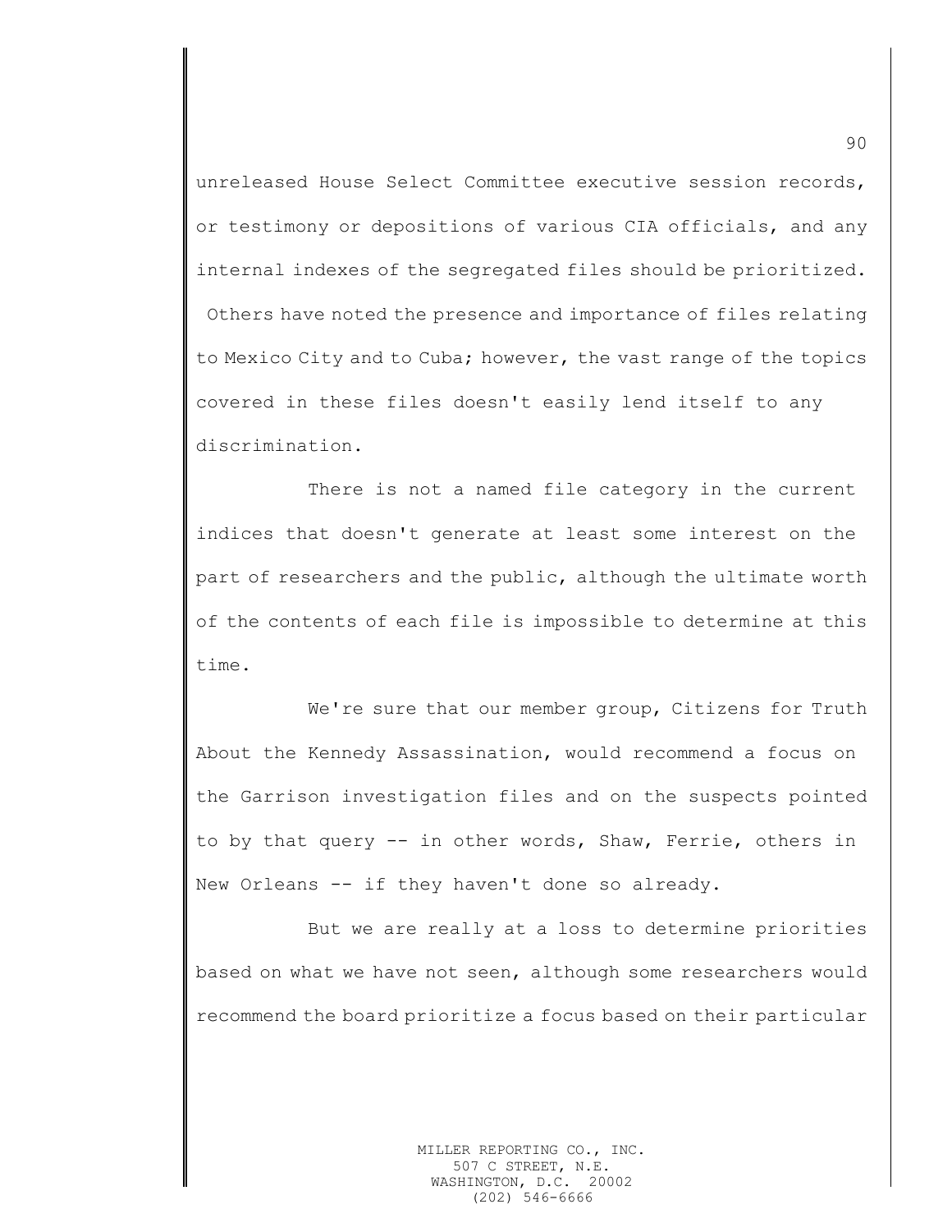unreleased House Select Committee executive session records, or testimony or depositions of various CIA officials, and any internal indexes of the segregated files should be prioritized. Others have noted the presence and importance of files relating to Mexico City and to Cuba; however, the vast range of the topics covered in these files doesn't easily lend itself to any discrimination.

There is not a named file category in the current indices that doesn't generate at least some interest on the part of researchers and the public, although the ultimate worth of the contents of each file is impossible to determine at this time.

We're sure that our member group, Citizens for Truth About the Kennedy Assassination, would recommend a focus on the Garrison investigation files and on the suspects pointed to by that query -- in other words, Shaw, Ferrie, others in New Orleans -- if they haven't done so already.

But we are really at a loss to determine priorities based on what we have not seen, although some researchers would recommend the board prioritize a focus based on their particular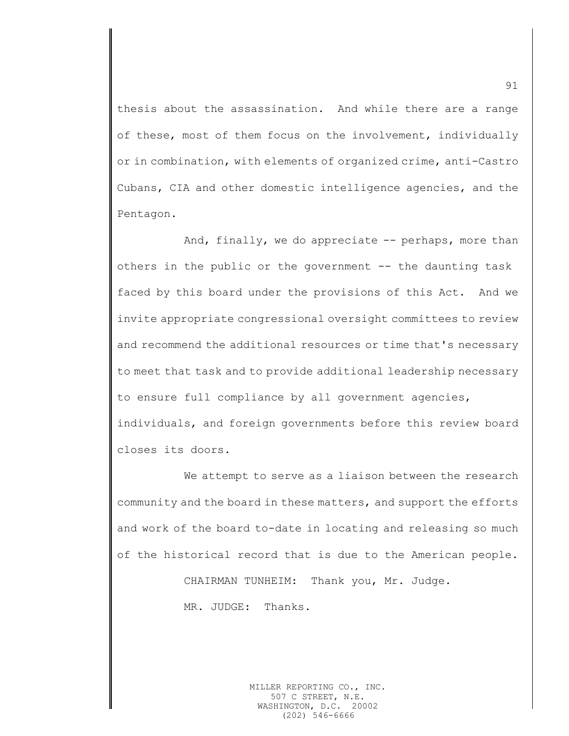thesis about the assassination. And while there are a range of these, most of them focus on the involvement, individually or in combination, with elements of organized crime, anti-Castro Cubans, CIA and other domestic intelligence agencies, and the Pentagon.

And, finally, we do appreciate -- perhaps, more than others in the public or the government -- the daunting task faced by this board under the provisions of this Act. And we invite appropriate congressional oversight committees to review and recommend the additional resources or time that's necessary to meet that task and to provide additional leadership necessary to ensure full compliance by all government agencies, individuals, and foreign governments before this review board closes its doors.

We attempt to serve as a liaison between the research community and the board in these matters, and support the efforts and work of the board to-date in locating and releasing so much of the historical record that is due to the American people.

CHAIRMAN TUNHEIM: Thank you, Mr. Judge.

MR. JUDGE: Thanks.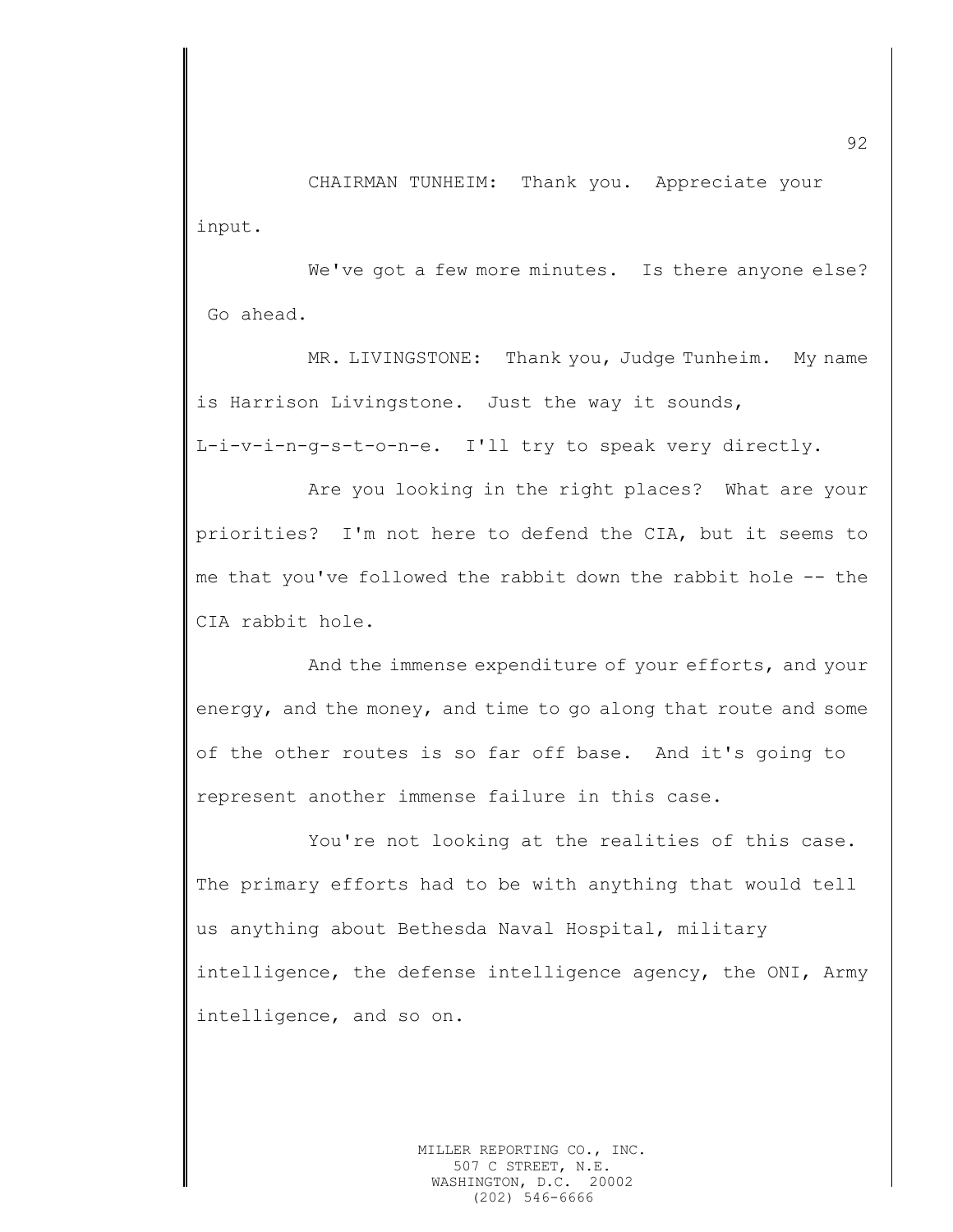CHAIRMAN TUNHEIM: Thank you. Appreciate your input.

We've got a few more minutes. Is there anyone else? Go ahead.

MR. LIVINGSTONE: Thank you, Judge Tunheim. My name is Harrison Livingstone. Just the way it sounds, L-i-v-i-n-g-s-t-o-n-e. I'll try to speak very directly.

Are you looking in the right places? What are your priorities? I'm not here to defend the CIA, but it seems to me that you've followed the rabbit down the rabbit hole -- the CIA rabbit hole.

And the immense expenditure of your efforts, and your energy, and the money, and time to go along that route and some of the other routes is so far off base. And it's going to represent another immense failure in this case.

You're not looking at the realities of this case. The primary efforts had to be with anything that would tell us anything about Bethesda Naval Hospital, military intelligence, the defense intelligence agency, the ONI, Army intelligence, and so on.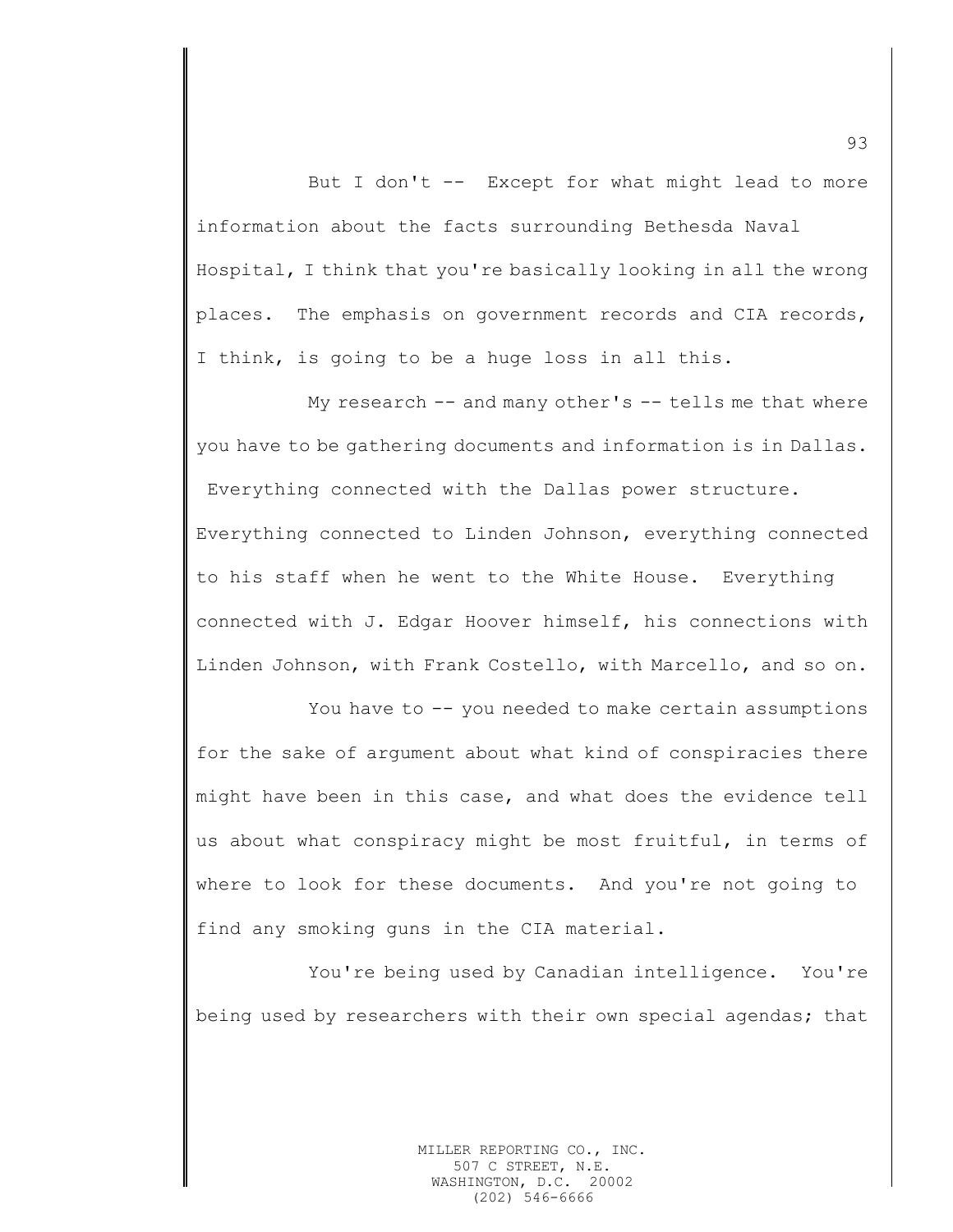But I don't -- Except for what might lead to more information about the facts surrounding Bethesda Naval Hospital, I think that you're basically looking in all the wrong places. The emphasis on government records and CIA records, I think, is going to be a huge loss in all this.

My research -- and many other's -- tells me that where you have to be gathering documents and information is in Dallas. Everything connected with the Dallas power structure. Everything connected to Linden Johnson, everything connected to his staff when he went to the White House. Everything connected with J. Edgar Hoover himself, his connections with Linden Johnson, with Frank Costello, with Marcello, and so on.

You have to -- you needed to make certain assumptions for the sake of argument about what kind of conspiracies there might have been in this case, and what does the evidence tell us about what conspiracy might be most fruitful, in terms of where to look for these documents. And you're not going to find any smoking guns in the CIA material.

You're being used by Canadian intelligence. You're being used by researchers with their own special agendas; that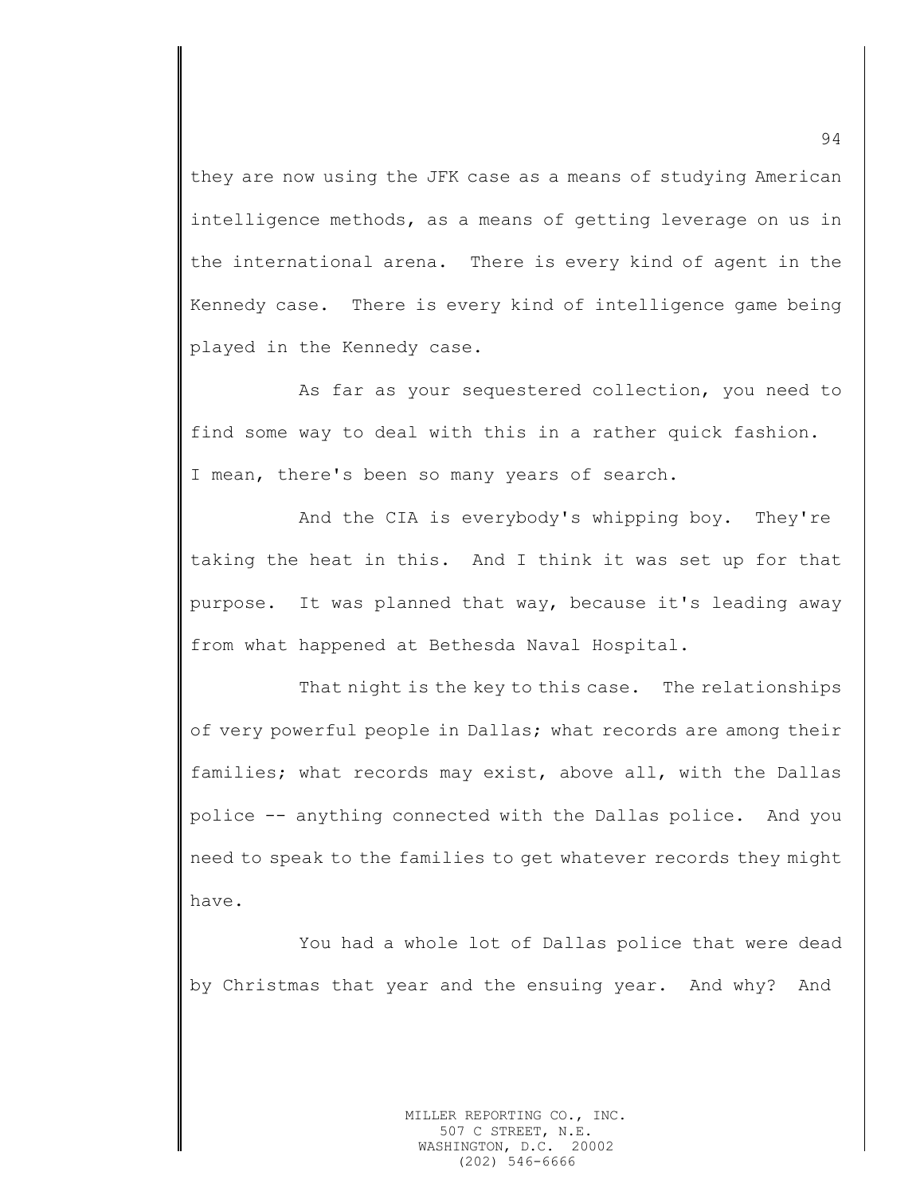they are now using the JFK case as a means of studying American intelligence methods, as a means of getting leverage on us in the international arena. There is every kind of agent in the Kennedy case. There is every kind of intelligence game being played in the Kennedy case.

As far as your sequestered collection, you need to find some way to deal with this in a rather quick fashion. I mean, there's been so many years of search.

And the CIA is everybody's whipping boy. They're taking the heat in this. And I think it was set up for that purpose. It was planned that way, because it's leading away from what happened at Bethesda Naval Hospital.

That night is the key to this case. The relationships of very powerful people in Dallas; what records are among their families; what records may exist, above all, with the Dallas police -- anything connected with the Dallas police. And you need to speak to the families to get whatever records they might have.

You had a whole lot of Dallas police that were dead by Christmas that year and the ensuing year. And why? And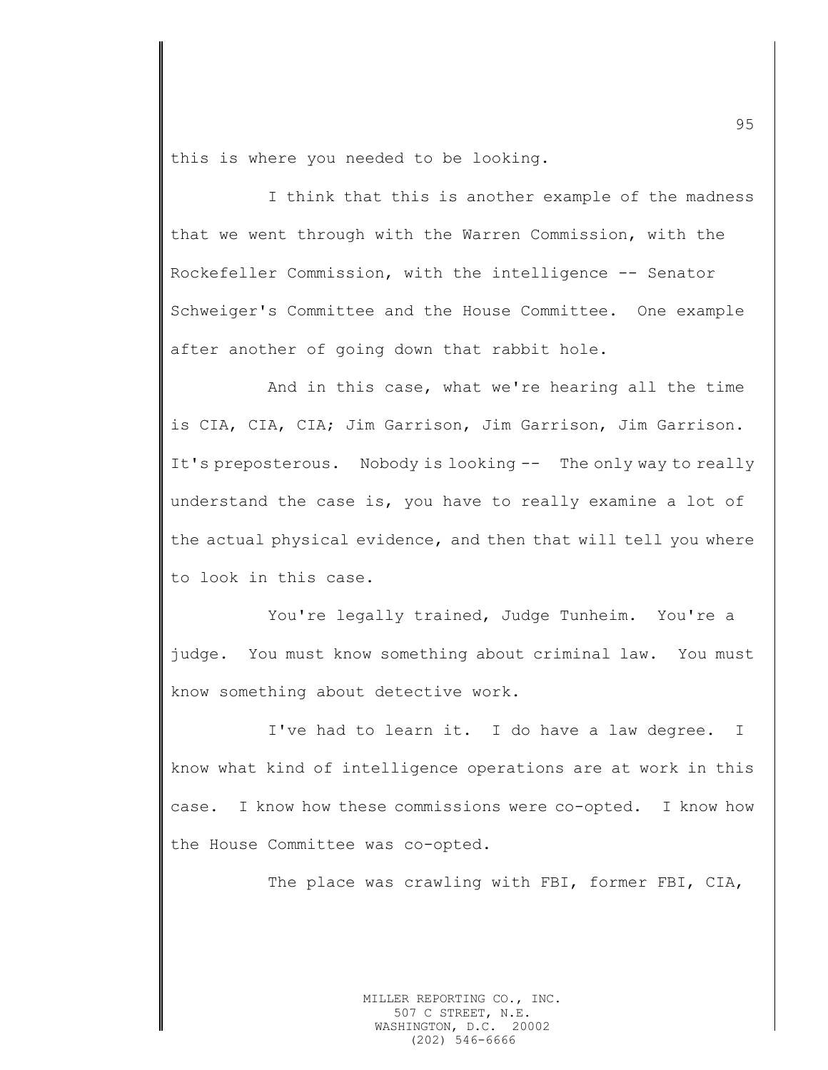this is where you needed to be looking.

I think that this is another example of the madness that we went through with the Warren Commission, with the Rockefeller Commission, with the intelligence -- Senator Schweiger's Committee and the House Committee. One example after another of going down that rabbit hole.

And in this case, what we're hearing all the time is CIA, CIA, CIA; Jim Garrison, Jim Garrison, Jim Garrison. It's preposterous. Nobody is looking -- The only way to really understand the case is, you have to really examine a lot of the actual physical evidence, and then that will tell you where to look in this case.

You're legally trained, Judge Tunheim. You're a judge. You must know something about criminal law. You must know something about detective work.

I've had to learn it. I do have a law degree. I know what kind of intelligence operations are at work in this case. I know how these commissions were co-opted. I know how the House Committee was co-opted.

The place was crawling with FBI, former FBI, CIA,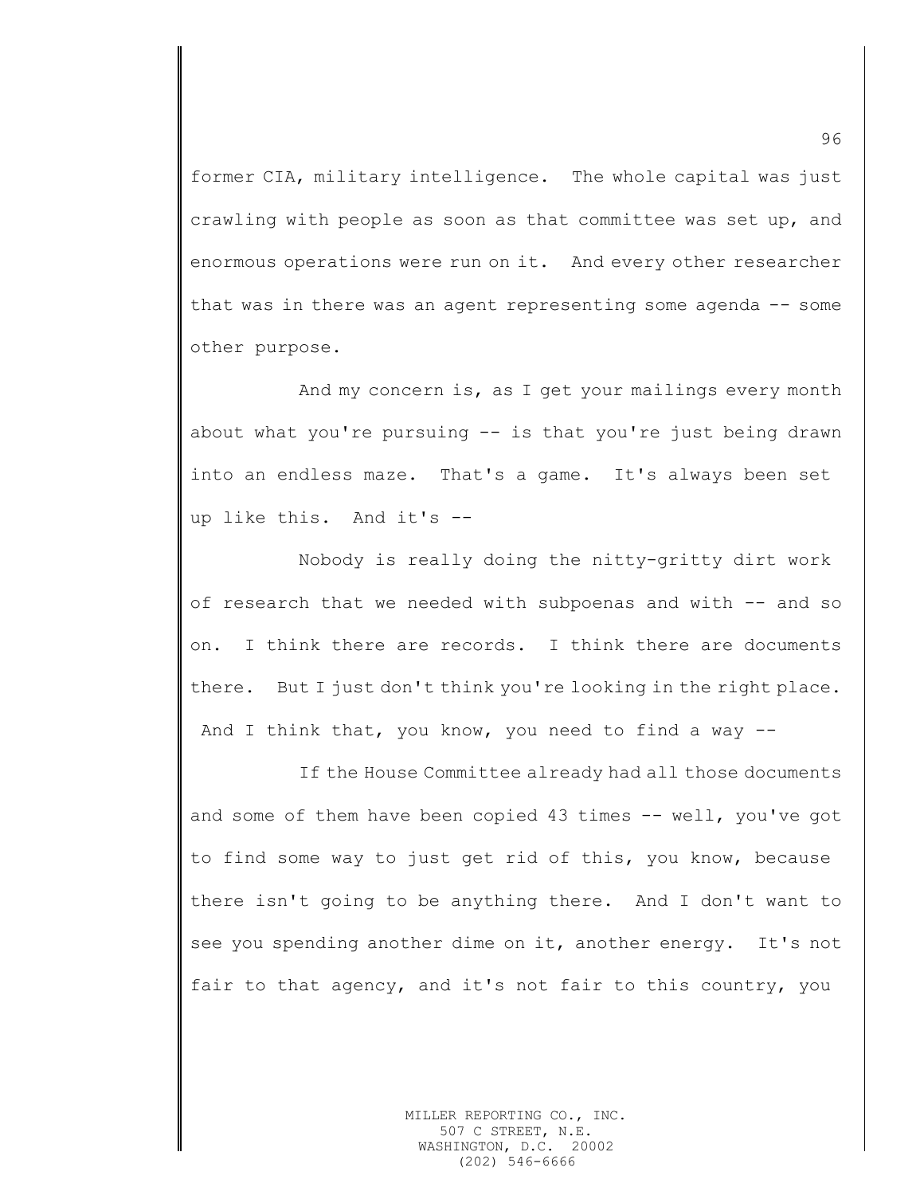former CIA, military intelligence. The whole capital was just crawling with people as soon as that committee was set up, and enormous operations were run on it. And every other researcher that was in there was an agent representing some agenda -- some other purpose.

And my concern is, as I get your mailings every month about what you're pursuing -- is that you're just being drawn into an endless maze. That's a game. It's always been set up like this. And it's --

Nobody is really doing the nitty-gritty dirt work of research that we needed with subpoenas and with -- and so on. I think there are records. I think there are documents there. But I just don't think you're looking in the right place. And I think that, you know, you need to find a way --

If the House Committee already had all those documents and some of them have been copied 43 times -- well, you've got to find some way to just get rid of this, you know, because there isn't going to be anything there. And I don't want to see you spending another dime on it, another energy. It's not fair to that agency, and it's not fair to this country, you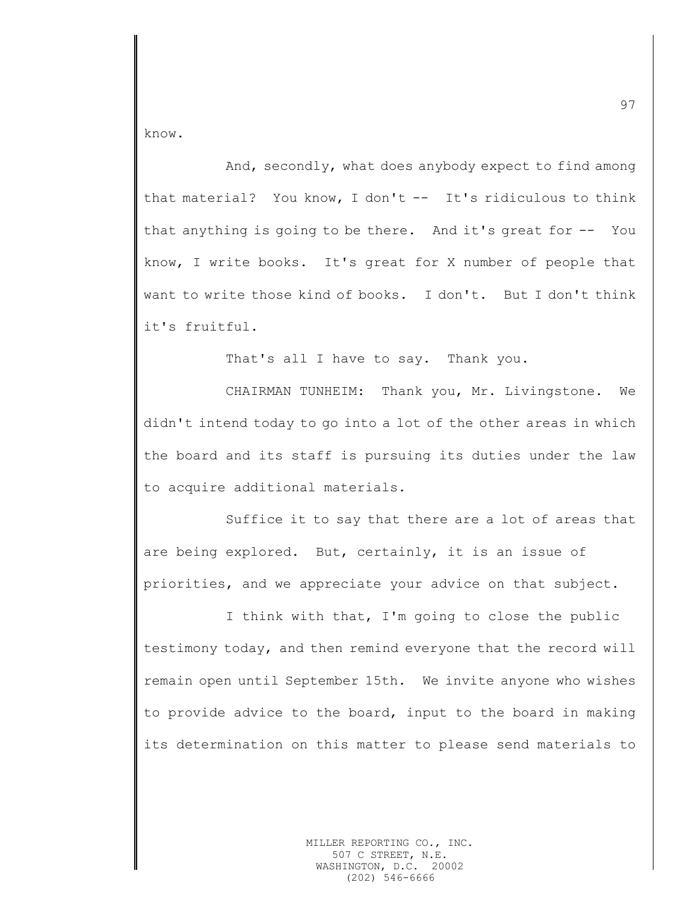know.

And, secondly, what does anybody expect to find among that material? You know, I don't -- It's ridiculous to think that anything is going to be there. And it's great for -- You know, I write books. It's great for X number of people that want to write those kind of books. I don't. But I don't think it's fruitful.

That's all I have to say. Thank you.

CHAIRMAN TUNHEIM: Thank you, Mr. Livingstone. We didn't intend today to go into a lot of the other areas in which the board and its staff is pursuing its duties under the law to acquire additional materials.

Suffice it to say that there are a lot of areas that are being explored. But, certainly, it is an issue of priorities, and we appreciate your advice on that subject.

I think with that, I'm going to close the public testimony today, and then remind everyone that the record will remain open until September 15th. We invite anyone who wishes to provide advice to the board, input to the board in making its determination on this matter to please send materials to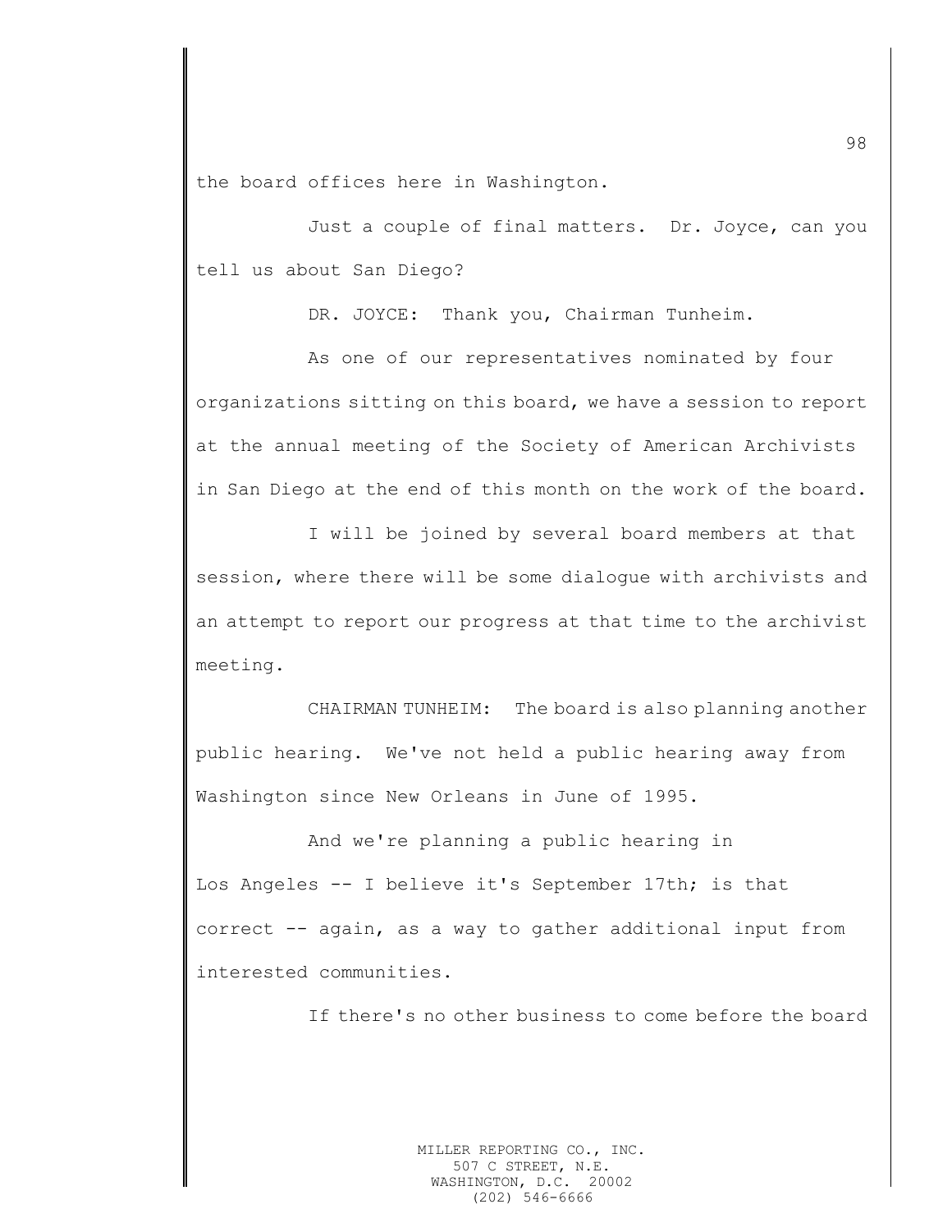the board offices here in Washington.

Just a couple of final matters. Dr. Joyce, can you tell us about San Diego?

DR. JOYCE: Thank you, Chairman Tunheim.

As one of our representatives nominated by four organizations sitting on this board, we have a session to report at the annual meeting of the Society of American Archivists in San Diego at the end of this month on the work of the board.

I will be joined by several board members at that session, where there will be some dialogue with archivists and an attempt to report our progress at that time to the archivist meeting.

CHAIRMAN TUNHEIM: The board is also planning another public hearing. We've not held a public hearing away from Washington since New Orleans in June of 1995.

And we're planning a public hearing in Los Angeles -- I believe it's September 17th; is that correct -- again, as a way to gather additional input from interested communities.

If there's no other business to come before the board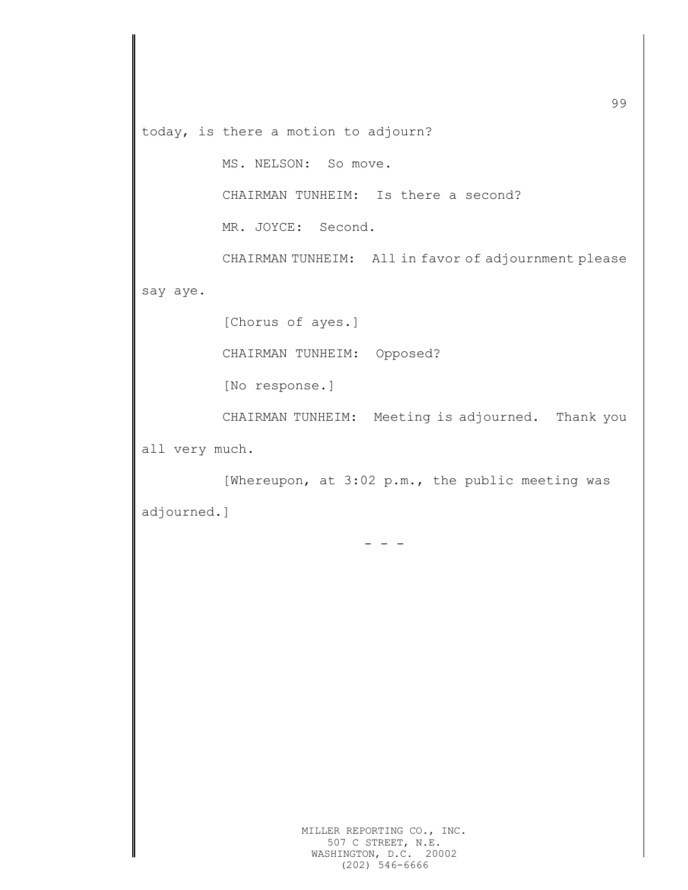today, is there a motion to adjourn?

MS. NELSON: So move.

CHAIRMAN TUNHEIM: Is there a second?

MR. JOYCE: Second.

CHAIRMAN TUNHEIM: All in favor of adjournment please say aye.

[Chorus of ayes.]

CHAIRMAN TUNHEIM: Opposed?

[No response.]

CHAIRMAN TUNHEIM: Meeting is adjourned. Thank you all very much.

[Whereupon, at 3:02 p.m., the public meeting was adjourned.]

\- - -